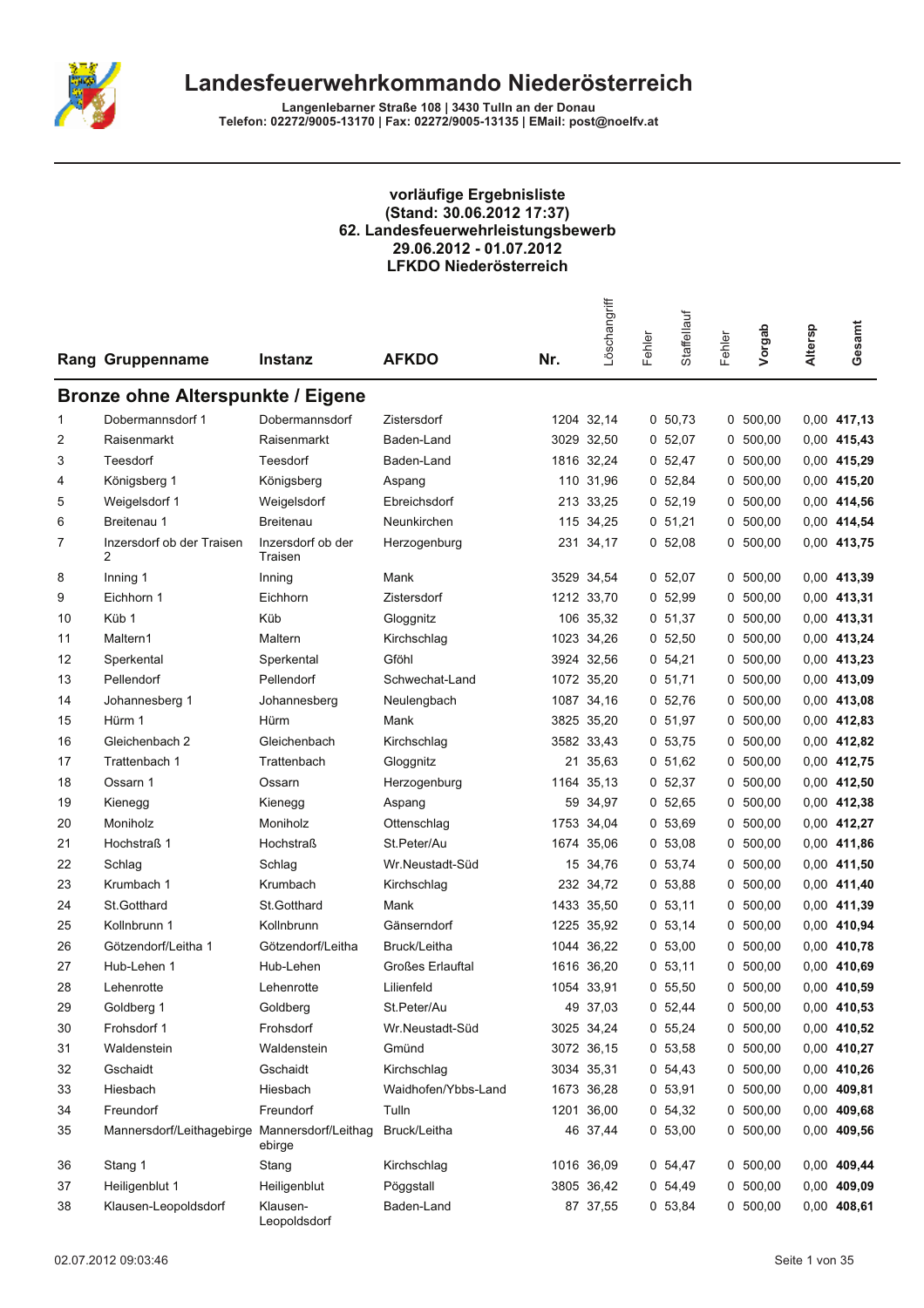# Landesfeuerwehrkommando Niederösterreich

Langenlebarner Straße 108 | 3430 Tulln an der Donau
Telefon: 02272/9005-13170 | Fax: 02272/9005-13135 | EMail: post@noelfv.at

**vorläufige Ergebnisliste**
**(Stand: 30.06.2012 17:37)**
**62. Landesfeuerwehrleistungsbewerb**
**29.06.2012 - 01.07.2012**
**LFKDO Niederösterreich**

## Bronze ohne Alterspunkte / Eigene

| Rang | Gruppenname | Instanz | AFKDO | Nr. | Löschangriff | Fehler | Staffellauf | Fehler | Vorgab | Altersp | Gesamt |
|---|---|---|---|---|---|---|---|---|---|---|---|
| 1 | Dobermannsdorf 1 | Dobermannsdorf | Zistersdorf | 1204 | 32,14 | 0 | 50,73 | 0 | 500,00 | 0,00 | **417,13** |
| 2 | Raisenmarkt | Raisenmarkt | Baden-Land | 3029 | 32,50 | 0 | 52,07 | 0 | 500,00 | 0,00 | **415,43** |
| 3 | Teesdorf | Teesdorf | Baden-Land | 1816 | 32,24 | 0 | 52,47 | 0 | 500,00 | 0,00 | **415,29** |
| 4 | Königsberg 1 | Königsberg | Aspang | 110 | 31,96 | 0 | 52,84 | 0 | 500,00 | 0,00 | **415,20** |
| 5 | Weigelsdorf 1 | Weigelsdorf | Ebreichsdorf | 213 | 33,25 | 0 | 52,19 | 0 | 500,00 | 0,00 | **414,56** |
| 6 | Breitenau 1 | Breitenau | Neunkirchen | 115 | 34,25 | 0 | 51,21 | 0 | 500,00 | 0,00 | **414,54** |
| 7 | Inzersdorf ob der Traisen 2 | Inzersdorf ob der Traisen | Herzogenburg | 231 | 34,17 | 0 | 52,08 | 0 | 500,00 | 0,00 | **413,75** |
| 8 | Inning 1 | Inning | Mank | 3529 | 34,54 | 0 | 52,07 | 0 | 500,00 | 0,00 | **413,39** |
| 9 | Eichhorn 1 | Eichhorn | Zistersdorf | 1212 | 33,70 | 0 | 52,99 | 0 | 500,00 | 0,00 | **413,31** |
| 10 | Küb 1 | Küb | Gloggnitz | 106 | 35,32 | 0 | 51,37 | 0 | 500,00 | 0,00 | **413,31** |
| 11 | Maltern1 | Maltern | Kirchschlag | 1023 | 34,26 | 0 | 52,50 | 0 | 500,00 | 0,00 | **413,24** |
| 12 | Sperkental | Sperkental | Gföhl | 3924 | 32,56 | 0 | 54,21 | 0 | 500,00 | 0,00 | **413,23** |
| 13 | Pellendorf | Pellendorf | Schwechat-Land | 1072 | 35,20 | 0 | 51,71 | 0 | 500,00 | 0,00 | **413,09** |
| 14 | Johannesberg 1 | Johannesberg | Neulengbach | 1087 | 34,16 | 0 | 52,76 | 0 | 500,00 | 0,00 | **413,08** |
| 15 | Hürm 1 | Hürm | Mank | 3825 | 35,20 | 0 | 51,97 | 0 | 500,00 | 0,00 | **412,83** |
| 16 | Gleichenbach 2 | Gleichenbach | Kirchschlag | 3582 | 33,43 | 0 | 53,75 | 0 | 500,00 | 0,00 | **412,82** |
| 17 | Trattenbach 1 | Trattenbach | Gloggnitz | 21 | 35,63 | 0 | 51,62 | 0 | 500,00 | 0,00 | **412,75** |
| 18 | Ossarn 1 | Ossarn | Herzogenburg | 1164 | 35,13 | 0 | 52,37 | 0 | 500,00 | 0,00 | **412,50** |
| 19 | Kienegg | Kienegg | Aspang | 59 | 34,97 | 0 | 52,65 | 0 | 500,00 | 0,00 | **412,38** |
| 20 | Moniholz | Moniholz | Ottenschlag | 1753 | 34,04 | 0 | 53,69 | 0 | 500,00 | 0,00 | **412,27** |
| 21 | Hochstraß 1 | Hochstraß | St.Peter/Au | 1674 | 35,06 | 0 | 53,08 | 0 | 500,00 | 0,00 | **411,86** |
| 22 | Schlag | Schlag | Wr.Neustadt-Süd | 15 | 34,76 | 0 | 53,74 | 0 | 500,00 | 0,00 | **411,50** |
| 23 | Krumbach 1 | Krumbach | Kirchschlag | 232 | 34,72 | 0 | 53,88 | 0 | 500,00 | 0,00 | **411,40** |
| 24 | St.Gotthard | St.Gotthard | Mank | 1433 | 35,50 | 0 | 53,11 | 0 | 500,00 | 0,00 | **411,39** |
| 25 | Kollnbrunn 1 | Kollnbrunn | Gänserndorf | 1225 | 35,92 | 0 | 53,14 | 0 | 500,00 | 0,00 | **410,94** |
| 26 | Götzendorf/Leitha 1 | Götzendorf/Leitha | Bruck/Leitha | 1044 | 36,22 | 0 | 53,00 | 0 | 500,00 | 0,00 | **410,78** |
| 27 | Hub-Lehen 1 | Hub-Lehen | Großes Erlauftal | 1616 | 36,20 | 0 | 53,11 | 0 | 500,00 | 0,00 | **410,69** |
| 28 | Lehenrotte | Lehenrotte | Lilienfeld | 1054 | 33,91 | 0 | 55,50 | 0 | 500,00 | 0,00 | **410,59** |
| 29 | Goldberg 1 | Goldberg | St.Peter/Au | 49 | 37,03 | 0 | 52,44 | 0 | 500,00 | 0,00 | **410,53** |
| 30 | Frohsdorf 1 | Frohsdorf | Wr.Neustadt-Süd | 3025 | 34,24 | 0 | 55,24 | 0 | 500,00 | 0,00 | **410,52** |
| 31 | Waldenstein | Waldenstein | Gmünd | 3072 | 36,15 | 0 | 53,58 | 0 | 500,00 | 0,00 | **410,27** |
| 32 | Gschaidt | Gschaidt | Kirchschlag | 3034 | 35,31 | 0 | 54,43 | 0 | 500,00 | 0,00 | **410,26** |
| 33 | Hiesbach | Hiesbach | Waidhofen/Ybbs-Land | 1673 | 36,28 | 0 | 53,91 | 0 | 500,00 | 0,00 | **409,81** |
| 34 | Freundorf | Freundorf | Tulln | 1201 | 36,00 | 0 | 54,32 | 0 | 500,00 | 0,00 | **409,68** |
| 35 | Mannersdorf/Leithagebirge | Mannersdorf/Leithagebirge | Bruck/Leitha | 46 | 37,44 | 0 | 53,00 | 0 | 500,00 | 0,00 | **409,56** |
| 36 | Stang 1 | Stang | Kirchschlag | 1016 | 36,09 | 0 | 54,47 | 0 | 500,00 | 0,00 | **409,44** |
| 37 | Heiligenblut 1 | Heiligenblut | Pöggstall | 3805 | 36,42 | 0 | 54,49 | 0 | 500,00 | 0,00 | **409,09** |
| 38 | Klausen-Leopoldsdorf | Klausen-Leopoldsdorf | Baden-Land | 87 | 37,55 | 0 | 53,84 | 0 | 500,00 | 0,00 | **408,61** |

02.07.2012 09:03:46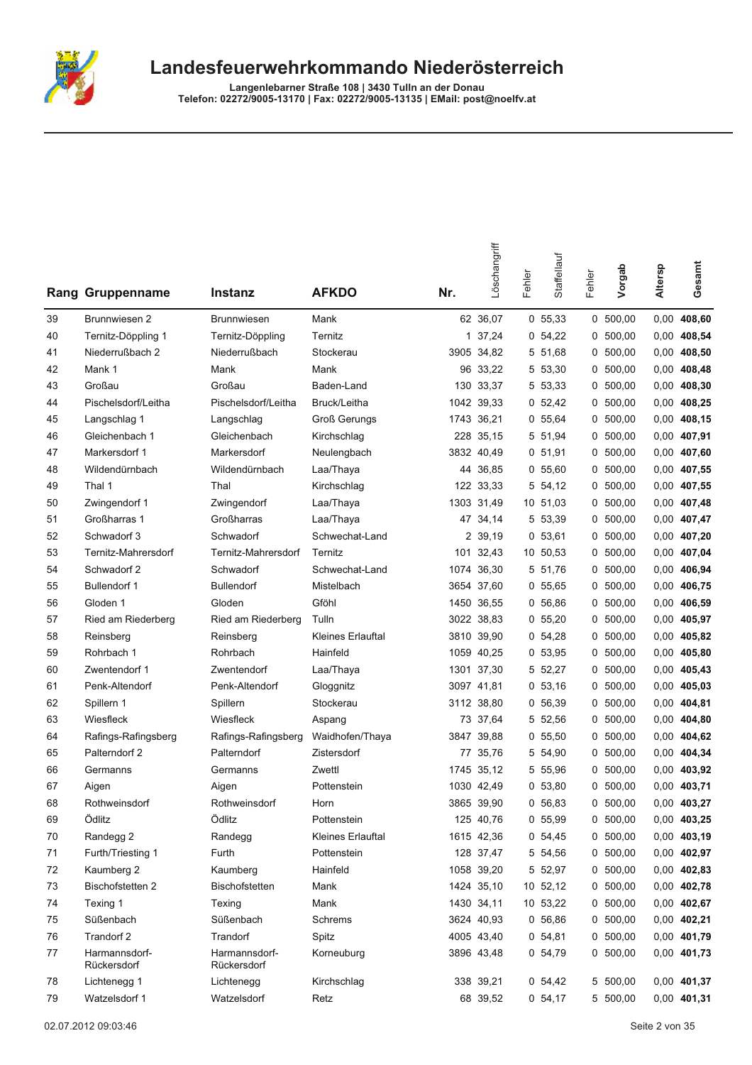# Landesfeuerwehrkommando Niederösterreich

**Langenlebarner Straße 108 | 3430 Tulln an der Donau**
**Telefon: 02272/9005-13170 | Fax: 02272/9005-13135 | EMail: post@noelfv.at**

| Rang | Gruppenname | Instanz | AFKDO | Nr. | Löschangriff | Fehler | Staffellauf | Fehler | Vorgab | Altersp | Gesamt |
|---|---|---|---|---|---|---|---|---|---|---|---|
| 39 | Brunnwiesen 2 | Brunnwiesen | Mank | 62 | 36,07 | 0 | 55,33 | 0 | 500,00 | 0,00 | **408,60** |
| 40 | Ternitz-Döppling 1 | Ternitz-Döppling | Ternitz | 1 | 37,24 | 0 | 54,22 | 0 | 500,00 | 0,00 | **408,54** |
| 41 | Niederrußbach 2 | Niederrußbach | Stockerau | 3905 | 34,82 | 5 | 51,68 | 0 | 500,00 | 0,00 | **408,50** |
| 42 | Mank 1 | Mank | Mank | 96 | 33,22 | 5 | 53,30 | 0 | 500,00 | 0,00 | **408,48** |
| 43 | Großau | Großau | Baden-Land | 130 | 33,37 | 5 | 53,33 | 0 | 500,00 | 0,00 | **408,30** |
| 44 | Pischelsdorf/Leitha | Pischelsdorf/Leitha | Bruck/Leitha | 1042 | 39,33 | 0 | 52,42 | 0 | 500,00 | 0,00 | **408,25** |
| 45 | Langschlag 1 | Langschlag | Groß Gerungs | 1743 | 36,21 | 0 | 55,64 | 0 | 500,00 | 0,00 | **408,15** |
| 46 | Gleichenbach 1 | Gleichenbach | Kirchschlag | 228 | 35,15 | 5 | 51,94 | 0 | 500,00 | 0,00 | **407,91** |
| 47 | Markersdorf 1 | Markersdorf | Neulengbach | 3832 | 40,49 | 0 | 51,91 | 0 | 500,00 | 0,00 | **407,60** |
| 48 | Wildendürnbach | Wildendürnbach | Laa/Thaya | 44 | 36,85 | 0 | 55,60 | 0 | 500,00 | 0,00 | **407,55** |
| 49 | Thal 1 | Thal | Kirchschlag | 122 | 33,33 | 5 | 54,12 | 0 | 500,00 | 0,00 | **407,55** |
| 50 | Zwingendorf 1 | Zwingendorf | Laa/Thaya | 1303 | 31,49 | 10 | 51,03 | 0 | 500,00 | 0,00 | **407,48** |
| 51 | Großharras 1 | Großharras | Laa/Thaya | 47 | 34,14 | 5 | 53,39 | 0 | 500,00 | 0,00 | **407,47** |
| 52 | Schwadorf 3 | Schwadorf | Schwechat-Land | 2 | 39,19 | 0 | 53,61 | 0 | 500,00 | 0,00 | **407,20** |
| 53 | Ternitz-Mahrersdorf | Ternitz-Mahrersdorf | Ternitz | 101 | 32,43 | 10 | 50,53 | 0 | 500,00 | 0,00 | **407,04** |
| 54 | Schwadorf 2 | Schwadorf | Schwechat-Land | 1074 | 36,30 | 5 | 51,76 | 0 | 500,00 | 0,00 | **406,94** |
| 55 | Bullendorf 1 | Bullendorf | Mistelbach | 3654 | 37,60 | 0 | 55,65 | 0 | 500,00 | 0,00 | **406,75** |
| 56 | Gloden 1 | Gloden | Gföhl | 1450 | 36,55 | 0 | 56,86 | 0 | 500,00 | 0,00 | **406,59** |
| 57 | Ried am Riederberg | Ried am Riederberg | Tulln | 3022 | 38,83 | 0 | 55,20 | 0 | 500,00 | 0,00 | **405,97** |
| 58 | Reinsberg | Reinsberg | Kleines Erlauftal | 3810 | 39,90 | 0 | 54,28 | 0 | 500,00 | 0,00 | **405,82** |
| 59 | Rohrbach 1 | Rohrbach | Hainfeld | 1059 | 40,25 | 0 | 53,95 | 0 | 500,00 | 0,00 | **405,80** |
| 60 | Zwentendorf 1 | Zwentendorf | Laa/Thaya | 1301 | 37,30 | 5 | 52,27 | 0 | 500,00 | 0,00 | **405,43** |
| 61 | Penk-Altendorf | Penk-Altendorf | Gloggnitz | 3097 | 41,81 | 0 | 53,16 | 0 | 500,00 | 0,00 | **405,03** |
| 62 | Spillern 1 | Spillern | Stockerau | 3112 | 38,80 | 0 | 56,39 | 0 | 500,00 | 0,00 | **404,81** |
| 63 | Wiesfleck | Wiesfleck | Aspang | 73 | 37,64 | 5 | 52,56 | 0 | 500,00 | 0,00 | **404,80** |
| 64 | Rafings-Rafingsberg | Rafings-Rafingsberg | Waidhofen/Thaya | 3847 | 39,88 | 0 | 55,50 | 0 | 500,00 | 0,00 | **404,62** |
| 65 | Palterndorf 2 | Palterndorf | Zistersdorf | 77 | 35,76 | 5 | 54,90 | 0 | 500,00 | 0,00 | **404,34** |
| 66 | Germanns | Germanns | Zwettl | 1745 | 35,12 | 5 | 55,96 | 0 | 500,00 | 0,00 | **403,92** |
| 67 | Aigen | Aigen | Pottenstein | 1030 | 42,49 | 0 | 53,80 | 0 | 500,00 | 0,00 | **403,71** |
| 68 | Rothweinsdorf | Rothweinsdorf | Horn | 3865 | 39,90 | 0 | 56,83 | 0 | 500,00 | 0,00 | **403,27** |
| 69 | Ödlitz | Ödlitz | Pottenstein | 125 | 40,76 | 0 | 55,99 | 0 | 500,00 | 0,00 | **403,25** |
| 70 | Randegg 2 | Randegg | Kleines Erlauftal | 1615 | 42,36 | 0 | 54,45 | 0 | 500,00 | 0,00 | **403,19** |
| 71 | Furth/Triesting 1 | Furth | Pottenstein | 128 | 37,47 | 5 | 54,56 | 0 | 500,00 | 0,00 | **402,97** |
| 72 | Kaumberg 2 | Kaumberg | Hainfeld | 1058 | 39,20 | 5 | 52,97 | 0 | 500,00 | 0,00 | **402,83** |
| 73 | Bischofstetten 2 | Bischofstetten | Mank | 1424 | 35,10 | 10 | 52,12 | 0 | 500,00 | 0,00 | **402,78** |
| 74 | Texing 1 | Texing | Mank | 1430 | 34,11 | 10 | 53,22 | 0 | 500,00 | 0,00 | **402,67** |
| 75 | Süßenbach | Süßenbach | Schrems | 3624 | 40,93 | 0 | 56,86 | 0 | 500,00 | 0,00 | **402,21** |
| 76 | Trandorf 2 | Trandorf | Spitz | 4005 | 43,40 | 0 | 54,81 | 0 | 500,00 | 0,00 | **401,79** |
| 77 | Harmannsdorf-Rückersdorf | Harmannsdorf-Rückersdorf | Korneuburg | 3896 | 43,48 | 0 | 54,79 | 0 | 500,00 | 0,00 | **401,73** |
| 78 | Lichtenegg 1 | Lichtenegg | Kirchschlag | 338 | 39,21 | 0 | 54,42 | 5 | 500,00 | 0,00 | **401,37** |
| 79 | Watzelsdorf 1 | Watzelsdorf | Retz | 68 | 39,52 | 0 | 54,17 | 5 | 500,00 | 0,00 | **401,31** |

02.07.2012 09:03:46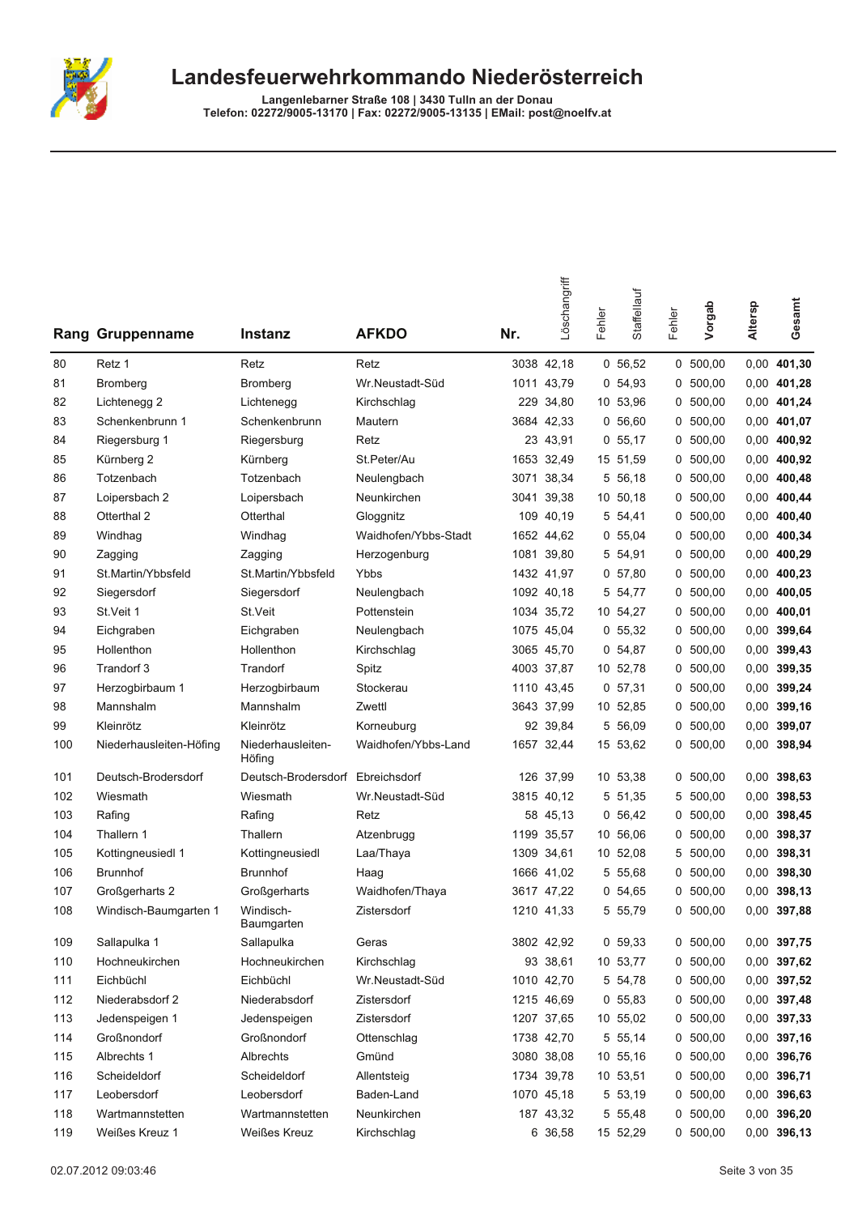# Landesfeuerwehrkommando Niederösterreich

**Langenlebarner Straße 108 | 3430 Tulln an der Donau**
**Telefon: 02272/9005-13170 | Fax: 02272/9005-13135 | EMail: post@noelfv.at**

| Rang | Gruppenname | Instanz | AFKDO | Nr. | Löschangriff | Fehler | Staffellauf | Fehler | Vorgab | Altersp | Gesamt |
|---|---|---|---|---|---|---|---|---|---|---|---|
| 80 | Retz 1 | Retz | Retz | 3038 | 42,18 | 0 | 56,52 | 0 | 500,00 | 0,00 | **401,30** |
| 81 | Bromberg | Bromberg | Wr.Neustadt-Süd | 1011 | 43,79 | 0 | 54,93 | 0 | 500,00 | 0,00 | **401,28** |
| 82 | Lichtenegg 2 | Lichtenegg | Kirchschlag | 229 | 34,80 | 10 | 53,96 | 0 | 500,00 | 0,00 | **401,24** |
| 83 | Schenkenbrunn 1 | Schenkenbrunn | Mautern | 3684 | 42,33 | 0 | 56,60 | 0 | 500,00 | 0,00 | **401,07** |
| 84 | Riegersburg 1 | Riegersburg | Retz | 23 | 43,91 | 0 | 55,17 | 0 | 500,00 | 0,00 | **400,92** |
| 85 | Kürnberg 2 | Kürnberg | St.Peter/Au | 1653 | 32,49 | 15 | 51,59 | 0 | 500,00 | 0,00 | **400,92** |
| 86 | Totzenbach | Totzenbach | Neulengbach | 3071 | 38,34 | 5 | 56,18 | 0 | 500,00 | 0,00 | **400,48** |
| 87 | Loipersbach 2 | Loipersbach | Neunkirchen | 3041 | 39,38 | 10 | 50,18 | 0 | 500,00 | 0,00 | **400,44** |
| 88 | Otterthal 2 | Otterthal | Gloggnitz | 109 | 40,19 | 5 | 54,41 | 0 | 500,00 | 0,00 | **400,40** |
| 89 | Windhag | Windhag | Waidhofen/Ybbs-Stadt | 1652 | 44,62 | 0 | 55,04 | 0 | 500,00 | 0,00 | **400,34** |
| 90 | Zagging | Zagging | Herzogenburg | 1081 | 39,80 | 5 | 54,91 | 0 | 500,00 | 0,00 | **400,29** |
| 91 | St.Martin/Ybbsfeld | St.Martin/Ybbsfeld | Ybbs | 1432 | 41,97 | 0 | 57,80 | 0 | 500,00 | 0,00 | **400,23** |
| 92 | Siegersdorf | Siegersdorf | Neulengbach | 1092 | 40,18 | 5 | 54,77 | 0 | 500,00 | 0,00 | **400,05** |
| 93 | St.Veit 1 | St.Veit | Pottenstein | 1034 | 35,72 | 10 | 54,27 | 0 | 500,00 | 0,00 | **400,01** |
| 94 | Eichgraben | Eichgraben | Neulengbach | 1075 | 45,04 | 0 | 55,32 | 0 | 500,00 | 0,00 | **399,64** |
| 95 | Hollenthon | Hollenthon | Kirchschlag | 3065 | 45,70 | 0 | 54,87 | 0 | 500,00 | 0,00 | **399,43** |
| 96 | Trandorf 3 | Trandorf | Spitz | 4003 | 37,87 | 10 | 52,78 | 0 | 500,00 | 0,00 | **399,35** |
| 97 | Herzogbirbaum 1 | Herzogbirbaum | Stockerau | 1110 | 43,45 | 0 | 57,31 | 0 | 500,00 | 0,00 | **399,24** |
| 98 | Mannshalm | Mannshalm | Zwettl | 3643 | 37,99 | 10 | 52,85 | 0 | 500,00 | 0,00 | **399,16** |
| 99 | Kleinrötz | Kleinrötz | Korneuburg | 92 | 39,84 | 5 | 56,09 | 0 | 500,00 | 0,00 | **399,07** |
| 100 | Niederhausleiten-Höfing | Niederhausleiten-Höfing | Waidhofen/Ybbs-Land | 1657 | 32,44 | 15 | 53,62 | 0 | 500,00 | 0,00 | **398,94** |
| 101 | Deutsch-Brodersdorf | Deutsch-Brodersdorf | Ebreichsdorf | 126 | 37,99 | 10 | 53,38 | 0 | 500,00 | 0,00 | **398,63** |
| 102 | Wiesmath | Wiesmath | Wr.Neustadt-Süd | 3815 | 40,12 | 5 | 51,35 | 5 | 500,00 | 0,00 | **398,53** |
| 103 | Rafing | Rafing | Retz | 58 | 45,13 | 0 | 56,42 | 0 | 500,00 | 0,00 | **398,45** |
| 104 | Thallern 1 | Thallern | Atzenbrugg | 1199 | 35,57 | 10 | 56,06 | 0 | 500,00 | 0,00 | **398,37** |
| 105 | Kottingneusiedl 1 | Kottingneusiedl | Laa/Thaya | 1309 | 34,61 | 10 | 52,08 | 5 | 500,00 | 0,00 | **398,31** |
| 106 | Brunnhof | Brunnhof | Haag | 1666 | 41,02 | 5 | 55,68 | 0 | 500,00 | 0,00 | **398,30** |
| 107 | Großgerharts 2 | Großgerharts | Waidhofen/Thaya | 3617 | 47,22 | 0 | 54,65 | 0 | 500,00 | 0,00 | **398,13** |
| 108 | Windisch-Baumgarten 1 | Windisch-Baumgarten | Zistersdorf | 1210 | 41,33 | 5 | 55,79 | 0 | 500,00 | 0,00 | **397,88** |
| 109 | Sallapulka 1 | Sallapulka | Geras | 3802 | 42,92 | 0 | 59,33 | 0 | 500,00 | 0,00 | **397,75** |
| 110 | Hochneukirchen | Hochneukirchen | Kirchschlag | 93 | 38,61 | 10 | 53,77 | 0 | 500,00 | 0,00 | **397,62** |
| 111 | Eichbüchl | Eichbüchl | Wr.Neustadt-Süd | 1010 | 42,70 | 5 | 54,78 | 0 | 500,00 | 0,00 | **397,52** |
| 112 | Niederabsdorf 2 | Niederabsdorf | Zistersdorf | 1215 | 46,69 | 0 | 55,83 | 0 | 500,00 | 0,00 | **397,48** |
| 113 | Jedenspeigen 1 | Jedenspeigen | Zistersdorf | 1207 | 37,65 | 10 | 55,02 | 0 | 500,00 | 0,00 | **397,33** |
| 114 | Großnondorf | Großnondorf | Ottenschlag | 1738 | 42,70 | 5 | 55,14 | 0 | 500,00 | 0,00 | **397,16** |
| 115 | Albrechts 1 | Albrechts | Gmünd | 3080 | 38,08 | 10 | 55,16 | 0 | 500,00 | 0,00 | **396,76** |
| 116 | Scheideldorf | Scheideldorf | Allentsteig | 1734 | 39,78 | 10 | 53,51 | 0 | 500,00 | 0,00 | **396,71** |
| 117 | Leobersdorf | Leobersdorf | Baden-Land | 1070 | 45,18 | 5 | 53,19 | 0 | 500,00 | 0,00 | **396,63** |
| 118 | Wartmannstetten | Wartmannstetten | Neunkirchen | 187 | 43,32 | 5 | 55,48 | 0 | 500,00 | 0,00 | **396,20** |
| 119 | Weißes Kreuz 1 | Weißes Kreuz | Kirchschlag | 6 | 36,58 | 15 | 52,29 | 0 | 500,00 | 0,00 | **396,13** |

02.07.2012 09:03:46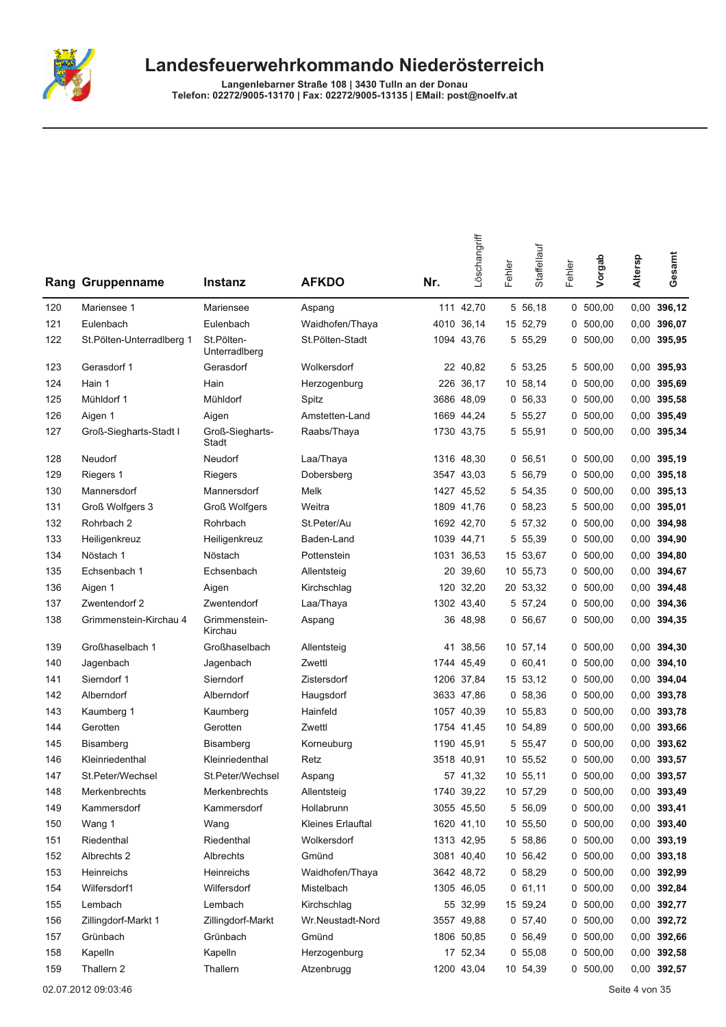# Landesfeuerwehrkommando Niederösterreich

**Langenlebarner Straße 108 | 3430 Tulln an der Donau**
**Telefon: 02272/9005-13170 | Fax: 02272/9005-13135 | EMail: post@noelfv.at**

| Rang | Gruppenname | Instanz | AFKDO | Nr. | Löschangriff | Fehler | Staffellauf | Fehler | Vorgab | Altersp | Gesamt |
|---|---|---|---|---|---|---|---|---|---|---|---|
| 120 | Mariensee 1 | Mariensee | Aspang | 111 | 42,70 | 5 | 56,18 | 0 | 500,00 | 0,00 | **396,12** |
| 121 | Eulenbach | Eulenbach | Waidhofen/Thaya | 4010 | 36,14 | 15 | 52,79 | 0 | 500,00 | 0,00 | **396,07** |
| 122 | St.Pölten-Unterradlberg 1 | St.Pölten-Unterradlberg | St.Pölten-Stadt | 1094 | 43,76 | 5 | 55,29 | 0 | 500,00 | 0,00 | **395,95** |
| 123 | Gerasdorf 1 | Gerasdorf | Wolkersdorf | 22 | 40,82 | 5 | 53,25 | 5 | 500,00 | 0,00 | **395,93** |
| 124 | Hain 1 | Hain | Herzogenburg | 226 | 36,17 | 10 | 58,14 | 0 | 500,00 | 0,00 | **395,69** |
| 125 | Mühldorf 1 | Mühldorf | Spitz | 3686 | 48,09 | 0 | 56,33 | 0 | 500,00 | 0,00 | **395,58** |
| 126 | Aigen 1 | Aigen | Amstetten-Land | 1669 | 44,24 | 5 | 55,27 | 0 | 500,00 | 0,00 | **395,49** |
| 127 | Groß-Siegharts-Stadt I | Groß-Siegharts-Stadt | Raabs/Thaya | 1730 | 43,75 | 5 | 55,91 | 0 | 500,00 | 0,00 | **395,34** |
| 128 | Neudorf | Neudorf | Laa/Thaya | 1316 | 48,30 | 0 | 56,51 | 0 | 500,00 | 0,00 | **395,19** |
| 129 | Riegers 1 | Riegers | Dobersberg | 3547 | 43,03 | 5 | 56,79 | 0 | 500,00 | 0,00 | **395,18** |
| 130 | Mannersdorf | Mannersdorf | Melk | 1427 | 45,52 | 5 | 54,35 | 0 | 500,00 | 0,00 | **395,13** |
| 131 | Groß Wolfgers 3 | Groß Wolfgers | Weitra | 1809 | 41,76 | 0 | 58,23 | 5 | 500,00 | 0,00 | **395,01** |
| 132 | Rohrbach 2 | Rohrbach | St.Peter/Au | 1692 | 42,70 | 5 | 57,32 | 0 | 500,00 | 0,00 | **394,98** |
| 133 | Heiligenkreuz | Heiligenkreuz | Baden-Land | 1039 | 44,71 | 5 | 55,39 | 0 | 500,00 | 0,00 | **394,90** |
| 134 | Nöstach 1 | Nöstach | Pottenstein | 1031 | 36,53 | 15 | 53,67 | 0 | 500,00 | 0,00 | **394,80** |
| 135 | Echsenbach 1 | Echsenbach | Allentsteig | 20 | 39,60 | 10 | 55,73 | 0 | 500,00 | 0,00 | **394,67** |
| 136 | Aigen 1 | Aigen | Kirchschlag | 120 | 32,20 | 20 | 53,32 | 0 | 500,00 | 0,00 | **394,48** |
| 137 | Zwentendorf 2 | Zwentendorf | Laa/Thaya | 1302 | 43,40 | 5 | 57,24 | 0 | 500,00 | 0,00 | **394,36** |
| 138 | Grimmenstein-Kirchau 4 | Grimmenstein-Kirchau | Aspang | 36 | 48,98 | 0 | 56,67 | 0 | 500,00 | 0,00 | **394,35** |
| 139 | Großhaselbach 1 | Großhaselbach | Allentsteig | 41 | 38,56 | 10 | 57,14 | 0 | 500,00 | 0,00 | **394,30** |
| 140 | Jagenbach | Jagenbach | Zwettl | 1744 | 45,49 | 0 | 60,41 | 0 | 500,00 | 0,00 | **394,10** |
| 141 | Sierndorf 1 | Sierndorf | Zistersdorf | 1206 | 37,84 | 15 | 53,12 | 0 | 500,00 | 0,00 | **394,04** |
| 142 | Alberndorf | Alberndorf | Haugsdorf | 3633 | 47,86 | 0 | 58,36 | 0 | 500,00 | 0,00 | **393,78** |
| 143 | Kaumberg 1 | Kaumberg | Hainfeld | 1057 | 40,39 | 10 | 55,83 | 0 | 500,00 | 0,00 | **393,78** |
| 144 | Gerotten | Gerotten | Zwettl | 1754 | 41,45 | 10 | 54,89 | 0 | 500,00 | 0,00 | **393,66** |
| 145 | Bisamberg | Bisamberg | Korneuburg | 1190 | 45,91 | 5 | 55,47 | 0 | 500,00 | 0,00 | **393,62** |
| 146 | Kleinriedenthal | Kleinriedenthal | Retz | 3518 | 40,91 | 10 | 55,52 | 0 | 500,00 | 0,00 | **393,57** |
| 147 | St.Peter/Wechsel | St.Peter/Wechsel | Aspang | 57 | 41,32 | 10 | 55,11 | 0 | 500,00 | 0,00 | **393,57** |
| 148 | Merkenbrechts | Merkenbrechts | Allentsteig | 1740 | 39,22 | 10 | 57,29 | 0 | 500,00 | 0,00 | **393,49** |
| 149 | Kammersdorf | Kammersdorf | Hollabrunn | 3055 | 45,50 | 5 | 56,09 | 0 | 500,00 | 0,00 | **393,41** |
| 150 | Wang 1 | Wang | Kleines Erlauftal | 1620 | 41,10 | 10 | 55,50 | 0 | 500,00 | 0,00 | **393,40** |
| 151 | Riedenthal | Riedenthal | Wolkersdorf | 1313 | 42,95 | 5 | 58,86 | 0 | 500,00 | 0,00 | **393,19** |
| 152 | Albrechts 2 | Albrechts | Gmünd | 3081 | 40,40 | 10 | 56,42 | 0 | 500,00 | 0,00 | **393,18** |
| 153 | Heinreichs | Heinreichs | Waidhofen/Thaya | 3642 | 48,72 | 0 | 58,29 | 0 | 500,00 | 0,00 | **392,99** |
| 154 | Wilfersdorf1 | Wilfersdorf | Mistelbach | 1305 | 46,05 | 0 | 61,11 | 0 | 500,00 | 0,00 | **392,84** |
| 155 | Lembach | Lembach | Kirchschlag | 55 | 32,99 | 15 | 59,24 | 0 | 500,00 | 0,00 | **392,77** |
| 156 | Zillingdorf-Markt 1 | Zillingdorf-Markt | Wr.Neustadt-Nord | 3557 | 49,88 | 0 | 57,40 | 0 | 500,00 | 0,00 | **392,72** |
| 157 | Grünbach | Grünbach | Gmünd | 1806 | 50,85 | 0 | 56,49 | 0 | 500,00 | 0,00 | **392,66** |
| 158 | Kapelln | Kapelln | Herzogenburg | 17 | 52,34 | 0 | 55,08 | 0 | 500,00 | 0,00 | **392,58** |
| 159 | Thallern 2 | Thallern | Atzenbrugg | 1200 | 43,04 | 10 | 54,39 | 0 | 500,00 | 0,00 | **392,57** |

02.07.2012 09:03:46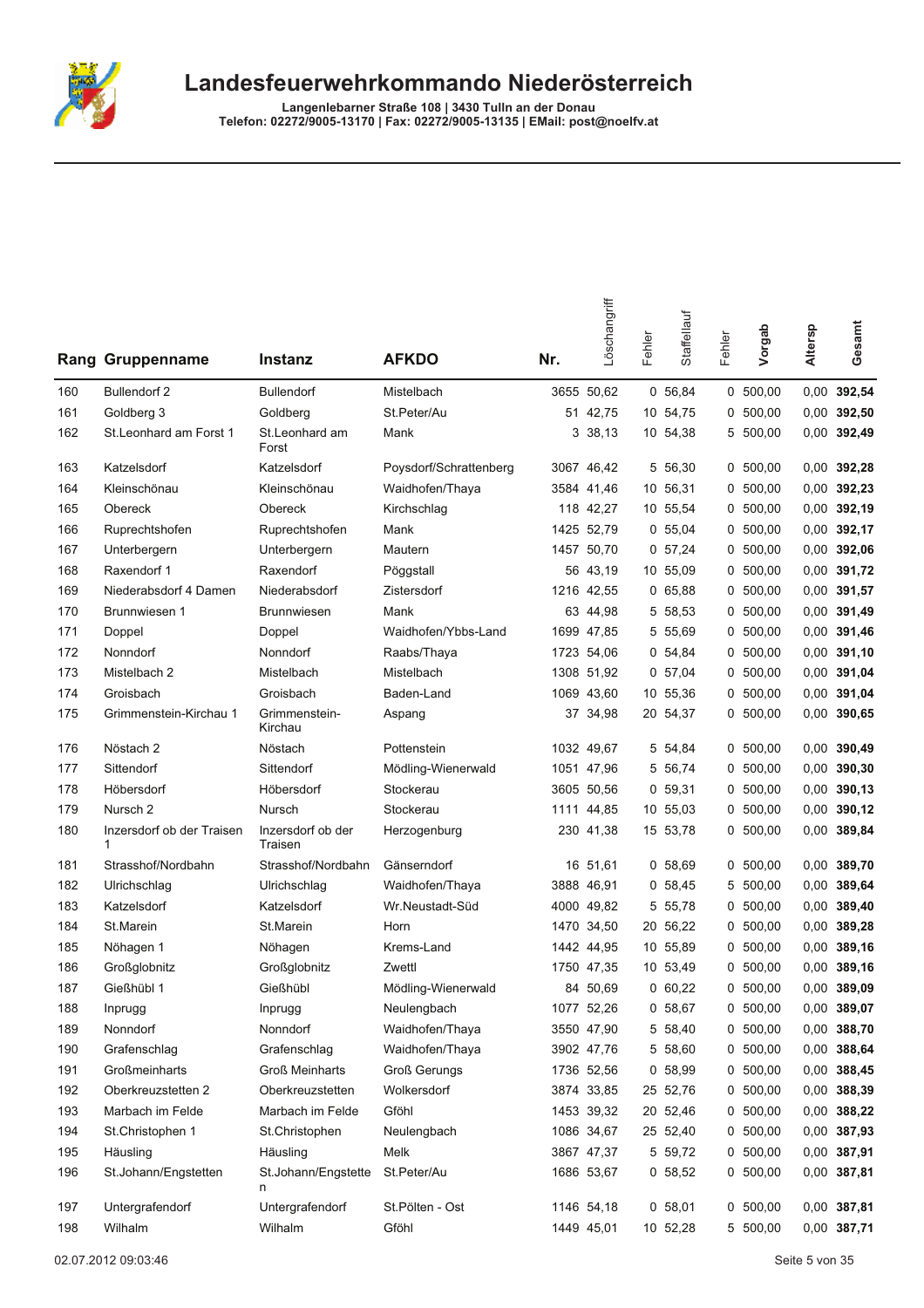# Landesfeuerwehrkommando Niederösterreich

**Langenlebarner Straße 108 | 3430 Tulln an der Donau**
**Telefon: 02272/9005-13170 | Fax: 02272/9005-13135 | EMail: post@noelfv.at**

| Rang | Gruppenname | Instanz | AFKDO | Nr. | Löschangriff | Fehler | Staffellauf | Fehler | Vorgab | Altersp | Gesamt |
|---|---|---|---|---|---|---|---|---|---|---|---|
| 160 | Bullendorf 2 | Bullendorf | Mistelbach | 3655 | 50,62 | 0 | 56,84 | 0 | 500,00 | 0,00 | **392,54** |
| 161 | Goldberg 3 | Goldberg | St.Peter/Au | 51 | 42,75 | 10 | 54,75 | 0 | 500,00 | 0,00 | **392,50** |
| 162 | St.Leonhard am Forst 1 | St.Leonhard am Forst | Mank | 3 | 38,13 | 10 | 54,38 | 5 | 500,00 | 0,00 | **392,49** |
| 163 | Katzelsdorf | Katzelsdorf | Poysdorf/Schrattenberg | 3067 | 46,42 | 5 | 56,30 | 0 | 500,00 | 0,00 | **392,28** |
| 164 | Kleinschönau | Kleinschönau | Waidhofen/Thaya | 3584 | 41,46 | 10 | 56,31 | 0 | 500,00 | 0,00 | **392,23** |
| 165 | Obereck | Obereck | Kirchschlag | 118 | 42,27 | 10 | 55,54 | 0 | 500,00 | 0,00 | **392,19** |
| 166 | Ruprechtshofen | Ruprechtshofen | Mank | 1425 | 52,79 | 0 | 55,04 | 0 | 500,00 | 0,00 | **392,17** |
| 167 | Unterbergern | Unterbergern | Mautern | 1457 | 50,70 | 0 | 57,24 | 0 | 500,00 | 0,00 | **392,06** |
| 168 | Raxendorf 1 | Raxendorf | Pöggstall | 56 | 43,19 | 10 | 55,09 | 0 | 500,00 | 0,00 | **391,72** |
| 169 | Niederabsdorf 4 Damen | Niederabsdorf | Zistersdorf | 1216 | 42,55 | 0 | 65,88 | 0 | 500,00 | 0,00 | **391,57** |
| 170 | Brunnwiesen 1 | Brunnwiesen | Mank | 63 | 44,98 | 5 | 58,53 | 0 | 500,00 | 0,00 | **391,49** |
| 171 | Doppel | Doppel | Waidhofen/Ybbs-Land | 1699 | 47,85 | 5 | 55,69 | 0 | 500,00 | 0,00 | **391,46** |
| 172 | Nonndorf | Nonndorf | Raabs/Thaya | 1723 | 54,06 | 0 | 54,84 | 0 | 500,00 | 0,00 | **391,10** |
| 173 | Mistelbach 2 | Mistelbach | Mistelbach | 1308 | 51,92 | 0 | 57,04 | 0 | 500,00 | 0,00 | **391,04** |
| 174 | Groisbach | Groisbach | Baden-Land | 1069 | 43,60 | 10 | 55,36 | 0 | 500,00 | 0,00 | **391,04** |
| 175 | Grimmenstein-Kirchau 1 | Grimmenstein-Kirchau | Aspang | 37 | 34,98 | 20 | 54,37 | 0 | 500,00 | 0,00 | **390,65** |
| 176 | Nöstach 2 | Nöstach | Pottenstein | 1032 | 49,67 | 5 | 54,84 | 0 | 500,00 | 0,00 | **390,49** |
| 177 | Sittendorf | Sittendorf | Mödling-Wienerwald | 1051 | 47,96 | 5 | 56,74 | 0 | 500,00 | 0,00 | **390,30** |
| 178 | Höbersdorf | Höbersdorf | Stockerau | 3605 | 50,56 | 0 | 59,31 | 0 | 500,00 | 0,00 | **390,13** |
| 179 | Nursch 2 | Nursch | Stockerau | 1111 | 44,85 | 10 | 55,03 | 0 | 500,00 | 0,00 | **390,12** |
| 180 | Inzersdorf ob der Traisen 1 | Inzersdorf ob der Traisen | Herzogenburg | 230 | 41,38 | 15 | 53,78 | 0 | 500,00 | 0,00 | **389,84** |
| 181 | Strasshof/Nordbahn | Strasshof/Nordbahn | Gänserndorf | 16 | 51,61 | 0 | 58,69 | 0 | 500,00 | 0,00 | **389,70** |
| 182 | Ulrichschlag | Ulrichschlag | Waidhofen/Thaya | 3888 | 46,91 | 0 | 58,45 | 5 | 500,00 | 0,00 | **389,64** |
| 183 | Katzelsdorf | Katzelsdorf | Wr.Neustadt-Süd | 4000 | 49,82 | 5 | 55,78 | 0 | 500,00 | 0,00 | **389,40** |
| 184 | St.Marein | St.Marein | Horn | 1470 | 34,50 | 20 | 56,22 | 0 | 500,00 | 0,00 | **389,28** |
| 185 | Nöhagen 1 | Nöhagen | Krems-Land | 1442 | 44,95 | 10 | 55,89 | 0 | 500,00 | 0,00 | **389,16** |
| 186 | Großglobnitz | Großglobnitz | Zwettl | 1750 | 47,35 | 10 | 53,49 | 0 | 500,00 | 0,00 | **389,16** |
| 187 | Gießhübl 1 | Gießhübl | Mödling-Wienerwald | 84 | 50,69 | 0 | 60,22 | 0 | 500,00 | 0,00 | **389,09** |
| 188 | Inprugg | Inprugg | Neulengbach | 1077 | 52,26 | 0 | 58,67 | 0 | 500,00 | 0,00 | **389,07** |
| 189 | Nonndorf | Nonndorf | Waidhofen/Thaya | 3550 | 47,90 | 5 | 58,40 | 0 | 500,00 | 0,00 | **388,70** |
| 190 | Grafenschlag | Grafenschlag | Waidhofen/Thaya | 3902 | 47,76 | 5 | 58,60 | 0 | 500,00 | 0,00 | **388,64** |
| 191 | Großmeinharts | Groß Meinharts | Groß Gerungs | 1736 | 52,56 | 0 | 58,99 | 0 | 500,00 | 0,00 | **388,45** |
| 192 | Oberkreuzstetten 2 | Oberkreuzstetten | Wolkersdorf | 3874 | 33,85 | 25 | 52,76 | 0 | 500,00 | 0,00 | **388,39** |
| 193 | Marbach im Felde | Marbach im Felde | Gföhl | 1453 | 39,32 | 20 | 52,46 | 0 | 500,00 | 0,00 | **388,22** |
| 194 | St.Christophen 1 | St.Christophen | Neulengbach | 1086 | 34,67 | 25 | 52,40 | 0 | 500,00 | 0,00 | **387,93** |
| 195 | Häusling | Häusling | Melk | 3867 | 47,37 | 5 | 59,72 | 0 | 500,00 | 0,00 | **387,91** |
| 196 | St.Johann/Engstetten | St.Johann/Engstetten | St.Peter/Au | 1686 | 53,67 | 0 | 58,52 | 0 | 500,00 | 0,00 | **387,81** |
| 197 | Untergrafendorf | Untergrafendorf | St.Pölten - Ost | 1146 | 54,18 | 0 | 58,01 | 0 | 500,00 | 0,00 | **387,81** |
| 198 | Wilhalm | Wilhalm | Gföhl | 1449 | 45,01 | 10 | 52,28 | 5 | 500,00 | 0,00 | **387,71** |

02.07.2012 09:03:46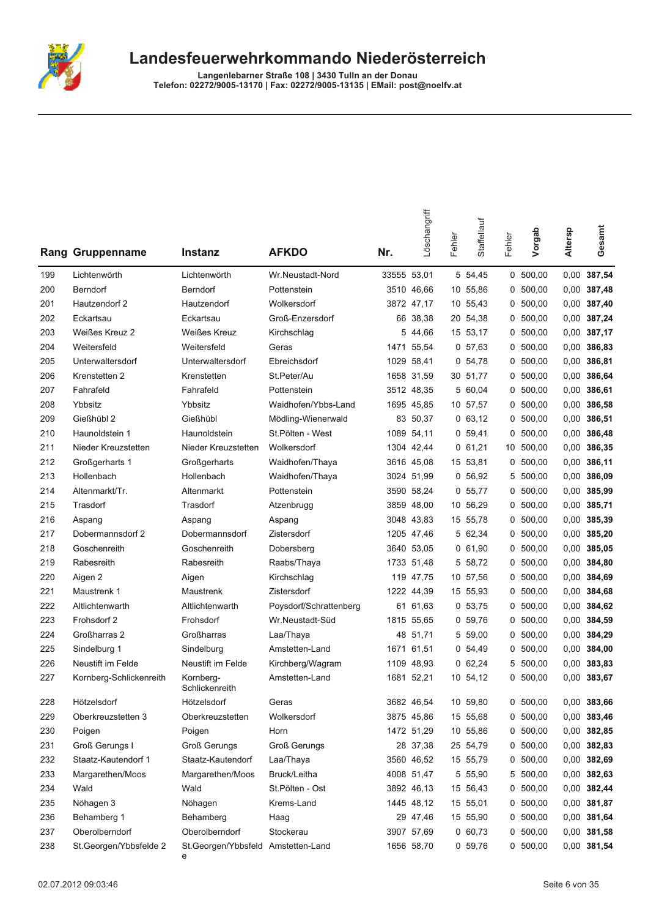# Landesfeuerwehrkommando Niederösterreich

**Langenlebarner Straße 108 | 3430 Tulln an der Donau**
**Telefon: 02272/9005-13170 | Fax: 02272/9005-13135 | EMail: post@noelfv.at**

| Rang | Gruppenname | Instanz | AFKDO | Nr. | Löschangriff | Fehler | Staffellauf | Fehler | Vorgab | Altersp | Gesamt |
|---|---|---|---|---|---|---|---|---|---|---|---|
| 199 | Lichtenwörth | Lichtenwörth | Wr.Neustadt-Nord | 33555 | 53,01 | 5 | 54,45 | 0 | 500,00 | 0,00 | **387,54** |
| 200 | Berndorf | Berndorf | Pottenstein | 3510 | 46,66 | 10 | 55,86 | 0 | 500,00 | 0,00 | **387,48** |
| 201 | Hautzendorf 2 | Hautzendorf | Wolkersdorf | 3872 | 47,17 | 10 | 55,43 | 0 | 500,00 | 0,00 | **387,40** |
| 202 | Eckartsau | Eckartsau | Groß-Enzersdorf | 66 | 38,38 | 20 | 54,38 | 0 | 500,00 | 0,00 | **387,24** |
| 203 | Weißes Kreuz 2 | Weißes Kreuz | Kirchschlag | 5 | 44,66 | 15 | 53,17 | 0 | 500,00 | 0,00 | **387,17** |
| 204 | Weitersfeld | Weitersfeld | Geras | 1471 | 55,54 | 0 | 57,63 | 0 | 500,00 | 0,00 | **386,83** |
| 205 | Unterwaltersdorf | Unterwaltersdorf | Ebreichsdorf | 1029 | 58,41 | 0 | 54,78 | 0 | 500,00 | 0,00 | **386,81** |
| 206 | Krenstetten 2 | Krenstetten | St.Peter/Au | 1658 | 31,59 | 30 | 51,77 | 0 | 500,00 | 0,00 | **386,64** |
| 207 | Fahrafeld | Fahrafeld | Pottenstein | 3512 | 48,35 | 5 | 60,04 | 0 | 500,00 | 0,00 | **386,61** |
| 208 | Ybbsitz | Ybbsitz | Waidhofen/Ybbs-Land | 1695 | 45,85 | 10 | 57,57 | 0 | 500,00 | 0,00 | **386,58** |
| 209 | Gießhübl 2 | Gießhübl | Mödling-Wienerwald | 83 | 50,37 | 0 | 63,12 | 0 | 500,00 | 0,00 | **386,51** |
| 210 | Haunoldstein 1 | Haunoldstein | St.Pölten - West | 1089 | 54,11 | 0 | 59,41 | 0 | 500,00 | 0,00 | **386,48** |
| 211 | Nieder Kreuzstetten | Nieder Kreuzstetten | Wolkersdorf | 1304 | 42,44 | 0 | 61,21 | 10 | 500,00 | 0,00 | **386,35** |
| 212 | Großgerharts 1 | Großgerharts | Waidhofen/Thaya | 3616 | 45,08 | 15 | 53,81 | 0 | 500,00 | 0,00 | **386,11** |
| 213 | Hollenbach | Hollenbach | Waidhofen/Thaya | 3024 | 51,99 | 0 | 56,92 | 5 | 500,00 | 0,00 | **386,09** |
| 214 | Altenmarkt/Tr. | Altenmarkt | Pottenstein | 3590 | 58,24 | 0 | 55,77 | 0 | 500,00 | 0,00 | **385,99** |
| 215 | Trasdorf | Trasdorf | Atzenbrugg | 3859 | 48,00 | 10 | 56,29 | 0 | 500,00 | 0,00 | **385,71** |
| 216 | Aspang | Aspang | Aspang | 3048 | 43,83 | 15 | 55,78 | 0 | 500,00 | 0,00 | **385,39** |
| 217 | Dobermannsdorf 2 | Dobermannsdorf | Zistersdorf | 1205 | 47,46 | 5 | 62,34 | 0 | 500,00 | 0,00 | **385,20** |
| 218 | Goschenreith | Goschenreith | Dobersberg | 3640 | 53,05 | 0 | 61,90 | 0 | 500,00 | 0,00 | **385,05** |
| 219 | Rabesreith | Rabesreith | Raabs/Thaya | 1733 | 51,48 | 5 | 58,72 | 0 | 500,00 | 0,00 | **384,80** |
| 220 | Aigen 2 | Aigen | Kirchschlag | 119 | 47,75 | 10 | 57,56 | 0 | 500,00 | 0,00 | **384,69** |
| 221 | Maustrenk 1 | Maustrenk | Zistersdorf | 1222 | 44,39 | 15 | 55,93 | 0 | 500,00 | 0,00 | **384,68** |
| 222 | Altlichtenwarth | Altlichtenwarth | Poysdorf/Schrattenberg | 61 | 61,63 | 0 | 53,75 | 0 | 500,00 | 0,00 | **384,62** |
| 223 | Frohsdorf 2 | Frohsdorf | Wr.Neustadt-Süd | 1815 | 55,65 | 0 | 59,76 | 0 | 500,00 | 0,00 | **384,59** |
| 224 | Großharras 2 | Großharras | Laa/Thaya | 48 | 51,71 | 5 | 59,00 | 0 | 500,00 | 0,00 | **384,29** |
| 225 | Sindelburg 1 | Sindelburg | Amstetten-Land | 1671 | 61,51 | 0 | 54,49 | 0 | 500,00 | 0,00 | **384,00** |
| 226 | Neustift im Felde | Neustift im Felde | Kirchberg/Wagram | 1109 | 48,93 | 0 | 62,24 | 5 | 500,00 | 0,00 | **383,83** |
| 227 | Kornberg-Schlickenreith | Kornberg-Schlickenreith | Amstetten-Land | 1681 | 52,21 | 10 | 54,12 | 0 | 500,00 | 0,00 | **383,67** |
| 228 | Hötzelsdorf | Hötzelsdorf | Geras | 3682 | 46,54 | 10 | 59,80 | 0 | 500,00 | 0,00 | **383,66** |
| 229 | Oberkreuzstetten 3 | Oberkreuzstetten | Wolkersdorf | 3875 | 45,86 | 15 | 55,68 | 0 | 500,00 | 0,00 | **383,46** |
| 230 | Poigen | Poigen | Horn | 1472 | 51,29 | 10 | 55,86 | 0 | 500,00 | 0,00 | **382,85** |
| 231 | Groß Gerungs I | Groß Gerungs | Groß Gerungs | 28 | 37,38 | 25 | 54,79 | 0 | 500,00 | 0,00 | **382,83** |
| 232 | Staatz-Kautendorf 1 | Staatz-Kautendorf | Laa/Thaya | 3560 | 46,52 | 15 | 55,79 | 0 | 500,00 | 0,00 | **382,69** |
| 233 | Margarethen/Moos | Margarethen/Moos | Bruck/Leitha | 4008 | 51,47 | 5 | 55,90 | 5 | 500,00 | 0,00 | **382,63** |
| 234 | Wald | Wald | St.Pölten - Ost | 3892 | 46,13 | 15 | 56,43 | 0 | 500,00 | 0,00 | **382,44** |
| 235 | Nöhagen 3 | Nöhagen | Krems-Land | 1445 | 48,12 | 15 | 55,01 | 0 | 500,00 | 0,00 | **381,87** |
| 236 | Behamberg 1 | Behamberg | Haag | 29 | 47,46 | 15 | 55,90 | 0 | 500,00 | 0,00 | **381,64** |
| 237 | Oberolberndorf | Oberolberndorf | Stockerau | 3907 | 57,69 | 0 | 60,73 | 0 | 500,00 | 0,00 | **381,58** |
| 238 | St.Georgen/Ybbsfelde 2 | St.Georgen/Ybbsfelde | Amstetten-Land | 1656 | 58,70 | 0 | 59,76 | 0 | 500,00 | 0,00 | **381,54** |

02.07.2012 09:03:46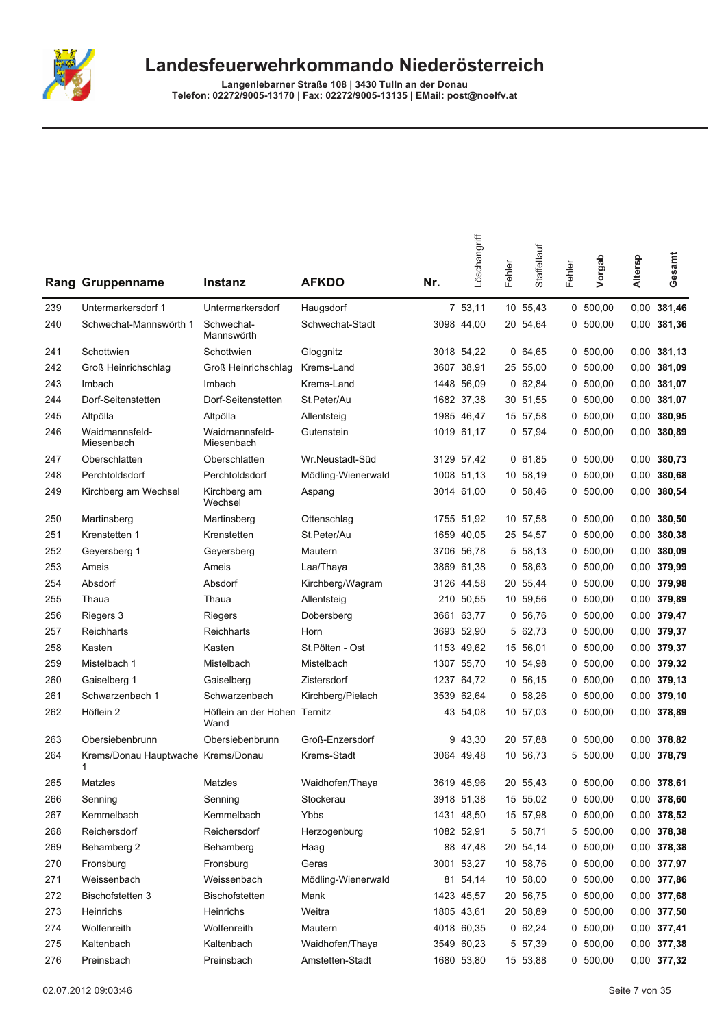# Landesfeuerwehrkommando Niederösterreich

Langenlebarner Straße 108 | 3430 Tulln an der Donau
Telefon: 02272/9005-13170 | Fax: 02272/9005-13135 | EMail: post@noelfv.at

| Rang | Gruppenname | Instanz | AFKDO | Nr. | Löschangriff | Fehler | Staffellauf | Fehler | Vorgab | Altersp | Gesamt |
|---|---|---|---|---|---|---|---|---|---|---|---|
| 239 | Untermarkersdorf 1 | Untermarkersdorf | Haugsdorf | 7 | 53,11 | 10 | 55,43 | 0 | 500,00 | 0,00 | **381,46** |
| 240 | Schwechat-Mannswörth 1 | Schwechat-Mannswörth | Schwechat-Stadt | 3098 | 44,00 | 20 | 54,64 | 0 | 500,00 | 0,00 | **381,36** |
| 241 | Schottwien | Schottwien | Gloggnitz | 3018 | 54,22 | 0 | 64,65 | 0 | 500,00 | 0,00 | **381,13** |
| 242 | Groß Heinrichschlag | Groß Heinrichschlag | Krems-Land | 3607 | 38,91 | 25 | 55,00 | 0 | 500,00 | 0,00 | **381,09** |
| 243 | Imbach | Imbach | Krems-Land | 1448 | 56,09 | 0 | 62,84 | 0 | 500,00 | 0,00 | **381,07** |
| 244 | Dorf-Seitenstetten | Dorf-Seitenstetten | St.Peter/Au | 1682 | 37,38 | 30 | 51,55 | 0 | 500,00 | 0,00 | **381,07** |
| 245 | Altpölla | Altpölla | Allentsteig | 1985 | 46,47 | 15 | 57,58 | 0 | 500,00 | 0,00 | **380,95** |
| 246 | Waidmannsfeld-Miesenbach | Waidmannsfeld-Miesenbach | Gutenstein | 1019 | 61,17 | 0 | 57,94 | 0 | 500,00 | 0,00 | **380,89** |
| 247 | Oberschlatten | Oberschlatten | Wr.Neustadt-Süd | 3129 | 57,42 | 0 | 61,85 | 0 | 500,00 | 0,00 | **380,73** |
| 248 | Perchtoldsdorf | Perchtoldsdorf | Mödling-Wienerwald | 1008 | 51,13 | 10 | 58,19 | 0 | 500,00 | 0,00 | **380,68** |
| 249 | Kirchberg am Wechsel | Kirchberg am Wechsel | Aspang | 3014 | 61,00 | 0 | 58,46 | 0 | 500,00 | 0,00 | **380,54** |
| 250 | Martinsberg | Martinsberg | Ottenschlag | 1755 | 51,92 | 10 | 57,58 | 0 | 500,00 | 0,00 | **380,50** |
| 251 | Krenstetten 1 | Krenstetten | St.Peter/Au | 1659 | 40,05 | 25 | 54,57 | 0 | 500,00 | 0,00 | **380,38** |
| 252 | Geyersberg 1 | Geyersberg | Mautern | 3706 | 56,78 | 5 | 58,13 | 0 | 500,00 | 0,00 | **380,09** |
| 253 | Ameis | Ameis | Laa/Thaya | 3869 | 61,38 | 0 | 58,63 | 0 | 500,00 | 0,00 | **379,99** |
| 254 | Absdorf | Absdorf | Kirchberg/Wagram | 3126 | 44,58 | 20 | 55,44 | 0 | 500,00 | 0,00 | **379,98** |
| 255 | Thaua | Thaua | Allentsteig | 210 | 50,55 | 10 | 59,56 | 0 | 500,00 | 0,00 | **379,89** |
| 256 | Riegers 3 | Riegers | Dobersberg | 3661 | 63,77 | 0 | 56,76 | 0 | 500,00 | 0,00 | **379,47** |
| 257 | Reichharts | Reichharts | Horn | 3693 | 52,90 | 5 | 62,73 | 0 | 500,00 | 0,00 | **379,37** |
| 258 | Kasten | Kasten | St.Pölten - Ost | 1153 | 49,62 | 15 | 56,01 | 0 | 500,00 | 0,00 | **379,37** |
| 259 | Mistelbach 1 | Mistelbach | Mistelbach | 1307 | 55,70 | 10 | 54,98 | 0 | 500,00 | 0,00 | **379,32** |
| 260 | Gaiselberg 1 | Gaiselberg | Zistersdorf | 1237 | 64,72 | 0 | 56,15 | 0 | 500,00 | 0,00 | **379,13** |
| 261 | Schwarzenbach 1 | Schwarzenbach | Kirchberg/Pielach | 3539 | 62,64 | 0 | 58,26 | 0 | 500,00 | 0,00 | **379,10** |
| 262 | Höflein 2 | Höflein an der Hohen Wand | Ternitz | 43 | 54,08 | 10 | 57,03 | 0 | 500,00 | 0,00 | **378,89** |
| 263 | Obersiebenbrunn | Obersiebenbrunn | Groß-Enzersdorf | 9 | 43,30 | 20 | 57,88 | 0 | 500,00 | 0,00 | **378,82** |
| 264 | Krems/Donau Hauptwache 1 | Krems/Donau | Krems-Stadt | 3064 | 49,48 | 10 | 56,73 | 5 | 500,00 | 0,00 | **378,79** |
| 265 | Matzles | Matzles | Waidhofen/Thaya | 3619 | 45,96 | 20 | 55,43 | 0 | 500,00 | 0,00 | **378,61** |
| 266 | Senning | Senning | Stockerau | 3918 | 51,38 | 15 | 55,02 | 0 | 500,00 | 0,00 | **378,60** |
| 267 | Kemmelbach | Kemmelbach | Ybbs | 1431 | 48,50 | 15 | 57,98 | 0 | 500,00 | 0,00 | **378,52** |
| 268 | Reichersdorf | Reichersdorf | Herzogenburg | 1082 | 52,91 | 5 | 58,71 | 5 | 500,00 | 0,00 | **378,38** |
| 269 | Behamberg 2 | Behamberg | Haag | 88 | 47,48 | 20 | 54,14 | 0 | 500,00 | 0,00 | **378,38** |
| 270 | Fronsburg | Fronsburg | Geras | 3001 | 53,27 | 10 | 58,76 | 0 | 500,00 | 0,00 | **377,97** |
| 271 | Weissenbach | Weissenbach | Mödling-Wienerwald | 81 | 54,14 | 10 | 58,00 | 0 | 500,00 | 0,00 | **377,86** |
| 272 | Bischofstetten 3 | Bischofstetten | Mank | 1423 | 45,57 | 20 | 56,75 | 0 | 500,00 | 0,00 | **377,68** |
| 273 | Heinrichs | Heinrichs | Weitra | 1805 | 43,61 | 20 | 58,89 | 0 | 500,00 | 0,00 | **377,50** |
| 274 | Wolfenreith | Wolfenreith | Mautern | 4018 | 60,35 | 0 | 62,24 | 0 | 500,00 | 0,00 | **377,41** |
| 275 | Kaltenbach | Kaltenbach | Waidhofen/Thaya | 3549 | 60,23 | 5 | 57,39 | 0 | 500,00 | 0,00 | **377,38** |
| 276 | Preinsbach | Preinsbach | Amstetten-Stadt | 1680 | 53,80 | 15 | 53,88 | 0 | 500,00 | 0,00 | **377,32** |

02.07.2012 09:03:46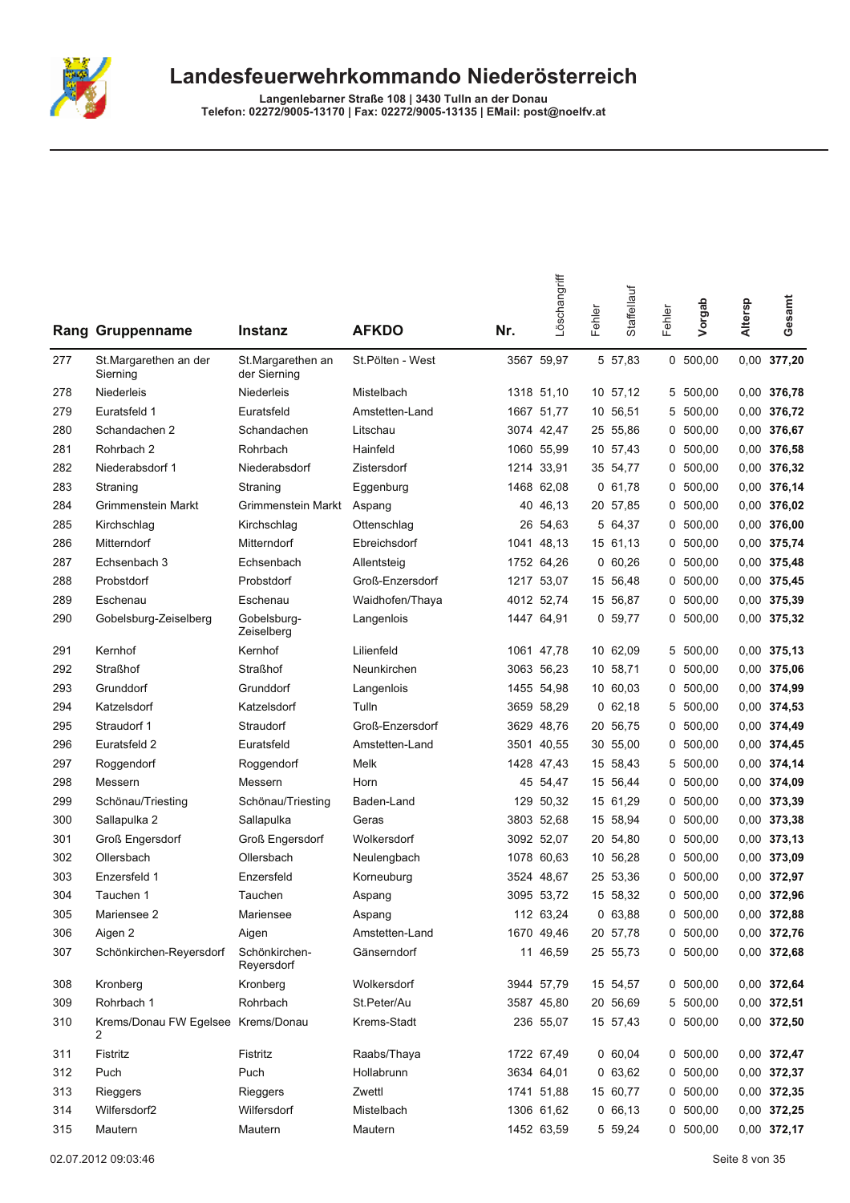# Landesfeuerwehrkommando Niederösterreich

**Langenlebarner Straße 108 | 3430 Tulln an der Donau**
**Telefon: 02272/9005-13170 | Fax: 02272/9005-13135 | EMail: post@noelfv.at**

| Rang | Gruppenname | Instanz | AFKDO | Nr. | Löschangriff | Fehler | Staffellauf | Fehler | Vorgab | Altersp | Gesamt |
|---|---|---|---|---|---|---|---|---|---|---|---|
| 277 | St.Margarethen an der Sierning | St.Margarethen an der Sierning | St.Pölten - West | 3567 | 59,97 | 5 | 57,83 | 0 | 500,00 | 0,00 | **377,20** |
| 278 | Niederleis | Niederleis | Mistelbach | 1318 | 51,10 | 10 | 57,12 | 5 | 500,00 | 0,00 | **376,78** |
| 279 | Euratsfeld 1 | Euratsfeld | Amstetten-Land | 1667 | 51,77 | 10 | 56,51 | 5 | 500,00 | 0,00 | **376,72** |
| 280 | Schandachen 2 | Schandachen | Litschau | 3074 | 42,47 | 25 | 55,86 | 0 | 500,00 | 0,00 | **376,67** |
| 281 | Rohrbach 2 | Rohrbach | Hainfeld | 1060 | 55,99 | 10 | 57,43 | 0 | 500,00 | 0,00 | **376,58** |
| 282 | Niederabsdorf 1 | Niederabsdorf | Zistersdorf | 1214 | 33,91 | 35 | 54,77 | 0 | 500,00 | 0,00 | **376,32** |
| 283 | Straning | Straning | Eggenburg | 1468 | 62,08 | 0 | 61,78 | 0 | 500,00 | 0,00 | **376,14** |
| 284 | Grimmenstein Markt | Grimmenstein Markt | Aspang | 40 | 46,13 | 20 | 57,85 | 0 | 500,00 | 0,00 | **376,02** |
| 285 | Kirchschlag | Kirchschlag | Ottenschlag | 26 | 54,63 | 5 | 64,37 | 0 | 500,00 | 0,00 | **376,00** |
| 286 | Mitterndorf | Mitterndorf | Ebreichsdorf | 1041 | 48,13 | 15 | 61,13 | 0 | 500,00 | 0,00 | **375,74** |
| 287 | Echsenbach 3 | Echsenbach | Allentsteig | 1752 | 64,26 | 0 | 60,26 | 0 | 500,00 | 0,00 | **375,48** |
| 288 | Probstdorf | Probstdorf | Groß-Enzersdorf | 1217 | 53,07 | 15 | 56,48 | 0 | 500,00 | 0,00 | **375,45** |
| 289 | Eschenau | Eschenau | Waidhofen/Thaya | 4012 | 52,74 | 15 | 56,87 | 0 | 500,00 | 0,00 | **375,39** |
| 290 | Gobelsburg-Zeiselberg | Gobelsburg-Zeiselberg | Langenlois | 1447 | 64,91 | 0 | 59,77 | 0 | 500,00 | 0,00 | **375,32** |
| 291 | Kernhof | Kernhof | Lilienfeld | 1061 | 47,78 | 10 | 62,09 | 5 | 500,00 | 0,00 | **375,13** |
| 292 | Straßhof | Straßhof | Neunkirchen | 3063 | 56,23 | 10 | 58,71 | 0 | 500,00 | 0,00 | **375,06** |
| 293 | Grunddorf | Grunddorf | Langenlois | 1455 | 54,98 | 10 | 60,03 | 0 | 500,00 | 0,00 | **374,99** |
| 294 | Katzelsdorf | Katzelsdorf | Tulln | 3659 | 58,29 | 0 | 62,18 | 5 | 500,00 | 0,00 | **374,53** |
| 295 | Straudorf 1 | Straudorf | Groß-Enzersdorf | 3629 | 48,76 | 20 | 56,75 | 0 | 500,00 | 0,00 | **374,49** |
| 296 | Euratsfeld 2 | Euratsfeld | Amstetten-Land | 3501 | 40,55 | 30 | 55,00 | 0 | 500,00 | 0,00 | **374,45** |
| 297 | Roggendorf | Roggendorf | Melk | 1428 | 47,43 | 15 | 58,43 | 5 | 500,00 | 0,00 | **374,14** |
| 298 | Messern | Messern | Horn | 45 | 54,47 | 15 | 56,44 | 0 | 500,00 | 0,00 | **374,09** |
| 299 | Schönau/Triesting | Schönau/Triesting | Baden-Land | 129 | 50,32 | 15 | 61,29 | 0 | 500,00 | 0,00 | **373,39** |
| 300 | Sallapulka 2 | Sallapulka | Geras | 3803 | 52,68 | 15 | 58,94 | 0 | 500,00 | 0,00 | **373,38** |
| 301 | Groß Engersdorf | Groß Engersdorf | Wolkersdorf | 3092 | 52,07 | 20 | 54,80 | 0 | 500,00 | 0,00 | **373,13** |
| 302 | Ollersbach | Ollersbach | Neulengbach | 1078 | 60,63 | 10 | 56,28 | 0 | 500,00 | 0,00 | **373,09** |
| 303 | Enzersfeld 1 | Enzersfeld | Korneuburg | 3524 | 48,67 | 25 | 53,36 | 0 | 500,00 | 0,00 | **372,97** |
| 304 | Tauchen 1 | Tauchen | Aspang | 3095 | 53,72 | 15 | 58,32 | 0 | 500,00 | 0,00 | **372,96** |
| 305 | Mariensee 2 | Mariensee | Aspang | 112 | 63,24 | 0 | 63,88 | 0 | 500,00 | 0,00 | **372,88** |
| 306 | Aigen 2 | Aigen | Amstetten-Land | 1670 | 49,46 | 20 | 57,78 | 0 | 500,00 | 0,00 | **372,76** |
| 307 | Schönkirchen-Reyersdorf | Schönkirchen-Reyersdorf | Gänserndorf | 11 | 46,59 | 25 | 55,73 | 0 | 500,00 | 0,00 | **372,68** |
| 308 | Kronberg | Kronberg | Wolkersdorf | 3944 | 57,79 | 15 | 54,57 | 0 | 500,00 | 0,00 | **372,64** |
| 309 | Rohrbach 1 | Rohrbach | St.Peter/Au | 3587 | 45,80 | 20 | 56,69 | 5 | 500,00 | 0,00 | **372,51** |
| 310 | Krems/Donau FW Egelsee 2 | Krems/Donau | Krems-Stadt | 236 | 55,07 | 15 | 57,43 | 0 | 500,00 | 0,00 | **372,50** |
| 311 | Fistritz | Fistritz | Raabs/Thaya | 1722 | 67,49 | 0 | 60,04 | 0 | 500,00 | 0,00 | **372,47** |
| 312 | Puch | Puch | Hollabrunn | 3634 | 64,01 | 0 | 63,62 | 0 | 500,00 | 0,00 | **372,37** |
| 313 | Rieggers | Rieggers | Zwettl | 1741 | 51,88 | 15 | 60,77 | 0 | 500,00 | 0,00 | **372,35** |
| 314 | Wilfersdorf2 | Wilfersdorf | Mistelbach | 1306 | 61,62 | 0 | 66,13 | 0 | 500,00 | 0,00 | **372,25** |
| 315 | Mautern | Mautern | Mautern | 1452 | 63,59 | 5 | 59,24 | 0 | 500,00 | 0,00 | **372,17** |

02.07.2012 09:03:46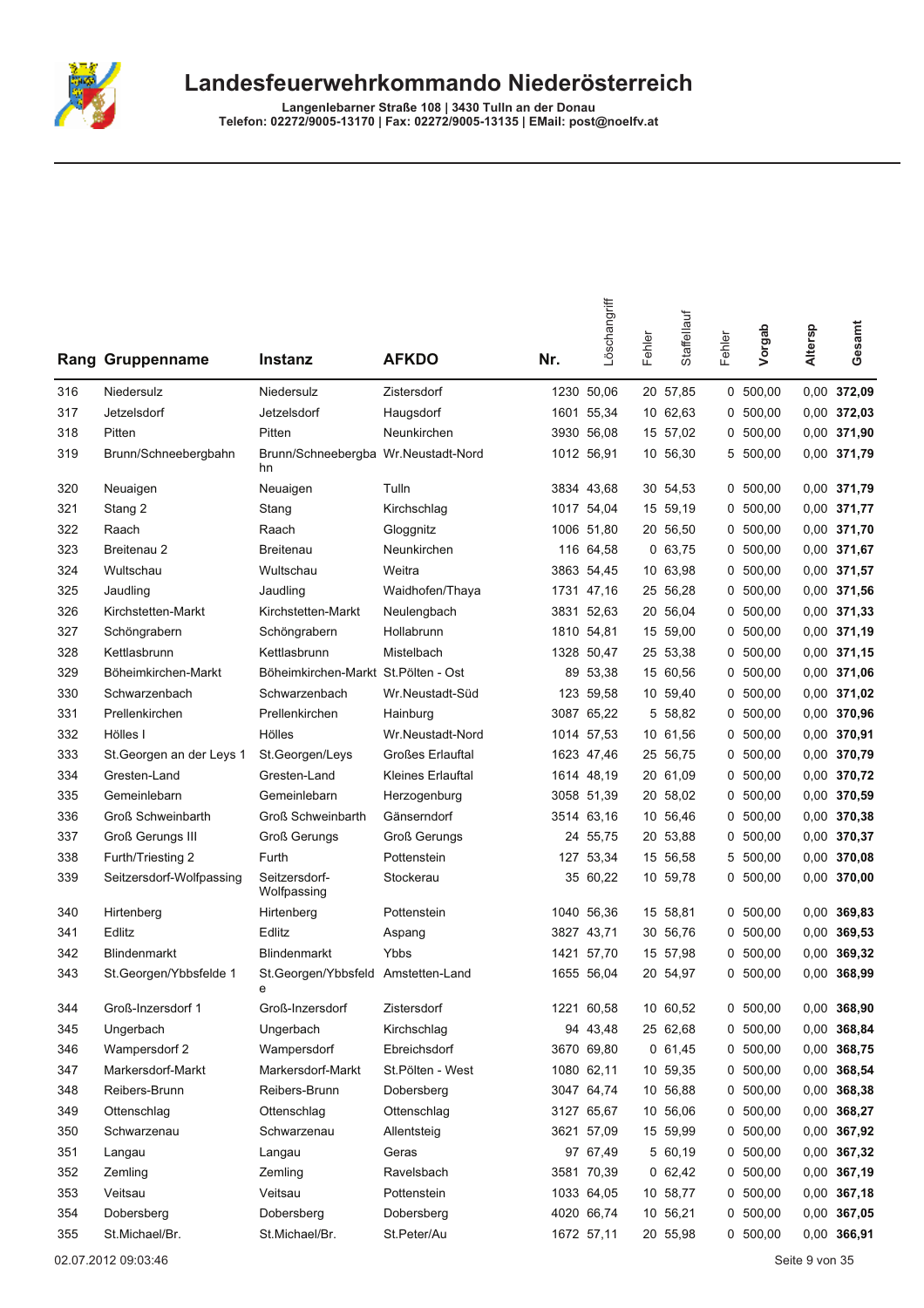# Landesfeuerwehrkommando Niederösterreich

**Langenlebarner Straße 108 | 3430 Tulln an der Donau**
**Telefon: 02272/9005-13170 | Fax: 02272/9005-13135 | EMail: post@noelfv.at**

| Rang | Gruppenname | Instanz | AFKDO | Nr. | Löschangriff | Fehler | Staffellauf | Fehler | Vorgab | Altersp | Gesamt |
|---|---|---|---|---|---|---|---|---|---|---|---|
| 316 | Niedersulz | Niedersulz | Zistersdorf | 1230 | 50,06 | 20 | 57,85 | 0 | 500,00 | 0,00 | **372,09** |
| 317 | Jetzelsdorf | Jetzelsdorf | Haugsdorf | 1601 | 55,34 | 10 | 62,63 | 0 | 500,00 | 0,00 | **372,03** |
| 318 | Pitten | Pitten | Neunkirchen | 3930 | 56,08 | 15 | 57,02 | 0 | 500,00 | 0,00 | **371,90** |
| 319 | Brunn/Schneebergbahn | Brunn/Schneebergbahn | Wr.Neustadt-Nord | 1012 | 56,91 | 10 | 56,30 | 5 | 500,00 | 0,00 | **371,79** |
| 320 | Neuaigen | Neuaigen | Tulln | 3834 | 43,68 | 30 | 54,53 | 0 | 500,00 | 0,00 | **371,79** |
| 321 | Stang 2 | Stang | Kirchschlag | 1017 | 54,04 | 15 | 59,19 | 0 | 500,00 | 0,00 | **371,77** |
| 322 | Raach | Raach | Gloggnitz | 1006 | 51,80 | 20 | 56,50 | 0 | 500,00 | 0,00 | **371,70** |
| 323 | Breitenau 2 | Breitenau | Neunkirchen | 116 | 64,58 | 0 | 63,75 | 0 | 500,00 | 0,00 | **371,67** |
| 324 | Wultschau | Wultschau | Weitra | 3863 | 54,45 | 10 | 63,98 | 0 | 500,00 | 0,00 | **371,57** |
| 325 | Jaudling | Jaudling | Waidhofen/Thaya | 1731 | 47,16 | 25 | 56,28 | 0 | 500,00 | 0,00 | **371,56** |
| 326 | Kirchstetten-Markt | Kirchstetten-Markt | Neulengbach | 3831 | 52,63 | 20 | 56,04 | 0 | 500,00 | 0,00 | **371,33** |
| 327 | Schöngrabern | Schöngrabern | Hollabrunn | 1810 | 54,81 | 15 | 59,00 | 0 | 500,00 | 0,00 | **371,19** |
| 328 | Kettlasbrunn | Kettlasbrunn | Mistelbach | 1328 | 50,47 | 25 | 53,38 | 0 | 500,00 | 0,00 | **371,15** |
| 329 | Böheimkirchen-Markt | Böheimkirchen-Markt | St.Pölten - Ost | 89 | 53,38 | 15 | 60,56 | 0 | 500,00 | 0,00 | **371,06** |
| 330 | Schwarzenbach | Schwarzenbach | Wr.Neustadt-Süd | 123 | 59,58 | 10 | 59,40 | 0 | 500,00 | 0,00 | **371,02** |
| 331 | Prellenkirchen | Prellenkirchen | Hainburg | 3087 | 65,22 | 5 | 58,82 | 0 | 500,00 | 0,00 | **370,96** |
| 332 | Hölles I | Hölles | Wr.Neustadt-Nord | 1014 | 57,53 | 10 | 61,56 | 0 | 500,00 | 0,00 | **370,91** |
| 333 | St.Georgen an der Leys 1 | St.Georgen/Leys | Großes Erlauftal | 1623 | 47,46 | 25 | 56,75 | 0 | 500,00 | 0,00 | **370,79** |
| 334 | Gresten-Land | Gresten-Land | Kleines Erlauftal | 1614 | 48,19 | 20 | 61,09 | 0 | 500,00 | 0,00 | **370,72** |
| 335 | Gemeinlebarn | Gemeinlebarn | Herzogenburg | 3058 | 51,39 | 20 | 58,02 | 0 | 500,00 | 0,00 | **370,59** |
| 336 | Groß Schweinbarth | Groß Schweinbarth | Gänserndorf | 3514 | 63,16 | 10 | 56,46 | 0 | 500,00 | 0,00 | **370,38** |
| 337 | Groß Gerungs III | Groß Gerungs | Groß Gerungs | 24 | 55,75 | 20 | 53,88 | 0 | 500,00 | 0,00 | **370,37** |
| 338 | Furth/Triesting 2 | Furth | Pottenstein | 127 | 53,34 | 15 | 56,58 | 5 | 500,00 | 0,00 | **370,08** |
| 339 | Seitzersdorf-Wolfpassing | Seitzersdorf-Wolfpassing | Stockerau | 35 | 60,22 | 10 | 59,78 | 0 | 500,00 | 0,00 | **370,00** |
| 340 | Hirtenberg | Hirtenberg | Pottenstein | 1040 | 56,36 | 15 | 58,81 | 0 | 500,00 | 0,00 | **369,83** |
| 341 | Edlitz | Edlitz | Aspang | 3827 | 43,71 | 30 | 56,76 | 0 | 500,00 | 0,00 | **369,53** |
| 342 | Blindenmarkt | Blindenmarkt | Ybbs | 1421 | 57,70 | 15 | 57,98 | 0 | 500,00 | 0,00 | **369,32** |
| 343 | St.Georgen/Ybbsfelde 1 | St.Georgen/Ybbsfelde | Amstetten-Land | 1655 | 56,04 | 20 | 54,97 | 0 | 500,00 | 0,00 | **368,99** |
| 344 | Groß-Inzersdorf 1 | Groß-Inzersdorf | Zistersdorf | 1221 | 60,58 | 10 | 60,52 | 0 | 500,00 | 0,00 | **368,90** |
| 345 | Ungerbach | Ungerbach | Kirchschlag | 94 | 43,48 | 25 | 62,68 | 0 | 500,00 | 0,00 | **368,84** |
| 346 | Wampersdorf 2 | Wampersdorf | Ebreichsdorf | 3670 | 69,80 | 0 | 61,45 | 0 | 500,00 | 0,00 | **368,75** |
| 347 | Markersdorf-Markt | Markersdorf-Markt | St.Pölten - West | 1080 | 62,11 | 10 | 59,35 | 0 | 500,00 | 0,00 | **368,54** |
| 348 | Reibers-Brunn | Reibers-Brunn | Dobersberg | 3047 | 64,74 | 10 | 56,88 | 0 | 500,00 | 0,00 | **368,38** |
| 349 | Ottenschlag | Ottenschlag | Ottenschlag | 3127 | 65,67 | 10 | 56,06 | 0 | 500,00 | 0,00 | **368,27** |
| 350 | Schwarzenau | Schwarzenau | Allentsteig | 3621 | 57,09 | 15 | 59,99 | 0 | 500,00 | 0,00 | **367,92** |
| 351 | Langau | Langau | Geras | 97 | 67,49 | 5 | 60,19 | 0 | 500,00 | 0,00 | **367,32** |
| 352 | Zemling | Zemling | Ravelsbach | 3581 | 70,39 | 0 | 62,42 | 0 | 500,00 | 0,00 | **367,19** |
| 353 | Veitsau | Veitsau | Pottenstein | 1033 | 64,05 | 10 | 58,77 | 0 | 500,00 | 0,00 | **367,18** |
| 354 | Dobersberg | Dobersberg | Dobersberg | 4020 | 66,74 | 10 | 56,21 | 0 | 500,00 | 0,00 | **367,05** |
| 355 | St.Michael/Br. | St.Michael/Br. | St.Peter/Au | 1672 | 57,11 | 20 | 55,98 | 0 | 500,00 | 0,00 | **366,91** |

02.07.2012 09:03:46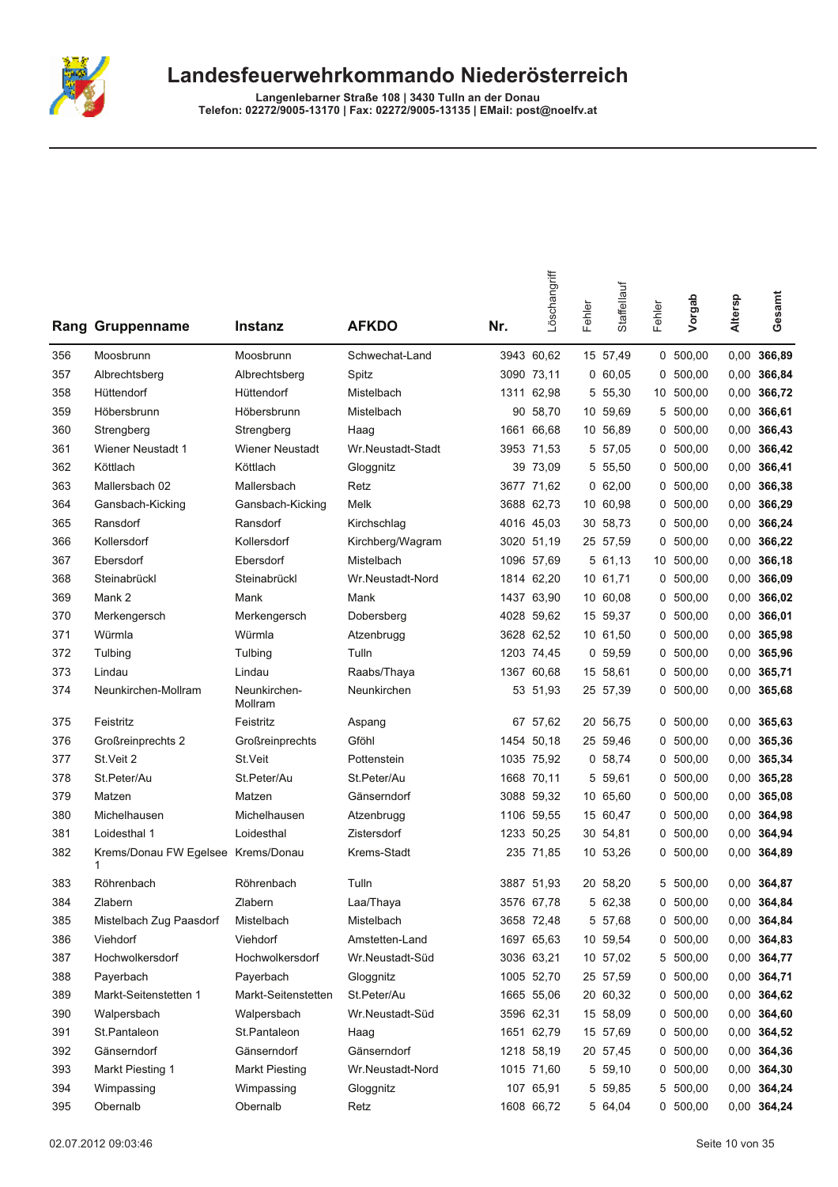# Landesfeuerwehrkommando Niederösterreich

**Langenlebarner Straße 108 | 3430 Tulln an der Donau**
**Telefon: 02272/9005-13170 | Fax: 02272/9005-13135 | EMail: post@noelfv.at**

| Rang | Gruppenname | Instanz | AFKDO | Nr. | Löschangriff | Fehler | Staffellauf | Fehler | Vorgab | Altersp | Gesamt |
|---|---|---|---|---|---|---|---|---|---|---|---|
| 356 | Moosbrunn | Moosbrunn | Schwechat-Land | 3943 | 60,62 | 15 | 57,49 | 0 | 500,00 | 0,00 | **366,89** |
| 357 | Albrechtsberg | Albrechtsberg | Spitz | 3090 | 73,11 | 0 | 60,05 | 0 | 500,00 | 0,00 | **366,84** |
| 358 | Hüttendorf | Hüttendorf | Mistelbach | 1311 | 62,98 | 5 | 55,30 | 10 | 500,00 | 0,00 | **366,72** |
| 359 | Höbersbrunn | Höbersbrunn | Mistelbach | 90 | 58,70 | 10 | 59,69 | 5 | 500,00 | 0,00 | **366,61** |
| 360 | Strengberg | Strengberg | Haag | 1661 | 66,68 | 10 | 56,89 | 0 | 500,00 | 0,00 | **366,43** |
| 361 | Wiener Neustadt 1 | Wiener Neustadt | Wr.Neustadt-Stadt | 3953 | 71,53 | 5 | 57,05 | 0 | 500,00 | 0,00 | **366,42** |
| 362 | Köttlach | Köttlach | Gloggnitz | 39 | 73,09 | 5 | 55,50 | 0 | 500,00 | 0,00 | **366,41** |
| 363 | Mallersbach 02 | Mallersbach | Retz | 3677 | 71,62 | 0 | 62,00 | 0 | 500,00 | 0,00 | **366,38** |
| 364 | Gansbach-Kicking | Gansbach-Kicking | Melk | 3688 | 62,73 | 10 | 60,98 | 0 | 500,00 | 0,00 | **366,29** |
| 365 | Ransdorf | Ransdorf | Kirchschlag | 4016 | 45,03 | 30 | 58,73 | 0 | 500,00 | 0,00 | **366,24** |
| 366 | Kollersdorf | Kollersdorf | Kirchberg/Wagram | 3020 | 51,19 | 25 | 57,59 | 0 | 500,00 | 0,00 | **366,22** |
| 367 | Ebersdorf | Ebersdorf | Mistelbach | 1096 | 57,69 | 5 | 61,13 | 10 | 500,00 | 0,00 | **366,18** |
| 368 | Steinabrückl | Steinabrückl | Wr.Neustadt-Nord | 1814 | 62,20 | 10 | 61,71 | 0 | 500,00 | 0,00 | **366,09** |
| 369 | Mank 2 | Mank | Mank | 1437 | 63,90 | 10 | 60,08 | 0 | 500,00 | 0,00 | **366,02** |
| 370 | Merkengersch | Merkengersch | Dobersberg | 4028 | 59,62 | 15 | 59,37 | 0 | 500,00 | 0,00 | **366,01** |
| 371 | Würmla | Würmla | Atzenbrugg | 3628 | 62,52 | 10 | 61,50 | 0 | 500,00 | 0,00 | **365,98** |
| 372 | Tulbing | Tulbing | Tulln | 1203 | 74,45 | 0 | 59,59 | 0 | 500,00 | 0,00 | **365,96** |
| 373 | Lindau | Lindau | Raabs/Thaya | 1367 | 60,68 | 15 | 58,61 | 0 | 500,00 | 0,00 | **365,71** |
| 374 | Neunkirchen-Mollram | Neunkirchen-Mollram | Neunkirchen | 53 | 51,93 | 25 | 57,39 | 0 | 500,00 | 0,00 | **365,68** |
| 375 | Feistritz | Feistritz | Aspang | 67 | 57,62 | 20 | 56,75 | 0 | 500,00 | 0,00 | **365,63** |
| 376 | Großreinprechts 2 | Großreinprechts | Gföhl | 1454 | 50,18 | 25 | 59,46 | 0 | 500,00 | 0,00 | **365,36** |
| 377 | St.Veit 2 | St.Veit | Pottenstein | 1035 | 75,92 | 0 | 58,74 | 0 | 500,00 | 0,00 | **365,34** |
| 378 | St.Peter/Au | St.Peter/Au | St.Peter/Au | 1668 | 70,11 | 5 | 59,61 | 0 | 500,00 | 0,00 | **365,28** |
| 379 | Matzen | Matzen | Gänserndorf | 3088 | 59,32 | 10 | 65,60 | 0 | 500,00 | 0,00 | **365,08** |
| 380 | Michelhausen | Michelhausen | Atzenbrugg | 1106 | 59,55 | 15 | 60,47 | 0 | 500,00 | 0,00 | **364,98** |
| 381 | Loidesthal 1 | Loidesthal | Zistersdorf | 1233 | 50,25 | 30 | 54,81 | 0 | 500,00 | 0,00 | **364,94** |
| 382 | Krems/Donau FW Egelsee 1 | Krems/Donau | Krems-Stadt | 235 | 71,85 | 10 | 53,26 | 0 | 500,00 | 0,00 | **364,89** |
| 383 | Röhrenbach | Röhrenbach | Tulln | 3887 | 51,93 | 20 | 58,20 | 5 | 500,00 | 0,00 | **364,87** |
| 384 | Zlabern | Zlabern | Laa/Thaya | 3576 | 67,78 | 5 | 62,38 | 0 | 500,00 | 0,00 | **364,84** |
| 385 | Mistelbach Zug Paasdorf | Mistelbach | Mistelbach | 3658 | 72,48 | 5 | 57,68 | 0 | 500,00 | 0,00 | **364,84** |
| 386 | Viehdorf | Viehdorf | Amstetten-Land | 1697 | 65,63 | 10 | 59,54 | 0 | 500,00 | 0,00 | **364,83** |
| 387 | Hochwolkersdorf | Hochwolkersdorf | Wr.Neustadt-Süd | 3036 | 63,21 | 10 | 57,02 | 5 | 500,00 | 0,00 | **364,77** |
| 388 | Payerbach | Payerbach | Gloggnitz | 1005 | 52,70 | 25 | 57,59 | 0 | 500,00 | 0,00 | **364,71** |
| 389 | Markt-Seitenstetten 1 | Markt-Seitenstetten | St.Peter/Au | 1665 | 55,06 | 20 | 60,32 | 0 | 500,00 | 0,00 | **364,62** |
| 390 | Walpersbach | Walpersbach | Wr.Neustadt-Süd | 3596 | 62,31 | 15 | 58,09 | 0 | 500,00 | 0,00 | **364,60** |
| 391 | St.Pantaleon | St.Pantaleon | Haag | 1651 | 62,79 | 15 | 57,69 | 0 | 500,00 | 0,00 | **364,52** |
| 392 | Gänserndorf | Gänserndorf | Gänserndorf | 1218 | 58,19 | 20 | 57,45 | 0 | 500,00 | 0,00 | **364,36** |
| 393 | Markt Piesting 1 | Markt Piesting | Wr.Neustadt-Nord | 1015 | 71,60 | 5 | 59,10 | 0 | 500,00 | 0,00 | **364,30** |
| 394 | Wimpassing | Wimpassing | Gloggnitz | 107 | 65,91 | 5 | 59,85 | 5 | 500,00 | 0,00 | **364,24** |
| 395 | Obernalb | Obernalb | Retz | 1608 | 66,72 | 5 | 64,04 | 0 | 500,00 | 0,00 | **364,24** |

02.07.2012 09:03:46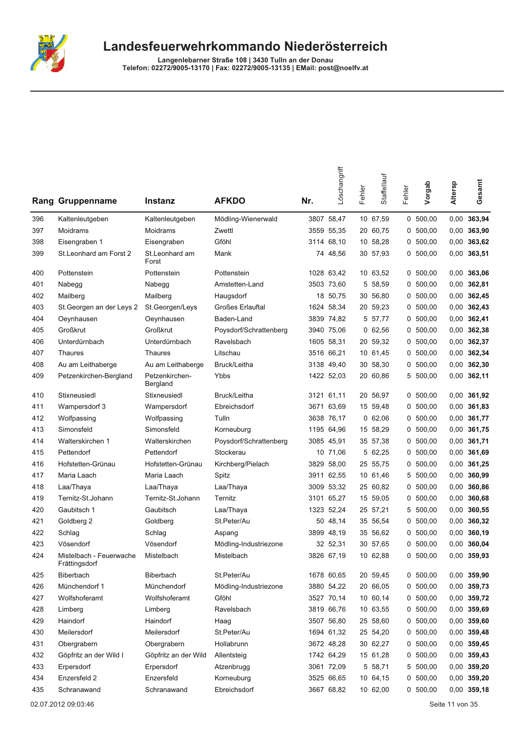# Landesfeuerwehrkommando Niederösterreich

**Langenlebarner Straße 108 | 3430 Tulln an der Donau**
**Telefon: 02272/9005-13170 | Fax: 02272/9005-13135 | EMail: post@noelfv.at**

| Rang | Gruppenname | Instanz | AFKDO | Nr. | Löschangriff | Fehler | Staffellauf | Fehler | Vorgab | Altersp | Gesamt |
|---|---|---|---|---|---|---|---|---|---|---|---|
| 396 | Kaltenleutgeben | Kaltenleutgeben | Mödling-Wienerwald | 3807 | 58,47 | 10 | 67,59 | 0 | 500,00 | 0,00 | **363,94** |
| 397 | Moidrams | Moidrams | Zwettl | 3559 | 55,35 | 20 | 60,75 | 0 | 500,00 | 0,00 | **363,90** |
| 398 | Eisengraben 1 | Eisengraben | Gföhl | 3114 | 68,10 | 10 | 58,28 | 0 | 500,00 | 0,00 | **363,62** |
| 399 | St.Leonhard am Forst 2 | St.Leonhard am Forst | Mank | 74 | 48,56 | 30 | 57,93 | 0 | 500,00 | 0,00 | **363,51** |
| 400 | Pottenstein | Pottenstein | Pottenstein | 1028 | 63,42 | 10 | 63,52 | 0 | 500,00 | 0,00 | **363,06** |
| 401 | Nabegg | Nabegg | Amstetten-Land | 3503 | 73,60 | 5 | 58,59 | 0 | 500,00 | 0,00 | **362,81** |
| 402 | Mailberg | Mailberg | Haugsdorf | 18 | 50,75 | 30 | 56,80 | 0 | 500,00 | 0,00 | **362,45** |
| 403 | St.Georgen an der Leys 2 | St.Georgen/Leys | Großes Erlauftal | 1624 | 58,34 | 20 | 59,23 | 0 | 500,00 | 0,00 | **362,43** |
| 404 | Oeynhausen | Oeynhausen | Baden-Land | 3839 | 74,82 | 5 | 57,77 | 0 | 500,00 | 0,00 | **362,41** |
| 405 | Großkrut | Großkrut | Poysdorf/Schrattenberg | 3940 | 75,06 | 0 | 62,56 | 0 | 500,00 | 0,00 | **362,38** |
| 406 | Unterdürnbach | Unterdürnbach | Ravelsbach | 1605 | 58,31 | 20 | 59,32 | 0 | 500,00 | 0,00 | **362,37** |
| 407 | Thaures | Thaures | Litschau | 3516 | 66,21 | 10 | 61,45 | 0 | 500,00 | 0,00 | **362,34** |
| 408 | Au am Leithaberge | Au am Leithaberge | Bruck/Leitha | 3138 | 49,40 | 30 | 58,30 | 0 | 500,00 | 0,00 | **362,30** |
| 409 | Petzenkirchen-Bergland | Petzenkirchen-Bergland | Ybbs | 1422 | 52,03 | 20 | 60,86 | 5 | 500,00 | 0,00 | **362,11** |
| 410 | Stixneusiedl | Stixneusiedl | Bruck/Leitha | 3121 | 61,11 | 20 | 56,97 | 0 | 500,00 | 0,00 | **361,92** |
| 411 | Wampersdorf 3 | Wampersdorf | Ebreichsdorf | 3671 | 63,69 | 15 | 59,48 | 0 | 500,00 | 0,00 | **361,83** |
| 412 | Wolfpassing | Wolfpassing | Tulln | 3638 | 76,17 | 0 | 62,06 | 0 | 500,00 | 0,00 | **361,77** |
| 413 | Simonsfeld | Simonsfeld | Korneuburg | 1195 | 64,96 | 15 | 58,29 | 0 | 500,00 | 0,00 | **361,75** |
| 414 | Walterskirchen 1 | Walterskirchen | Poysdorf/Schrattenberg | 3085 | 45,91 | 35 | 57,38 | 0 | 500,00 | 0,00 | **361,71** |
| 415 | Pettendorf | Pettendorf | Stockerau | 10 | 71,06 | 5 | 62,25 | 0 | 500,00 | 0,00 | **361,69** |
| 416 | Hofstetten-Grünau | Hofstetten-Grünau | Kirchberg/Pielach | 3829 | 58,00 | 25 | 55,75 | 0 | 500,00 | 0,00 | **361,25** |
| 417 | Maria Laach | Maria Laach | Spitz | 3911 | 62,55 | 10 | 61,46 | 5 | 500,00 | 0,00 | **360,99** |
| 418 | Laa/Thaya | Laa/Thaya | Laa/Thaya | 3009 | 53,32 | 25 | 60,82 | 0 | 500,00 | 0,00 | **360,86** |
| 419 | Ternitz-St.Johann | Ternitz-St.Johann | Ternitz | 3101 | 65,27 | 15 | 59,05 | 0 | 500,00 | 0,00 | **360,68** |
| 420 | Gaubitsch 1 | Gaubitsch | Laa/Thaya | 1323 | 52,24 | 25 | 57,21 | 5 | 500,00 | 0,00 | **360,55** |
| 421 | Goldberg 2 | Goldberg | St.Peter/Au | 50 | 48,14 | 35 | 56,54 | 0 | 500,00 | 0,00 | **360,32** |
| 422 | Schlag | Schlag | Aspang | 3899 | 48,19 | 35 | 56,62 | 0 | 500,00 | 0,00 | **360,19** |
| 423 | Vösendorf | Vösendorf | Mödling-Industriezone | 32 | 52,31 | 30 | 57,65 | 0 | 500,00 | 0,00 | **360,04** |
| 424 | Mistelbach - Feuerwache Frättingsdorf | Mistelbach | Mistelbach | 3826 | 67,19 | 10 | 62,88 | 0 | 500,00 | 0,00 | **359,93** |
| 425 | Biberbach | Biberbach | St.Peter/Au | 1678 | 60,65 | 20 | 59,45 | 0 | 500,00 | 0,00 | **359,90** |
| 426 | Münchendorf 1 | Münchendorf | Mödling-Industriezone | 3880 | 54,22 | 20 | 66,05 | 0 | 500,00 | 0,00 | **359,73** |
| 427 | Wolfshoferamt | Wolfshoferamt | Gföhl | 3527 | 70,14 | 10 | 60,14 | 0 | 500,00 | 0,00 | **359,72** |
| 428 | Limberg | Limberg | Ravelsbach | 3819 | 66,76 | 10 | 63,55 | 0 | 500,00 | 0,00 | **359,69** |
| 429 | Haindorf | Haindorf | Haag | 3507 | 56,80 | 25 | 58,60 | 0 | 500,00 | 0,00 | **359,60** |
| 430 | Meilersdorf | Meilersdorf | St.Peter/Au | 1694 | 61,32 | 25 | 54,20 | 0 | 500,00 | 0,00 | **359,48** |
| 431 | Obergrabern | Obergrabern | Hollabrunn | 3672 | 48,28 | 30 | 62,27 | 0 | 500,00 | 0,00 | **359,45** |
| 432 | Göpfritz an der Wild I | Göpfritz an der Wild | Allentsteig | 1742 | 64,29 | 15 | 61,28 | 0 | 500,00 | 0,00 | **359,43** |
| 433 | Erpersdorf | Erpersdorf | Atzenbrugg | 3061 | 72,09 | 5 | 58,71 | 5 | 500,00 | 0,00 | **359,20** |
| 434 | Enzersfeld 2 | Enzersfeld | Korneuburg | 3525 | 66,65 | 10 | 64,15 | 0 | 500,00 | 0,00 | **359,20** |
| 435 | Schranawand | Schranawand | Ebreichsdorf | 3667 | 68,82 | 10 | 62,00 | 0 | 500,00 | 0,00 | **359,18** |

02.07.2012 09:03:46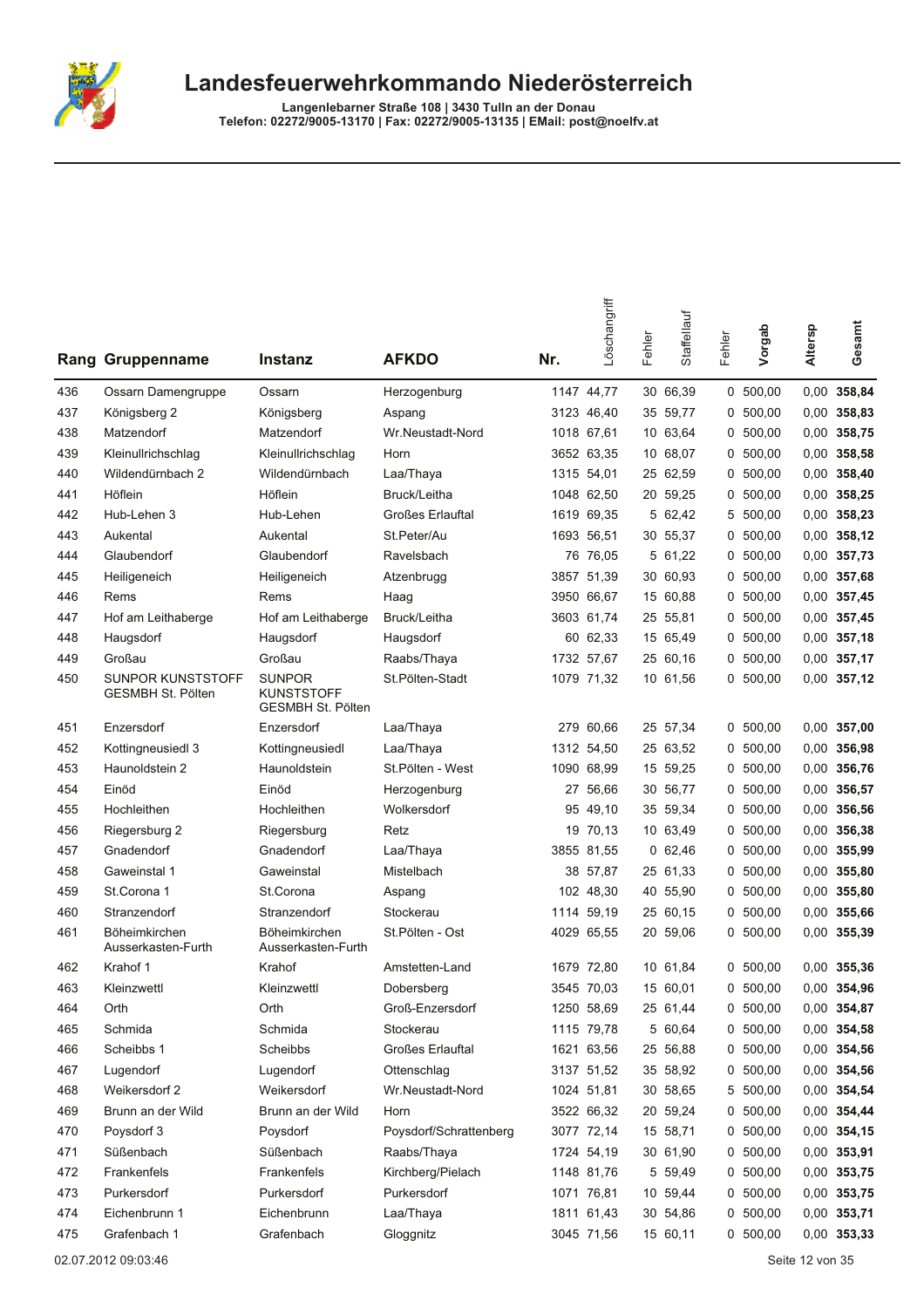# Landesfeuerwehrkommando Niederösterreich

**Langenlebarner Straße 108 | 3430 Tulln an der Donau**
**Telefon: 02272/9005-13170 | Fax: 02272/9005-13135 | EMail: post@noelfv.at**

| Rang | Gruppenname | Instanz | AFKDO | Nr. | Löschangriff | Fehler | Staffellauf | Fehler | Vorgab | Altersp | Gesamt |
|---|---|---|---|---|---|---|---|---|---|---|---|
| 436 | Ossarn Damengruppe | Ossarn | Herzogenburg | 1147 | 44,77 | 30 | 66,39 | 0 | 500,00 | 0,00 | **358,84** |
| 437 | Königsberg 2 | Königsberg | Aspang | 3123 | 46,40 | 35 | 59,77 | 0 | 500,00 | 0,00 | **358,83** |
| 438 | Matzendorf | Matzendorf | Wr.Neustadt-Nord | 1018 | 67,61 | 10 | 63,64 | 0 | 500,00 | 0,00 | **358,75** |
| 439 | Kleinullrichschlag | Kleinullrichschlag | Horn | 3652 | 63,35 | 10 | 68,07 | 0 | 500,00 | 0,00 | **358,58** |
| 440 | Wildendürnbach 2 | Wildendürnbach | Laa/Thaya | 1315 | 54,01 | 25 | 62,59 | 0 | 500,00 | 0,00 | **358,40** |
| 441 | Höflein | Höflein | Bruck/Leitha | 1048 | 62,50 | 20 | 59,25 | 0 | 500,00 | 0,00 | **358,25** |
| 442 | Hub-Lehen 3 | Hub-Lehen | Großes Erlauftal | 1619 | 69,35 | 5 | 62,42 | 5 | 500,00 | 0,00 | **358,23** |
| 443 | Aukental | Aukental | St.Peter/Au | 1693 | 56,51 | 30 | 55,37 | 0 | 500,00 | 0,00 | **358,12** |
| 444 | Glaubendorf | Glaubendorf | Ravelsbach | 76 | 76,05 | 5 | 61,22 | 0 | 500,00 | 0,00 | **357,73** |
| 445 | Heiligeneich | Heiligeneich | Atzenbrugg | 3857 | 51,39 | 30 | 60,93 | 0 | 500,00 | 0,00 | **357,68** |
| 446 | Rems | Rems | Haag | 3950 | 66,67 | 15 | 60,88 | 0 | 500,00 | 0,00 | **357,45** |
| 447 | Hof am Leithaberge | Hof am Leithaberge | Bruck/Leitha | 3603 | 61,74 | 25 | 55,81 | 0 | 500,00 | 0,00 | **357,45** |
| 448 | Haugsdorf | Haugsdorf | Haugsdorf | 60 | 62,33 | 15 | 65,49 | 0 | 500,00 | 0,00 | **357,18** |
| 449 | Großau | Großau | Raabs/Thaya | 1732 | 57,67 | 25 | 60,16 | 0 | 500,00 | 0,00 | **357,17** |
| 450 | SUNPOR KUNSTSTOFF GESMBH St. Pölten | SUNPOR KUNSTSTOFF GESMBH St. Pölten | St.Pölten-Stadt | 1079 | 71,32 | 10 | 61,56 | 0 | 500,00 | 0,00 | **357,12** |
| 451 | Enzersdorf | Enzersdorf | Laa/Thaya | 279 | 60,66 | 25 | 57,34 | 0 | 500,00 | 0,00 | **357,00** |
| 452 | Kottingneusiedl 3 | Kottingneusiedl | Laa/Thaya | 1312 | 54,50 | 25 | 63,52 | 0 | 500,00 | 0,00 | **356,98** |
| 453 | Haunoldstein 2 | Haunoldstein | St.Pölten - West | 1090 | 68,99 | 15 | 59,25 | 0 | 500,00 | 0,00 | **356,76** |
| 454 | Einöd | Einöd | Herzogenburg | 27 | 56,66 | 30 | 56,77 | 0 | 500,00 | 0,00 | **356,57** |
| 455 | Hochleithen | Hochleithen | Wolkersdorf | 95 | 49,10 | 35 | 59,34 | 0 | 500,00 | 0,00 | **356,56** |
| 456 | Riegersburg 2 | Riegersburg | Retz | 19 | 70,13 | 10 | 63,49 | 0 | 500,00 | 0,00 | **356,38** |
| 457 | Gnadendorf | Gnadendorf | Laa/Thaya | 3855 | 81,55 | 0 | 62,46 | 0 | 500,00 | 0,00 | **355,99** |
| 458 | Gaweinstal 1 | Gaweinstal | Mistelbach | 38 | 57,87 | 25 | 61,33 | 0 | 500,00 | 0,00 | **355,80** |
| 459 | St.Corona 1 | St.Corona | Aspang | 102 | 48,30 | 40 | 55,90 | 0 | 500,00 | 0,00 | **355,80** |
| 460 | Stranzendorf | Stranzendorf | Stockerau | 1114 | 59,19 | 25 | 60,15 | 0 | 500,00 | 0,00 | **355,66** |
| 461 | Böheimkirchen Ausserkasten-Furth | Böheimkirchen Ausserkasten-Furth | St.Pölten - Ost | 4029 | 65,55 | 20 | 59,06 | 0 | 500,00 | 0,00 | **355,39** |
| 462 | Krahof 1 | Krahof | Amstetten-Land | 1679 | 72,80 | 10 | 61,84 | 0 | 500,00 | 0,00 | **355,36** |
| 463 | Kleinzwettl | Kleinzwettl | Dobersberg | 3545 | 70,03 | 15 | 60,01 | 0 | 500,00 | 0,00 | **354,96** |
| 464 | Orth | Orth | Groß-Enzersdorf | 1250 | 58,69 | 25 | 61,44 | 0 | 500,00 | 0,00 | **354,87** |
| 465 | Schmida | Schmida | Stockerau | 1115 | 79,78 | 5 | 60,64 | 0 | 500,00 | 0,00 | **354,58** |
| 466 | Scheibbs 1 | Scheibbs | Großes Erlauftal | 1621 | 63,56 | 25 | 56,88 | 0 | 500,00 | 0,00 | **354,56** |
| 467 | Lugendorf | Lugendorf | Ottenschlag | 3137 | 51,52 | 35 | 58,92 | 0 | 500,00 | 0,00 | **354,56** |
| 468 | Weikersdorf 2 | Weikersdorf | Wr.Neustadt-Nord | 1024 | 51,81 | 30 | 58,65 | 5 | 500,00 | 0,00 | **354,54** |
| 469 | Brunn an der Wild | Brunn an der Wild | Horn | 3522 | 66,32 | 20 | 59,24 | 0 | 500,00 | 0,00 | **354,44** |
| 470 | Poysdorf 3 | Poysdorf | Poysdorf/Schrattenberg | 3077 | 72,14 | 15 | 58,71 | 0 | 500,00 | 0,00 | **354,15** |
| 471 | Süßenbach | Süßenbach | Raabs/Thaya | 1724 | 54,19 | 30 | 61,90 | 0 | 500,00 | 0,00 | **353,91** |
| 472 | Frankenfels | Frankenfels | Kirchberg/Pielach | 1148 | 81,76 | 5 | 59,49 | 0 | 500,00 | 0,00 | **353,75** |
| 473 | Purkersdorf | Purkersdorf | Purkersdorf | 1071 | 76,81 | 10 | 59,44 | 0 | 500,00 | 0,00 | **353,75** |
| 474 | Eichenbrunn 1 | Eichenbrunn | Laa/Thaya | 1811 | 61,43 | 30 | 54,86 | 0 | 500,00 | 0,00 | **353,71** |
| 475 | Grafenbach 1 | Grafenbach | Gloggnitz | 3045 | 71,56 | 15 | 60,11 | 0 | 500,00 | 0,00 | **353,33** |

02.07.2012 09:03:46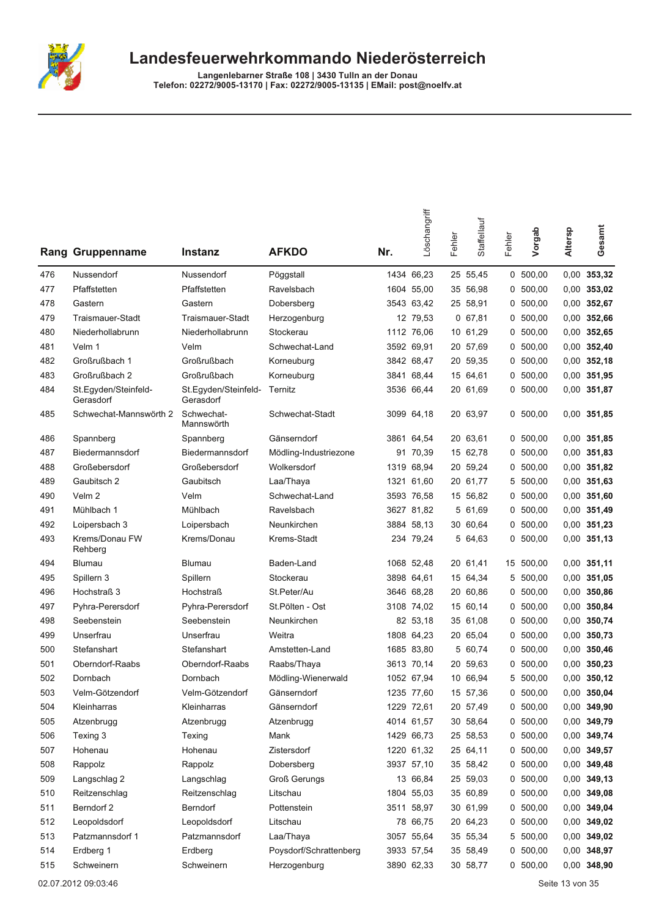# Landesfeuerwehrkommando Niederösterreich

**Langenlebarner Straße 108 | 3430 Tulln an der Donau**
**Telefon: 02272/9005-13170 | Fax: 02272/9005-13135 | EMail: post@noelfv.at**

| Rang | Gruppenname | Instanz | AFKDO | Nr. | Löschangriff | Fehler | Staffellauf | Fehler | Vorgab | Altersp | Gesamt |
|---|---|---|---|---|---|---|---|---|---|---|---|
| 476 | Nussendorf | Nussendorf | Pöggstall | 1434 | 66,23 | 25 | 55,45 | 0 | 500,00 | 0,00 | **353,32** |
| 477 | Pfaffstetten | Pfaffstetten | Ravelsbach | 1604 | 55,00 | 35 | 56,98 | 0 | 500,00 | 0,00 | **353,02** |
| 478 | Gastern | Gastern | Dobersberg | 3543 | 63,42 | 25 | 58,91 | 0 | 500,00 | 0,00 | **352,67** |
| 479 | Traismauer-Stadt | Traismauer-Stadt | Herzogenburg | 12 | 79,53 | 0 | 67,81 | 0 | 500,00 | 0,00 | **352,66** |
| 480 | Niederhollabrunn | Niederhollabrunn | Stockerau | 1112 | 76,06 | 10 | 61,29 | 0 | 500,00 | 0,00 | **352,65** |
| 481 | Velm 1 | Velm | Schwechat-Land | 3592 | 69,91 | 20 | 57,69 | 0 | 500,00 | 0,00 | **352,40** |
| 482 | Großrußbach 1 | Großrußbach | Korneuburg | 3842 | 68,47 | 20 | 59,35 | 0 | 500,00 | 0,00 | **352,18** |
| 483 | Großrußbach 2 | Großrußbach | Korneuburg | 3841 | 68,44 | 15 | 64,61 | 0 | 500,00 | 0,00 | **351,95** |
| 484 | St.Egyden/Steinfeld-Gerasdorf | St.Egyden/Steinfeld-Gerasdorf | Ternitz | 3536 | 66,44 | 20 | 61,69 | 0 | 500,00 | 0,00 | **351,87** |
| 485 | Schwechat-Mannswörth 2 | Schwechat-Mannswörth | Schwechat-Stadt | 3099 | 64,18 | 20 | 63,97 | 0 | 500,00 | 0,00 | **351,85** |
| 486 | Spannberg | Spannberg | Gänserndorf | 3861 | 64,54 | 20 | 63,61 | 0 | 500,00 | 0,00 | **351,85** |
| 487 | Biedermannsdorf | Biedermannsdorf | Mödling-Industriezone | 91 | 70,39 | 15 | 62,78 | 0 | 500,00 | 0,00 | **351,83** |
| 488 | Großebersdorf | Großebersdorf | Wolkersdorf | 1319 | 68,94 | 20 | 59,24 | 0 | 500,00 | 0,00 | **351,82** |
| 489 | Gaubitsch 2 | Gaubitsch | Laa/Thaya | 1321 | 61,60 | 20 | 61,77 | 5 | 500,00 | 0,00 | **351,63** |
| 490 | Velm 2 | Velm | Schwechat-Land | 3593 | 76,58 | 15 | 56,82 | 0 | 500,00 | 0,00 | **351,60** |
| 491 | Mühlbach 1 | Mühlbach | Ravelsbach | 3627 | 81,82 | 5 | 61,69 | 0 | 500,00 | 0,00 | **351,49** |
| 492 | Loipersbach 3 | Loipersbach | Neunkirchen | 3884 | 58,13 | 30 | 60,64 | 0 | 500,00 | 0,00 | **351,23** |
| 493 | Krems/Donau FW Rehberg | Krems/Donau | Krems-Stadt | 234 | 79,24 | 5 | 64,63 | 0 | 500,00 | 0,00 | **351,13** |
| 494 | Blumau | Blumau | Baden-Land | 1068 | 52,48 | 20 | 61,41 | 15 | 500,00 | 0,00 | **351,11** |
| 495 | Spillern 3 | Spillern | Stockerau | 3898 | 64,61 | 15 | 64,34 | 5 | 500,00 | 0,00 | **351,05** |
| 496 | Hochstraß 3 | Hochstraß | St.Peter/Au | 3646 | 68,28 | 20 | 60,86 | 0 | 500,00 | 0,00 | **350,86** |
| 497 | Pyhra-Perersdorf | Pyhra-Perersdorf | St.Pölten - Ost | 3108 | 74,02 | 15 | 60,14 | 0 | 500,00 | 0,00 | **350,84** |
| 498 | Seebenstein | Seebenstein | Neunkirchen | 82 | 53,18 | 35 | 61,08 | 0 | 500,00 | 0,00 | **350,74** |
| 499 | Unserfrau | Unserfrau | Weitra | 1808 | 64,23 | 20 | 65,04 | 0 | 500,00 | 0,00 | **350,73** |
| 500 | Stefanshart | Stefanshart | Amstetten-Land | 1685 | 83,80 | 5 | 60,74 | 0 | 500,00 | 0,00 | **350,46** |
| 501 | Oberndorf-Raabs | Oberndorf-Raabs | Raabs/Thaya | 3613 | 70,14 | 20 | 59,63 | 0 | 500,00 | 0,00 | **350,23** |
| 502 | Dornbach | Dornbach | Mödling-Wienerwald | 1052 | 67,94 | 10 | 66,94 | 5 | 500,00 | 0,00 | **350,12** |
| 503 | Velm-Götzendorf | Velm-Götzendorf | Gänserndorf | 1235 | 77,60 | 15 | 57,36 | 0 | 500,00 | 0,00 | **350,04** |
| 504 | Kleinharras | Kleinharras | Gänserndorf | 1229 | 72,61 | 20 | 57,49 | 0 | 500,00 | 0,00 | **349,90** |
| 505 | Atzenbrugg | Atzenbrugg | Atzenbrugg | 4014 | 61,57 | 30 | 58,64 | 0 | 500,00 | 0,00 | **349,79** |
| 506 | Texing 3 | Texing | Mank | 1429 | 66,73 | 25 | 58,53 | 0 | 500,00 | 0,00 | **349,74** |
| 507 | Hohenau | Hohenau | Zistersdorf | 1220 | 61,32 | 25 | 64,11 | 0 | 500,00 | 0,00 | **349,57** |
| 508 | Rappolz | Rappolz | Dobersberg | 3937 | 57,10 | 35 | 58,42 | 0 | 500,00 | 0,00 | **349,48** |
| 509 | Langschlag 2 | Langschlag | Groß Gerungs | 13 | 66,84 | 25 | 59,03 | 0 | 500,00 | 0,00 | **349,13** |
| 510 | Reitzenschlag | Reitzenschlag | Litschau | 1804 | 55,03 | 35 | 60,89 | 0 | 500,00 | 0,00 | **349,08** |
| 511 | Berndorf 2 | Berndorf | Pottenstein | 3511 | 58,97 | 30 | 61,99 | 0 | 500,00 | 0,00 | **349,04** |
| 512 | Leopoldsdorf | Leopoldsdorf | Litschau | 78 | 66,75 | 20 | 64,23 | 0 | 500,00 | 0,00 | **349,02** |
| 513 | Patzmannsdorf 1 | Patzmannsdorf | Laa/Thaya | 3057 | 55,64 | 35 | 55,34 | 5 | 500,00 | 0,00 | **349,02** |
| 514 | Erdberg 1 | Erdberg | Poysdorf/Schrattenberg | 3933 | 57,54 | 35 | 58,49 | 0 | 500,00 | 0,00 | **348,97** |
| 515 | Schweinern | Schweinern | Herzogenburg | 3890 | 62,33 | 30 | 58,77 | 0 | 500,00 | 0,00 | **348,90** |

02.07.2012 09:03:46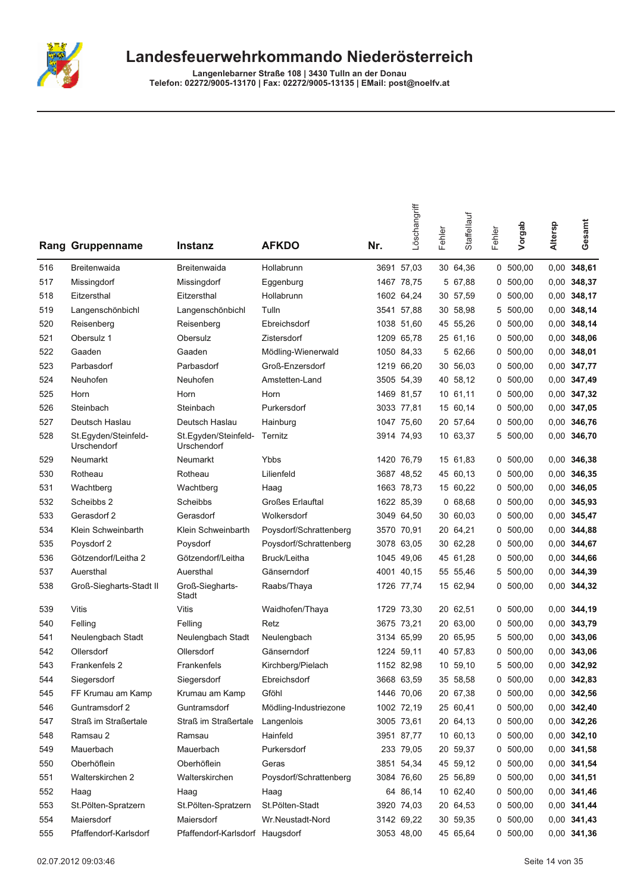# Landesfeuerwehrkommando Niederösterreich

**Langenlebarner Straße 108 | 3430 Tulln an der Donau**
**Telefon: 02272/9005-13170 | Fax: 02272/9005-13135 | EMail: post@noelfv.at**

| Rang | Gruppenname | Instanz | AFKDO | Nr. | Löschangriff | Fehler | Staffellauf | Fehler | Vorgab | Altersp | Gesamt |
|---|---|---|---|---|---|---|---|---|---|---|---|
| 516 | Breitenwaida | Breitenwaida | Hollabrunn | 3691 | 57,03 | 30 | 64,36 | 0 | 500,00 | 0,00 | **348,61** |
| 517 | Missingdorf | Missingdorf | Eggenburg | 1467 | 78,75 | 5 | 67,88 | 0 | 500,00 | 0,00 | **348,37** |
| 518 | Eitzersthal | Eitzersthal | Hollabrunn | 1602 | 64,24 | 30 | 57,59 | 0 | 500,00 | 0,00 | **348,17** |
| 519 | Langenschönbichl | Langenschönbichl | Tulln | 3541 | 57,88 | 30 | 58,98 | 5 | 500,00 | 0,00 | **348,14** |
| 520 | Reisenberg | Reisenberg | Ebreichsdorf | 1038 | 51,60 | 45 | 55,26 | 0 | 500,00 | 0,00 | **348,14** |
| 521 | Obersulz 1 | Obersulz | Zistersdorf | 1209 | 65,78 | 25 | 61,16 | 0 | 500,00 | 0,00 | **348,06** |
| 522 | Gaaden | Gaaden | Mödling-Wienerwald | 1050 | 84,33 | 5 | 62,66 | 0 | 500,00 | 0,00 | **348,01** |
| 523 | Parbasdorf | Parbasdorf | Groß-Enzersdorf | 1219 | 66,20 | 30 | 56,03 | 0 | 500,00 | 0,00 | **347,77** |
| 524 | Neuhofen | Neuhofen | Amstetten-Land | 3505 | 54,39 | 40 | 58,12 | 0 | 500,00 | 0,00 | **347,49** |
| 525 | Horn | Horn | Horn | 1469 | 81,57 | 10 | 61,11 | 0 | 500,00 | 0,00 | **347,32** |
| 526 | Steinbach | Steinbach | Purkersdorf | 3033 | 77,81 | 15 | 60,14 | 0 | 500,00 | 0,00 | **347,05** |
| 527 | Deutsch Haslau | Deutsch Haslau | Hainburg | 1047 | 75,60 | 20 | 57,64 | 0 | 500,00 | 0,00 | **346,76** |
| 528 | St.Egyden/Steinfeld-Urschendorf | St.Egyden/Steinfeld-Urschendorf | Ternitz | 3914 | 74,93 | 10 | 63,37 | 5 | 500,00 | 0,00 | **346,70** |
| 529 | Neumarkt | Neumarkt | Ybbs | 1420 | 76,79 | 15 | 61,83 | 0 | 500,00 | 0,00 | **346,38** |
| 530 | Rotheau | Rotheau | Lilienfeld | 3687 | 48,52 | 45 | 60,13 | 0 | 500,00 | 0,00 | **346,35** |
| 531 | Wachtberg | Wachtberg | Haag | 1663 | 78,73 | 15 | 60,22 | 0 | 500,00 | 0,00 | **346,05** |
| 532 | Scheibbs 2 | Scheibbs | Großes Erlauftal | 1622 | 85,39 | 0 | 68,68 | 0 | 500,00 | 0,00 | **345,93** |
| 533 | Gerasdorf 2 | Gerasdorf | Wolkersdorf | 3049 | 64,50 | 30 | 60,03 | 0 | 500,00 | 0,00 | **345,47** |
| 534 | Klein Schweinbarth | Klein Schweinbarth | Poysdorf/Schrattenberg | 3570 | 70,91 | 20 | 64,21 | 0 | 500,00 | 0,00 | **344,88** |
| 535 | Poysdorf 2 | Poysdorf | Poysdorf/Schrattenberg | 3078 | 63,05 | 30 | 62,28 | 0 | 500,00 | 0,00 | **344,67** |
| 536 | Götzendorf/Leitha 2 | Götzendorf/Leitha | Bruck/Leitha | 1045 | 49,06 | 45 | 61,28 | 0 | 500,00 | 0,00 | **344,66** |
| 537 | Auersthal | Auersthal | Gänserndorf | 4001 | 40,15 | 55 | 55,46 | 5 | 500,00 | 0,00 | **344,39** |
| 538 | Groß-Siegharts-Stadt II | Groß-Siegharts-Stadt | Raabs/Thaya | 1726 | 77,74 | 15 | 62,94 | 0 | 500,00 | 0,00 | **344,32** |
| 539 | Vitis | Vitis | Waidhofen/Thaya | 1729 | 73,30 | 20 | 62,51 | 0 | 500,00 | 0,00 | **344,19** |
| 540 | Felling | Felling | Retz | 3675 | 73,21 | 20 | 63,00 | 0 | 500,00 | 0,00 | **343,79** |
| 541 | Neulengbach Stadt | Neulengbach Stadt | Neulengbach | 3134 | 65,99 | 20 | 65,95 | 5 | 500,00 | 0,00 | **343,06** |
| 542 | Ollersdorf | Ollersdorf | Gänserndorf | 1224 | 59,11 | 40 | 57,83 | 0 | 500,00 | 0,00 | **343,06** |
| 543 | Frankenfels 2 | Frankenfels | Kirchberg/Pielach | 1152 | 82,98 | 10 | 59,10 | 5 | 500,00 | 0,00 | **342,92** |
| 544 | Siegersdorf | Siegersdorf | Ebreichsdorf | 3668 | 63,59 | 35 | 58,58 | 0 | 500,00 | 0,00 | **342,83** |
| 545 | FF Krumau am Kamp | Krumau am Kamp | Gföhl | 1446 | 70,06 | 20 | 67,38 | 0 | 500,00 | 0,00 | **342,56** |
| 546 | Guntramsdorf 2 | Guntramsdorf | Mödling-Industriezone | 1002 | 72,19 | 25 | 60,41 | 0 | 500,00 | 0,00 | **342,40** |
| 547 | Straß im Straßertale | Straß im Straßertale | Langenlois | 3005 | 73,61 | 20 | 64,13 | 0 | 500,00 | 0,00 | **342,26** |
| 548 | Ramsau 2 | Ramsau | Hainfeld | 3951 | 87,77 | 10 | 60,13 | 0 | 500,00 | 0,00 | **342,10** |
| 549 | Mauerbach | Mauerbach | Purkersdorf | 233 | 79,05 | 20 | 59,37 | 0 | 500,00 | 0,00 | **341,58** |
| 550 | Oberhöflein | Oberhöflein | Geras | 3851 | 54,34 | 45 | 59,12 | 0 | 500,00 | 0,00 | **341,54** |
| 551 | Walterskirchen 2 | Walterskirchen | Poysdorf/Schrattenberg | 3084 | 76,60 | 25 | 56,89 | 0 | 500,00 | 0,00 | **341,51** |
| 552 | Haag | Haag | Haag | 64 | 86,14 | 10 | 62,40 | 0 | 500,00 | 0,00 | **341,46** |
| 553 | St.Pölten-Spratzern | St.Pölten-Spratzern | St.Pölten-Stadt | 3920 | 74,03 | 20 | 64,53 | 0 | 500,00 | 0,00 | **341,44** |
| 554 | Maiersdorf | Maiersdorf | Wr.Neustadt-Nord | 3142 | 69,22 | 30 | 59,35 | 0 | 500,00 | 0,00 | **341,43** |
| 555 | Pfaffendorf-Karlsdorf | Pfaffendorf-Karlsdorf | Haugsdorf | 3053 | 48,00 | 45 | 65,64 | 0 | 500,00 | 0,00 | **341,36** |

02.07.2012 09:03:46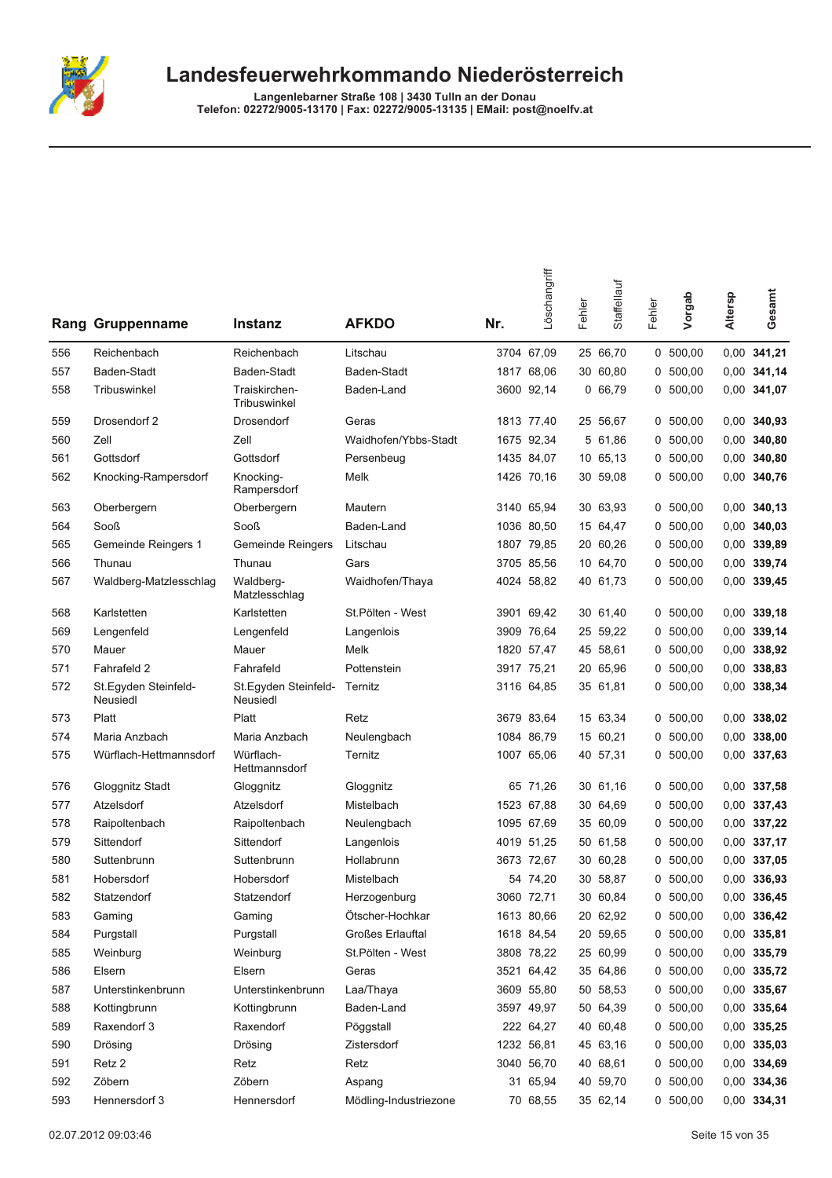# Landesfeuerwehrkommando Niederösterreich

**Langenlebarner Straße 108 | 3430 Tulln an der Donau**
**Telefon: 02272/9005-13170 | Fax: 02272/9005-13135 | EMail: post@noelfv.at**

| Rang | Gruppenname | Instanz | AFKDO | Nr. | Löschangriff | Fehler | Staffellauf | Fehler | Vorgab | Altersp | Gesamt |
|---|---|---|---|---|---|---|---|---|---|---|---|
| 556 | Reichenbach | Reichenbach | Litschau | 3704 | 67,09 | 25 | 66,70 | 0 | 500,00 | 0,00 | **341,21** |
| 557 | Baden-Stadt | Baden-Stadt | Baden-Stadt | 1817 | 68,06 | 30 | 60,80 | 0 | 500,00 | 0,00 | **341,14** |
| 558 | Tribuswinkel | Traiskirchen-Tribuswinkel | Baden-Land | 3600 | 92,14 | 0 | 66,79 | 0 | 500,00 | 0,00 | **341,07** |
| 559 | Drosendorf 2 | Drosendorf | Geras | 1813 | 77,40 | 25 | 56,67 | 0 | 500,00 | 0,00 | **340,93** |
| 560 | Zell | Zell | Waidhofen/Ybbs-Stadt | 1675 | 92,34 | 5 | 61,86 | 0 | 500,00 | 0,00 | **340,80** |
| 561 | Gottsdorf | Gottsdorf | Persenbeug | 1435 | 84,07 | 10 | 65,13 | 0 | 500,00 | 0,00 | **340,80** |
| 562 | Knocking-Rampersdorf | Knocking-Rampersdorf | Melk | 1426 | 70,16 | 30 | 59,08 | 0 | 500,00 | 0,00 | **340,76** |
| 563 | Oberbergern | Oberbergern | Mautern | 3140 | 65,94 | 30 | 63,93 | 0 | 500,00 | 0,00 | **340,13** |
| 564 | Sooß | Sooß | Baden-Land | 1036 | 80,50 | 15 | 64,47 | 0 | 500,00 | 0,00 | **340,03** |
| 565 | Gemeinde Reingers 1 | Gemeinde Reingers | Litschau | 1807 | 79,85 | 20 | 60,26 | 0 | 500,00 | 0,00 | **339,89** |
| 566 | Thunau | Thunau | Gars | 3705 | 85,56 | 10 | 64,70 | 0 | 500,00 | 0,00 | **339,74** |
| 567 | Waldberg-Matzlesschlag | Waldberg-Matzlesschlag | Waidhofen/Thaya | 4024 | 58,82 | 40 | 61,73 | 0 | 500,00 | 0,00 | **339,45** |
| 568 | Karlstetten | Karlstetten | St.Pölten - West | 3901 | 69,42 | 30 | 61,40 | 0 | 500,00 | 0,00 | **339,18** |
| 569 | Lengenfeld | Lengenfeld | Langenlois | 3909 | 76,64 | 25 | 59,22 | 0 | 500,00 | 0,00 | **339,14** |
| 570 | Mauer | Mauer | Melk | 1820 | 57,47 | 45 | 58,61 | 0 | 500,00 | 0,00 | **338,92** |
| 571 | Fahrafeld 2 | Fahrafeld | Pottenstein | 3917 | 75,21 | 20 | 65,96 | 0 | 500,00 | 0,00 | **338,83** |
| 572 | St.Egyden Steinfeld-Neusiedl | St.Egyden Steinfeld-Neusiedl | Ternitz | 3116 | 64,85 | 35 | 61,81 | 0 | 500,00 | 0,00 | **338,34** |
| 573 | Platt | Platt | Retz | 3679 | 83,64 | 15 | 63,34 | 0 | 500,00 | 0,00 | **338,02** |
| 574 | Maria Anzbach | Maria Anzbach | Neulengbach | 1084 | 86,79 | 15 | 60,21 | 0 | 500,00 | 0,00 | **338,00** |
| 575 | Würflach-Hettmannsdorf | Würflach-Hettmannsdorf | Ternitz | 1007 | 65,06 | 40 | 57,31 | 0 | 500,00 | 0,00 | **337,63** |
| 576 | Gloggnitz Stadt | Gloggnitz | Gloggnitz | 65 | 71,26 | 30 | 61,16 | 0 | 500,00 | 0,00 | **337,58** |
| 577 | Atzelsdorf | Atzelsdorf | Mistelbach | 1523 | 67,88 | 30 | 64,69 | 0 | 500,00 | 0,00 | **337,43** |
| 578 | Raipoltenbach | Raipoltenbach | Neulengbach | 1095 | 67,69 | 35 | 60,09 | 0 | 500,00 | 0,00 | **337,22** |
| 579 | Sittendorf | Sittendorf | Langenlois | 4019 | 51,25 | 50 | 61,58 | 0 | 500,00 | 0,00 | **337,17** |
| 580 | Suttenbrunn | Suttenbrunn | Hollabrunn | 3673 | 72,67 | 30 | 60,28 | 0 | 500,00 | 0,00 | **337,05** |
| 581 | Hobersdorf | Hobersdorf | Mistelbach | 54 | 74,20 | 30 | 58,87 | 0 | 500,00 | 0,00 | **336,93** |
| 582 | Statzendorf | Statzendorf | Herzogenburg | 3060 | 72,71 | 30 | 60,84 | 0 | 500,00 | 0,00 | **336,45** |
| 583 | Gaming | Gaming | Ötscher-Hochkar | 1613 | 80,66 | 20 | 62,92 | 0 | 500,00 | 0,00 | **336,42** |
| 584 | Purgstall | Purgstall | Großes Erlauftal | 1618 | 84,54 | 20 | 59,65 | 0 | 500,00 | 0,00 | **335,81** |
| 585 | Weinburg | Weinburg | St.Pölten - West | 3808 | 78,22 | 25 | 60,99 | 0 | 500,00 | 0,00 | **335,79** |
| 586 | Elsern | Elsern | Geras | 3521 | 64,42 | 35 | 64,86 | 0 | 500,00 | 0,00 | **335,72** |
| 587 | Unterstinkenbrunn | Unterstinkenbrunn | Laa/Thaya | 3609 | 55,80 | 50 | 58,53 | 0 | 500,00 | 0,00 | **335,67** |
| 588 | Kottingbrunn | Kottingbrunn | Baden-Land | 3597 | 49,97 | 50 | 64,39 | 0 | 500,00 | 0,00 | **335,64** |
| 589 | Raxendorf 3 | Raxendorf | Pöggstall | 222 | 64,27 | 40 | 60,48 | 0 | 500,00 | 0,00 | **335,25** |
| 590 | Drösing | Drösing | Zistersdorf | 1232 | 56,81 | 45 | 63,16 | 0 | 500,00 | 0,00 | **335,03** |
| 591 | Retz 2 | Retz | Retz | 3040 | 56,70 | 40 | 68,61 | 0 | 500,00 | 0,00 | **334,69** |
| 592 | Zöbern | Zöbern | Aspang | 31 | 65,94 | 40 | 59,70 | 0 | 500,00 | 0,00 | **334,36** |
| 593 | Hennersdorf 3 | Hennersdorf | Mödling-Industriezone | 70 | 68,55 | 35 | 62,14 | 0 | 500,00 | 0,00 | **334,31** |

02.07.2012 09:03:46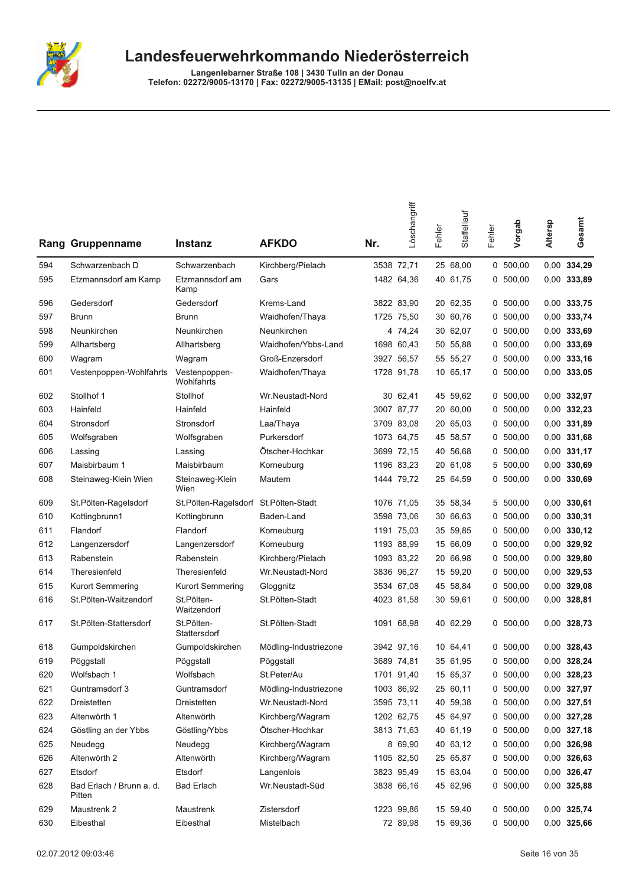# Landesfeuerwehrkommando Niederösterreich

Langenlebarner Straße 108 | 3430 Tulln an der Donau
Telefon: 02272/9005-13170 | Fax: 02272/9005-13135 | EMail: post@noelfv.at

| Rang | Gruppenname | Instanz | AFKDO | Nr. | Löschangriff | Fehler | Staffellauf | Fehler | Vorgab | Altersp | Gesamt |
|---|---|---|---|---|---|---|---|---|---|---|---|
| 594 | Schwarzenbach D | Schwarzenbach | Kirchberg/Pielach | 3538 | 72,71 | 25 | 68,00 | 0 | 500,00 | 0,00 | **334,29** |
| 595 | Etzmannsdorf am Kamp | Etzmannsdorf am Kamp | Gars | 1482 | 64,36 | 40 | 61,75 | 0 | 500,00 | 0,00 | **333,89** |
| 596 | Gedersdorf | Gedersdorf | Krems-Land | 3822 | 83,90 | 20 | 62,35 | 0 | 500,00 | 0,00 | **333,75** |
| 597 | Brunn | Brunn | Waidhofen/Thaya | 1725 | 75,50 | 30 | 60,76 | 0 | 500,00 | 0,00 | **333,74** |
| 598 | Neunkirchen | Neunkirchen | Neunkirchen | 4 | 74,24 | 30 | 62,07 | 0 | 500,00 | 0,00 | **333,69** |
| 599 | Allhartsberg | Allhartsberg | Waidhofen/Ybbs-Land | 1698 | 60,43 | 50 | 55,88 | 0 | 500,00 | 0,00 | **333,69** |
| 600 | Wagram | Wagram | Groß-Enzersdorf | 3927 | 56,57 | 55 | 55,27 | 0 | 500,00 | 0,00 | **333,16** |
| 601 | Vestenpoppen-Wohlfahrts | Vestenpoppen-Wohlfahrts | Waidhofen/Thaya | 1728 | 91,78 | 10 | 65,17 | 0 | 500,00 | 0,00 | **333,05** |
| 602 | Stollhof 1 | Stollhof | Wr.Neustadt-Nord | 30 | 62,41 | 45 | 59,62 | 0 | 500,00 | 0,00 | **332,97** |
| 603 | Hainfeld | Hainfeld | Hainfeld | 3007 | 87,77 | 20 | 60,00 | 0 | 500,00 | 0,00 | **332,23** |
| 604 | Stronsdorf | Stronsdorf | Laa/Thaya | 3709 | 83,08 | 20 | 65,03 | 0 | 500,00 | 0,00 | **331,89** |
| 605 | Wolfsgraben | Wolfsgraben | Purkersdorf | 1073 | 64,75 | 45 | 58,57 | 0 | 500,00 | 0,00 | **331,68** |
| 606 | Lassing | Lassing | Ötscher-Hochkar | 3699 | 72,15 | 40 | 56,68 | 0 | 500,00 | 0,00 | **331,17** |
| 607 | Maisbirbaum 1 | Maisbirbaum | Korneuburg | 1196 | 83,23 | 20 | 61,08 | 5 | 500,00 | 0,00 | **330,69** |
| 608 | Steinaweg-Klein Wien | Steinaweg-Klein Wien | Mautern | 1444 | 79,72 | 25 | 64,59 | 0 | 500,00 | 0,00 | **330,69** |
| 609 | St.Pölten-Ragelsdorf | St.Pölten-Ragelsdorf | St.Pölten-Stadt | 1076 | 71,05 | 35 | 58,34 | 5 | 500,00 | 0,00 | **330,61** |
| 610 | Kottingbrunn1 | Kottingbrunn | Baden-Land | 3598 | 73,06 | 30 | 66,63 | 0 | 500,00 | 0,00 | **330,31** |
| 611 | Flandorf | Flandorf | Korneuburg | 1191 | 75,03 | 35 | 59,85 | 0 | 500,00 | 0,00 | **330,12** |
| 612 | Langenzersdorf | Langenzersdorf | Korneuburg | 1193 | 88,99 | 15 | 66,09 | 0 | 500,00 | 0,00 | **329,92** |
| 613 | Rabenstein | Rabenstein | Kirchberg/Pielach | 1093 | 83,22 | 20 | 66,98 | 0 | 500,00 | 0,00 | **329,80** |
| 614 | Theresienfeld | Theresienfeld | Wr.Neustadt-Nord | 3836 | 96,27 | 15 | 59,20 | 0 | 500,00 | 0,00 | **329,53** |
| 615 | Kurort Semmering | Kurort Semmering | Gloggnitz | 3534 | 67,08 | 45 | 58,84 | 0 | 500,00 | 0,00 | **329,08** |
| 616 | St.Pölten-Waitzendorf | St.Pölten-Waitzendorf | St.Pölten-Stadt | 4023 | 81,58 | 30 | 59,61 | 0 | 500,00 | 0,00 | **328,81** |
| 617 | St.Pölten-Stattersdorf | St.Pölten-Stattersdorf | St.Pölten-Stadt | 1091 | 68,98 | 40 | 62,29 | 0 | 500,00 | 0,00 | **328,73** |
| 618 | Gumpoldskirchen | Gumpoldskirchen | Mödling-Industriezone | 3942 | 97,16 | 10 | 64,41 | 0 | 500,00 | 0,00 | **328,43** |
| 619 | Pöggstall | Pöggstall | Pöggstall | 3689 | 74,81 | 35 | 61,95 | 0 | 500,00 | 0,00 | **328,24** |
| 620 | Wolfsbach 1 | Wolfsbach | St.Peter/Au | 1701 | 91,40 | 15 | 65,37 | 0 | 500,00 | 0,00 | **328,23** |
| 621 | Guntramsdorf 3 | Guntramsdorf | Mödling-Industriezone | 1003 | 86,92 | 25 | 60,11 | 0 | 500,00 | 0,00 | **327,97** |
| 622 | Dreistetten | Dreistetten | Wr.Neustadt-Nord | 3595 | 73,11 | 40 | 59,38 | 0 | 500,00 | 0,00 | **327,51** |
| 623 | Altenwörth 1 | Altenwörth | Kirchberg/Wagram | 1202 | 62,75 | 45 | 64,97 | 0 | 500,00 | 0,00 | **327,28** |
| 624 | Göstling an der Ybbs | Göstling/Ybbs | Ötscher-Hochkar | 3813 | 71,63 | 40 | 61,19 | 0 | 500,00 | 0,00 | **327,18** |
| 625 | Neudegg | Neudegg | Kirchberg/Wagram | 8 | 69,90 | 40 | 63,12 | 0 | 500,00 | 0,00 | **326,98** |
| 626 | Altenwörth 2 | Altenwörth | Kirchberg/Wagram | 1105 | 82,50 | 25 | 65,87 | 0 | 500,00 | 0,00 | **326,63** |
| 627 | Etsdorf | Etsdorf | Langenlois | 3823 | 95,49 | 15 | 63,04 | 0 | 500,00 | 0,00 | **326,47** |
| 628 | Bad Erlach / Brunn a. d. Pitten | Bad Erlach | Wr.Neustadt-Süd | 3838 | 66,16 | 45 | 62,96 | 0 | 500,00 | 0,00 | **325,88** |
| 629 | Maustrenk 2 | Maustrenk | Zistersdorf | 1223 | 99,86 | 15 | 59,40 | 0 | 500,00 | 0,00 | **325,74** |
| 630 | Eibesthal | Eibesthal | Mistelbach | 72 | 89,98 | 15 | 69,36 | 0 | 500,00 | 0,00 | **325,66** |

02.07.2012 09:03:46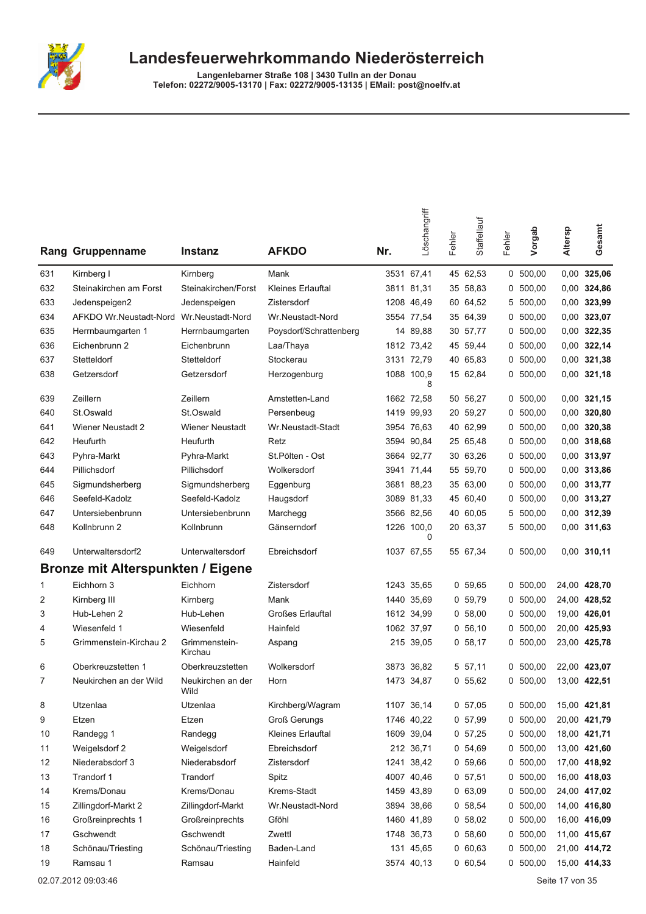# Landesfeuerwehrkommando Niederösterreich

**Langenlebarner Straße 108 | 3430 Tulln an der Donau**
**Telefon: 02272/9005-13170 | Fax: 02272/9005-13135 | EMail: post@noelfv.at**

| Rang | Gruppenname | Instanz | AFKDO | Nr. | Löschangriff | Fehler | Staffellauf | Fehler | Vorgab | Altersp | Gesamt |
|---|---|---|---|---|---|---|---|---|---|---|---|
| 631 | Kirnberg I | Kirnberg | Mank | 3531 | 67,41 | 45 | 62,53 | 0 | 500,00 | 0,00 | **325,06** |
| 632 | Steinakirchen am Forst | Steinakirchen/Forst | Kleines Erlauftal | 3811 | 81,31 | 35 | 58,83 | 0 | 500,00 | 0,00 | **324,86** |
| 633 | Jedenspeigen2 | Jedenspeigen | Zistersdorf | 1208 | 46,49 | 60 | 64,52 | 5 | 500,00 | 0,00 | **323,99** |
| 634 | AFKDO Wr.Neustadt-Nord | Wr.Neustadt-Nord | Wr.Neustadt-Nord | 3554 | 77,54 | 35 | 64,39 | 0 | 500,00 | 0,00 | **323,07** |
| 635 | Herrnbaumgarten 1 | Herrnbaumgarten | Poysdorf/Schrattenberg | 14 | 89,88 | 30 | 57,77 | 0 | 500,00 | 0,00 | **322,35** |
| 636 | Eichenbrunn 2 | Eichenbrunn | Laa/Thaya | 1812 | 73,42 | 45 | 59,44 | 0 | 500,00 | 0,00 | **322,14** |
| 637 | Stetteldorf | Stetteldorf | Stockerau | 3131 | 72,79 | 40 | 65,83 | 0 | 500,00 | 0,00 | **321,38** |
| 638 | Getzersdorf | Getzersdorf | Herzogenburg | 1088 | 100,98 | 15 | 62,84 | 0 | 500,00 | 0,00 | **321,18** |
| 639 | Zeillern | Zeillern | Amstetten-Land | 1662 | 72,58 | 50 | 56,27 | 0 | 500,00 | 0,00 | **321,15** |
| 640 | St.Oswald | St.Oswald | Persenbeug | 1419 | 99,93 | 20 | 59,27 | 0 | 500,00 | 0,00 | **320,80** |
| 641 | Wiener Neustadt 2 | Wiener Neustadt | Wr.Neustadt-Stadt | 3954 | 76,63 | 40 | 62,99 | 0 | 500,00 | 0,00 | **320,38** |
| 642 | Heufurth | Heufurth | Retz | 3594 | 90,84 | 25 | 65,48 | 0 | 500,00 | 0,00 | **318,68** |
| 643 | Pyhra-Markt | Pyhra-Markt | St.Pölten - Ost | 3664 | 92,77 | 30 | 63,26 | 0 | 500,00 | 0,00 | **313,97** |
| 644 | Pillichsdorf | Pillichsdorf | Wolkersdorf | 3941 | 71,44 | 55 | 59,70 | 0 | 500,00 | 0,00 | **313,86** |
| 645 | Sigmundsherberg | Sigmundsherberg | Eggenburg | 3681 | 88,23 | 35 | 63,00 | 0 | 500,00 | 0,00 | **313,77** |
| 646 | Seefeld-Kadolz | Seefeld-Kadolz | Haugsdorf | 3089 | 81,33 | 45 | 60,40 | 0 | 500,00 | 0,00 | **313,27** |
| 647 | Untersiebenbrunn | Untersiebenbrunn | Marchegg | 3566 | 82,56 | 40 | 60,05 | 5 | 500,00 | 0,00 | **312,39** |
| 648 | Kollnbrunn 2 | Kollnbrunn | Gänserndorf | 1226 | 100,00 | 20 | 63,37 | 5 | 500,00 | 0,00 | **311,63** |
| 649 | Unterwaltersdorf2 | Unterwaltersdorf | Ebreichsdorf | 1037 | 67,55 | 55 | 67,34 | 0 | 500,00 | 0,00 | **310,11** |

## Bronze mit Alterspunkten / Eigene

| Rang | Gruppenname | Instanz | AFKDO | Nr. | Löschangriff | Fehler | Staffellauf | Fehler | Vorgab | Altersp | Gesamt |
|---|---|---|---|---|---|---|---|---|---|---|---|
| 1 | Eichhorn 3 | Eichhorn | Zistersdorf | 1243 | 35,65 | 0 | 59,65 | 0 | 500,00 | 24,00 | **428,70** |
| 2 | Kirnberg III | Kirnberg | Mank | 1440 | 35,69 | 0 | 59,79 | 0 | 500,00 | 24,00 | **428,52** |
| 3 | Hub-Lehen 2 | Hub-Lehen | Großes Erlauftal | 1612 | 34,99 | 0 | 58,00 | 0 | 500,00 | 19,00 | **426,01** |
| 4 | Wiesenfeld 1 | Wiesenfeld | Hainfeld | 1062 | 37,97 | 0 | 56,10 | 0 | 500,00 | 20,00 | **425,93** |
| 5 | Grimmenstein-Kirchau 2 | Grimmenstein-Kirchau | Aspang | 215 | 39,05 | 0 | 58,17 | 0 | 500,00 | 23,00 | **425,78** |
| 6 | Oberkreuzstetten 1 | Oberkreuzstetten | Wolkersdorf | 3873 | 36,82 | 5 | 57,11 | 0 | 500,00 | 22,00 | **423,07** |
| 7 | Neukirchen an der Wild | Neukirchen an der Wild | Horn | 1473 | 34,87 | 0 | 55,62 | 0 | 500,00 | 13,00 | **422,51** |
| 8 | Utzenlaa | Utzenlaa | Kirchberg/Wagram | 1107 | 36,14 | 0 | 57,05 | 0 | 500,00 | 15,00 | **421,81** |
| 9 | Etzen | Etzen | Groß Gerungs | 1746 | 40,22 | 0 | 57,99 | 0 | 500,00 | 20,00 | **421,79** |
| 10 | Randegg 1 | Randegg | Kleines Erlauftal | 1609 | 39,04 | 0 | 57,25 | 0 | 500,00 | 18,00 | **421,71** |
| 11 | Weigelsdorf 2 | Weigelsdorf | Ebreichsdorf | 212 | 36,71 | 0 | 54,69 | 0 | 500,00 | 13,00 | **421,60** |
| 12 | Niederabsdorf 3 | Niederabsdorf | Zistersdorf | 1241 | 38,42 | 0 | 59,66 | 0 | 500,00 | 17,00 | **418,92** |
| 13 | Trandorf 1 | Trandorf | Spitz | 4007 | 40,46 | 0 | 57,51 | 0 | 500,00 | 16,00 | **418,03** |
| 14 | Krems/Donau | Krems/Donau | Krems-Stadt | 1459 | 43,89 | 0 | 63,09 | 0 | 500,00 | 24,00 | **417,02** |
| 15 | Zillingdorf-Markt 2 | Zillingdorf-Markt | Wr.Neustadt-Nord | 3894 | 38,66 | 0 | 58,54 | 0 | 500,00 | 14,00 | **416,80** |
| 16 | Großreinprechts 1 | Großreinprechts | Gföhl | 1460 | 41,89 | 0 | 58,02 | 0 | 500,00 | 16,00 | **416,09** |
| 17 | Gschwendt | Gschwendt | Zwettl | 1748 | 36,73 | 0 | 58,60 | 0 | 500,00 | 11,00 | **415,67** |
| 18 | Schönau/Triesting | Schönau/Triesting | Baden-Land | 131 | 45,65 | 0 | 60,63 | 0 | 500,00 | 21,00 | **414,72** |
| 19 | Ramsau 1 | Ramsau | Hainfeld | 3574 | 40,13 | 0 | 60,54 | 0 | 500,00 | 15,00 | **414,33** |

02.07.2012 09:03:46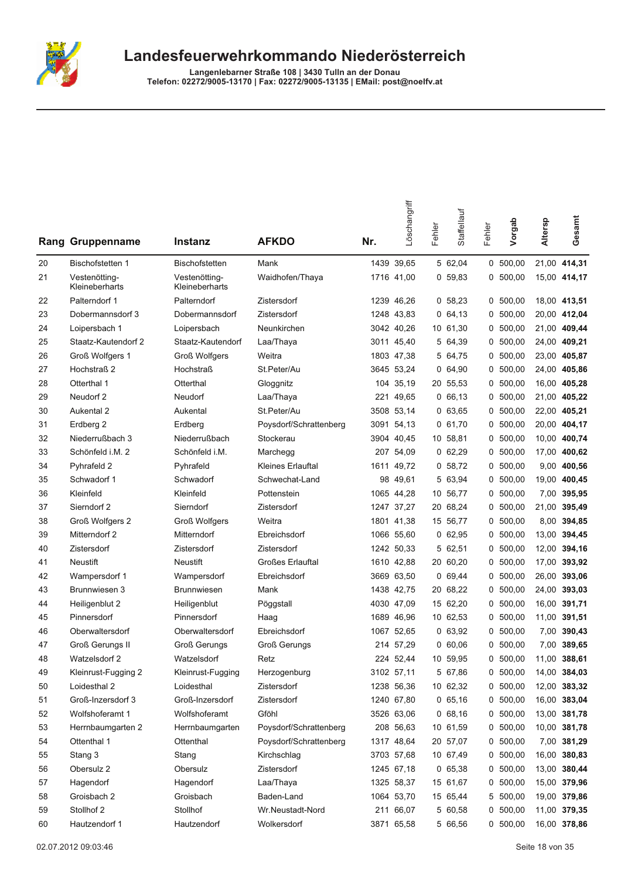# Landesfeuerwehrkommando Niederösterreich

**Langenlebarner Straße 108 | 3430 Tulln an der Donau**
**Telefon: 02272/9005-13170 | Fax: 02272/9005-13135 | EMail: post@noelfv.at**

| Rang | Gruppenname | Instanz | AFKDO | Nr. | Löschangriff | Fehler | Staffellauf | Fehler | Vorgab | Altersp | Gesamt |
|---|---|---|---|---|---|---|---|---|---|---|---|
| 20 | Bischofstetten 1 | Bischofstetten | Mank | 1439 | 39,65 | 5 | 62,04 | 0 | 500,00 | 21,00 | **414,31** |
| 21 | Vestenötting-Kleineberharts | Vestenötting-Kleineberharts | Waidhofen/Thaya | 1716 | 41,00 | 0 | 59,83 | 0 | 500,00 | 15,00 | **414,17** |
| 22 | Palterndorf 1 | Palterndorf | Zistersdorf | 1239 | 46,26 | 0 | 58,23 | 0 | 500,00 | 18,00 | **413,51** |
| 23 | Dobermannsdorf 3 | Dobermannsdorf | Zistersdorf | 1248 | 43,83 | 0 | 64,13 | 0 | 500,00 | 20,00 | **412,04** |
| 24 | Loipersbach 1 | Loipersbach | Neunkirchen | 3042 | 40,26 | 10 | 61,30 | 0 | 500,00 | 21,00 | **409,44** |
| 25 | Staatz-Kautendorf 2 | Staatz-Kautendorf | Laa/Thaya | 3011 | 45,40 | 5 | 64,39 | 0 | 500,00 | 24,00 | **409,21** |
| 26 | Groß Wolfgers 1 | Groß Wolfgers | Weitra | 1803 | 47,38 | 5 | 64,75 | 0 | 500,00 | 23,00 | **405,87** |
| 27 | Hochstraß 2 | Hochstraß | St.Peter/Au | 3645 | 53,24 | 0 | 64,90 | 0 | 500,00 | 24,00 | **405,86** |
| 28 | Otterthal 1 | Otterthal | Gloggnitz | 104 | 35,19 | 20 | 55,53 | 0 | 500,00 | 16,00 | **405,28** |
| 29 | Neudorf 2 | Neudorf | Laa/Thaya | 221 | 49,65 | 0 | 66,13 | 0 | 500,00 | 21,00 | **405,22** |
| 30 | Aukental 2 | Aukental | St.Peter/Au | 3508 | 53,14 | 0 | 63,65 | 0 | 500,00 | 22,00 | **405,21** |
| 31 | Erdberg 2 | Erdberg | Poysdorf/Schrattenberg | 3091 | 54,13 | 0 | 61,70 | 0 | 500,00 | 20,00 | **404,17** |
| 32 | Niederrußbach 3 | Niederrußbach | Stockerau | 3904 | 40,45 | 10 | 58,81 | 0 | 500,00 | 10,00 | **400,74** |
| 33 | Schönfeld i.M. 2 | Schönfeld i.M. | Marchegg | 207 | 54,09 | 0 | 62,29 | 0 | 500,00 | 17,00 | **400,62** |
| 34 | Pyhrafeld 2 | Pyhrafeld | Kleines Erlauftal | 1611 | 49,72 | 0 | 58,72 | 0 | 500,00 | 9,00 | **400,56** |
| 35 | Schwadorf 1 | Schwadorf | Schwechat-Land | 98 | 49,61 | 5 | 63,94 | 0 | 500,00 | 19,00 | **400,45** |
| 36 | Kleinfeld | Kleinfeld | Pottenstein | 1065 | 44,28 | 10 | 56,77 | 0 | 500,00 | 7,00 | **395,95** |
| 37 | Sierndorf 2 | Sierndorf | Zistersdorf | 1247 | 37,27 | 20 | 68,24 | 0 | 500,00 | 21,00 | **395,49** |
| 38 | Groß Wolfgers 2 | Groß Wolfgers | Weitra | 1801 | 41,38 | 15 | 56,77 | 0 | 500,00 | 8,00 | **394,85** |
| 39 | Mitterndorf 2 | Mitterndorf | Ebreichsdorf | 1066 | 55,60 | 0 | 62,95 | 0 | 500,00 | 13,00 | **394,45** |
| 40 | Zistersdorf | Zistersdorf | Zistersdorf | 1242 | 50,33 | 5 | 62,51 | 0 | 500,00 | 12,00 | **394,16** |
| 41 | Neustift | Neustift | Großes Erlauftal | 1610 | 42,88 | 20 | 60,20 | 0 | 500,00 | 17,00 | **393,92** |
| 42 | Wampersdorf 1 | Wampersdorf | Ebreichsdorf | 3669 | 63,50 | 0 | 69,44 | 0 | 500,00 | 26,00 | **393,06** |
| 43 | Brunnwiesen 3 | Brunnwiesen | Mank | 1438 | 42,75 | 20 | 68,22 | 0 | 500,00 | 24,00 | **393,03** |
| 44 | Heiligenblut 2 | Heiligenblut | Pöggstall | 4030 | 47,09 | 15 | 62,20 | 0 | 500,00 | 16,00 | **391,71** |
| 45 | Pinnersdorf | Pinnersdorf | Haag | 1689 | 46,96 | 10 | 62,53 | 0 | 500,00 | 11,00 | **391,51** |
| 46 | Oberwaltersdorf | Oberwaltersdorf | Ebreichsdorf | 1067 | 52,65 | 0 | 63,92 | 0 | 500,00 | 7,00 | **390,43** |
| 47 | Groß Gerungs II | Groß Gerungs | Groß Gerungs | 214 | 57,29 | 0 | 60,06 | 0 | 500,00 | 7,00 | **389,65** |
| 48 | Watzelsdorf 2 | Watzelsdorf | Retz | 224 | 52,44 | 10 | 59,95 | 0 | 500,00 | 11,00 | **388,61** |
| 49 | Kleinrust-Fugging 2 | Kleinrust-Fugging | Herzogenburg | 3102 | 57,11 | 5 | 67,86 | 0 | 500,00 | 14,00 | **384,03** |
| 50 | Loidesthal 2 | Loidesthal | Zistersdorf | 1238 | 56,36 | 10 | 62,32 | 0 | 500,00 | 12,00 | **383,32** |
| 51 | Groß-Inzersdorf 3 | Groß-Inzersdorf | Zistersdorf | 1240 | 67,80 | 0 | 65,16 | 0 | 500,00 | 16,00 | **383,04** |
| 52 | Wolfshoferamt 1 | Wolfshoferamt | Gföhl | 3526 | 63,06 | 0 | 68,16 | 0 | 500,00 | 13,00 | **381,78** |
| 53 | Herrnbaumgarten 2 | Herrnbaumgarten | Poysdorf/Schrattenberg | 208 | 56,63 | 10 | 61,59 | 0 | 500,00 | 10,00 | **381,78** |
| 54 | Ottenthal 1 | Ottenthal | Poysdorf/Schrattenberg | 1317 | 48,64 | 20 | 57,07 | 0 | 500,00 | 7,00 | **381,29** |
| 55 | Stang 3 | Stang | Kirchschlag | 3703 | 57,68 | 10 | 67,49 | 0 | 500,00 | 16,00 | **380,83** |
| 56 | Obersulz 2 | Obersulz | Zistersdorf | 1245 | 67,18 | 0 | 65,38 | 0 | 500,00 | 13,00 | **380,44** |
| 57 | Hagendorf | Hagendorf | Laa/Thaya | 1325 | 58,37 | 15 | 61,67 | 0 | 500,00 | 15,00 | **379,96** |
| 58 | Groisbach 2 | Groisbach | Baden-Land | 1064 | 53,70 | 15 | 65,44 | 5 | 500,00 | 19,00 | **379,86** |
| 59 | Stollhof 2 | Stollhof | Wr.Neustadt-Nord | 211 | 66,07 | 5 | 60,58 | 0 | 500,00 | 11,00 | **379,35** |
| 60 | Hautzendorf 1 | Hautzendorf | Wolkersdorf | 3871 | 65,58 | 5 | 66,56 | 0 | 500,00 | 16,00 | **378,86** |

02.07.2012 09:03:46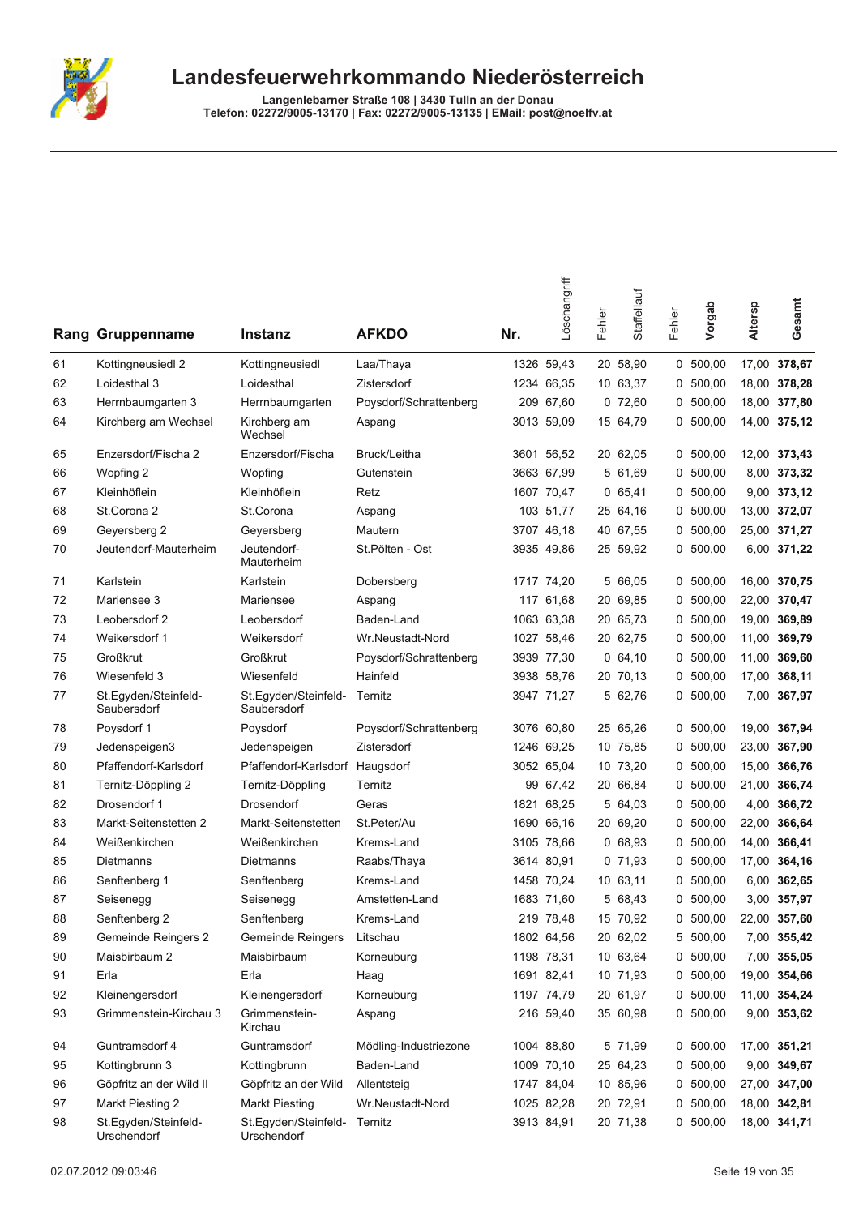# Landesfeuerwehrkommando Niederösterreich

Langenlebarner Straße 108 | 3430 Tulln an der Donau
Telefon: 02272/9005-13170 | Fax: 02272/9005-13135 | EMail: post@noelfv.at

| Rang | Gruppenname | Instanz | AFKDO | Nr. | Löschangriff | Fehler | Staffellauf | Fehler | Vorgab | Altersp | Gesamt |
|---|---|---|---|---|---|---|---|---|---|---|---|
| 61 | Kottingneusiedl 2 | Kottingneusiedl | Laa/Thaya | 1326 | 59,43 | 20 | 58,90 | 0 | 500,00 | 17,00 | **378,67** |
| 62 | Loidesthal 3 | Loidesthal | Zistersdorf | 1234 | 66,35 | 10 | 63,37 | 0 | 500,00 | 18,00 | **378,28** |
| 63 | Herrnbaumgarten 3 | Herrnbaumgarten | Poysdorf/Schrattenberg | 209 | 67,60 | 0 | 72,60 | 0 | 500,00 | 18,00 | **377,80** |
| 64 | Kirchberg am Wechsel | Kirchberg am Wechsel | Aspang | 3013 | 59,09 | 15 | 64,79 | 0 | 500,00 | 14,00 | **375,12** |
| 65 | Enzersdorf/Fischa 2 | Enzersdorf/Fischa | Bruck/Leitha | 3601 | 56,52 | 20 | 62,05 | 0 | 500,00 | 12,00 | **373,43** |
| 66 | Wopfing 2 | Wopfing | Gutenstein | 3663 | 67,99 | 5 | 61,69 | 0 | 500,00 | 8,00 | **373,32** |
| 67 | Kleinhöflein | Kleinhöflein | Retz | 1607 | 70,47 | 0 | 65,41 | 0 | 500,00 | 9,00 | **373,12** |
| 68 | St.Corona 2 | St.Corona | Aspang | 103 | 51,77 | 25 | 64,16 | 0 | 500,00 | 13,00 | **372,07** |
| 69 | Geyersberg 2 | Geyersberg | Mautern | 3707 | 46,18 | 40 | 67,55 | 0 | 500,00 | 25,00 | **371,27** |
| 70 | Jeutendorf-Mauterheim | Jeutendorf-Mauterheim | St.Pölten - Ost | 3935 | 49,86 | 25 | 59,92 | 0 | 500,00 | 6,00 | **371,22** |
| 71 | Karlstein | Karlstein | Dobersberg | 1717 | 74,20 | 5 | 66,05 | 0 | 500,00 | 16,00 | **370,75** |
| 72 | Mariensee 3 | Mariensee | Aspang | 117 | 61,68 | 20 | 69,85 | 0 | 500,00 | 22,00 | **370,47** |
| 73 | Leobersdorf 2 | Leobersdorf | Baden-Land | 1063 | 63,38 | 20 | 65,73 | 0 | 500,00 | 19,00 | **369,89** |
| 74 | Weikersdorf 1 | Weikersdorf | Wr.Neustadt-Nord | 1027 | 58,46 | 20 | 62,75 | 0 | 500,00 | 11,00 | **369,79** |
| 75 | Großkrut | Großkrut | Poysdorf/Schrattenberg | 3939 | 77,30 | 0 | 64,10 | 0 | 500,00 | 11,00 | **369,60** |
| 76 | Wiesenfeld 3 | Wiesenfeld | Hainfeld | 3938 | 58,76 | 20 | 70,13 | 0 | 500,00 | 17,00 | **368,11** |
| 77 | St.Egyden/Steinfeld-Saubersdorf | St.Egyden/Steinfeld-Saubersdorf | Ternitz | 3947 | 71,27 | 5 | 62,76 | 0 | 500,00 | 7,00 | **367,97** |
| 78 | Poysdorf 1 | Poysdorf | Poysdorf/Schrattenberg | 3076 | 60,80 | 25 | 65,26 | 0 | 500,00 | 19,00 | **367,94** |
| 79 | Jedenspeigen3 | Jedenspeigen | Zistersdorf | 1246 | 69,25 | 10 | 75,85 | 0 | 500,00 | 23,00 | **367,90** |
| 80 | Pfaffendorf-Karlsdorf | Pfaffendorf-Karlsdorf | Haugsdorf | 3052 | 65,04 | 10 | 73,20 | 0 | 500,00 | 15,00 | **366,76** |
| 81 | Ternitz-Döppling 2 | Ternitz-Döppling | Ternitz | 99 | 67,42 | 20 | 66,84 | 0 | 500,00 | 21,00 | **366,74** |
| 82 | Drosendorf 1 | Drosendorf | Geras | 1821 | 68,25 | 5 | 64,03 | 0 | 500,00 | 4,00 | **366,72** |
| 83 | Markt-Seitenstetten 2 | Markt-Seitenstetten | St.Peter/Au | 1690 | 66,16 | 20 | 69,20 | 0 | 500,00 | 22,00 | **366,64** |
| 84 | Weißenkirchen | Weißenkirchen | Krems-Land | 3105 | 78,66 | 0 | 68,93 | 0 | 500,00 | 14,00 | **366,41** |
| 85 | Dietmanns | Dietmanns | Raabs/Thaya | 3614 | 80,91 | 0 | 71,93 | 0 | 500,00 | 17,00 | **364,16** |
| 86 | Senftenberg 1 | Senftenberg | Krems-Land | 1458 | 70,24 | 10 | 63,11 | 0 | 500,00 | 6,00 | **362,65** |
| 87 | Seisenegg | Seisenegg | Amstetten-Land | 1683 | 71,60 | 5 | 68,43 | 0 | 500,00 | 3,00 | **357,97** |
| 88 | Senftenberg 2 | Senftenberg | Krems-Land | 219 | 78,48 | 15 | 70,92 | 0 | 500,00 | 22,00 | **357,60** |
| 89 | Gemeinde Reingers 2 | Gemeinde Reingers | Litschau | 1802 | 64,56 | 20 | 62,02 | 5 | 500,00 | 7,00 | **355,42** |
| 90 | Maisbirbaum 2 | Maisbirbaum | Korneuburg | 1198 | 78,31 | 10 | 63,64 | 0 | 500,00 | 7,00 | **355,05** |
| 91 | Erla | Erla | Haag | 1691 | 82,41 | 10 | 71,93 | 0 | 500,00 | 19,00 | **354,66** |
| 92 | Kleinengersdorf | Kleinengersdorf | Korneuburg | 1197 | 74,79 | 20 | 61,97 | 0 | 500,00 | 11,00 | **354,24** |
| 93 | Grimmenstein-Kirchau 3 | Grimmenstein-Kirchau | Aspang | 216 | 59,40 | 35 | 60,98 | 0 | 500,00 | 9,00 | **353,62** |
| 94 | Guntramsdorf 4 | Guntramsdorf | Mödling-Industriezone | 1004 | 88,80 | 5 | 71,99 | 0 | 500,00 | 17,00 | **351,21** |
| 95 | Kottingbrunn 3 | Kottingbrunn | Baden-Land | 1009 | 70,10 | 25 | 64,23 | 0 | 500,00 | 9,00 | **349,67** |
| 96 | Göpfritz an der Wild II | Göpfritz an der Wild | Allentsteig | 1747 | 84,04 | 10 | 85,96 | 0 | 500,00 | 27,00 | **347,00** |
| 97 | Markt Piesting 2 | Markt Piesting | Wr.Neustadt-Nord | 1025 | 82,28 | 20 | 72,91 | 0 | 500,00 | 18,00 | **342,81** |
| 98 | St.Egyden/Steinfeld-Urschendorf | St.Egyden/Steinfeld-Urschendorf | Ternitz | 3913 | 84,91 | 20 | 71,38 | 0 | 500,00 | 18,00 | **341,71** |

02.07.2012 09:03:46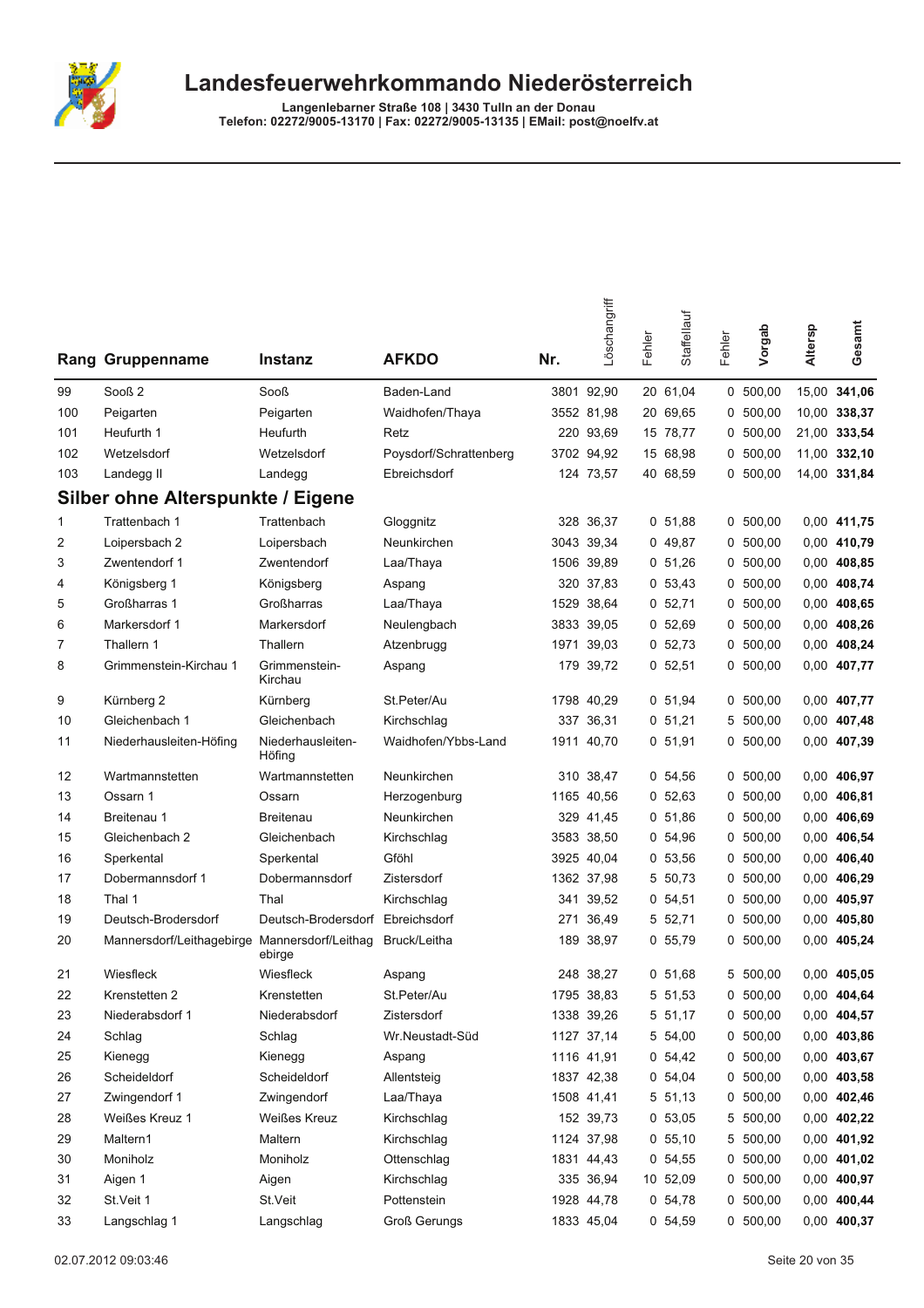# Landesfeuerwehrkommando Niederösterreich

**Langenlebarner Straße 108 | 3430 Tulln an der Donau**
**Telefon: 02272/9005-13170 | Fax: 02272/9005-13135 | EMail: post@noelfv.at**

| Rang | Gruppenname | Instanz | AFKDO | Nr. | Löschangriff | Fehler | Staffellauf | Fehler | Vorgab | Altersp | Gesamt |
|---|---|---|---|---|---|---|---|---|---|---|---|
| 99 | Sooß 2 | Sooß | Baden-Land | 3801 | 92,90 | 20 | 61,04 | 0 | 500,00 | 15,00 | **341,06** |
| 100 | Peigarten | Peigarten | Waidhofen/Thaya | 3552 | 81,98 | 20 | 69,65 | 0 | 500,00 | 10,00 | **338,37** |
| 101 | Heufurth 1 | Heufurth | Retz | 220 | 93,69 | 15 | 78,77 | 0 | 500,00 | 21,00 | **333,54** |
| 102 | Wetzelsdorf | Wetzelsdorf | Poysdorf/Schrattenberg | 3702 | 94,92 | 15 | 68,98 | 0 | 500,00 | 11,00 | **332,10** |
| 103 | Landegg II | Landegg | Ebreichsdorf | 124 | 73,57 | 40 | 68,59 | 0 | 500,00 | 14,00 | **331,84** |

## Silber ohne Alterspunkte / Eigene

| Rang | Gruppenname | Instanz | AFKDO | Nr. | Löschangriff | Fehler | Staffellauf | Fehler | Vorgab | Altersp | Gesamt |
|---|---|---|---|---|---|---|---|---|---|---|---|
| 1 | Trattenbach 1 | Trattenbach | Gloggnitz | 328 | 36,37 | 0 | 51,88 | 0 | 500,00 | 0,00 | **411,75** |
| 2 | Loipersbach 2 | Loipersbach | Neunkirchen | 3043 | 39,34 | 0 | 49,87 | 0 | 500,00 | 0,00 | **410,79** |
| 3 | Zwentendorf 1 | Zwentendorf | Laa/Thaya | 1506 | 39,89 | 0 | 51,26 | 0 | 500,00 | 0,00 | **408,85** |
| 4 | Königsberg 1 | Königsberg | Aspang | 320 | 37,83 | 0 | 53,43 | 0 | 500,00 | 0,00 | **408,74** |
| 5 | Großharras 1 | Großharras | Laa/Thaya | 1529 | 38,64 | 0 | 52,71 | 0 | 500,00 | 0,00 | **408,65** |
| 6 | Markersdorf 1 | Markersdorf | Neulengbach | 3833 | 39,05 | 0 | 52,69 | 0 | 500,00 | 0,00 | **408,26** |
| 7 | Thallern 1 | Thallern | Atzenbrugg | 1971 | 39,03 | 0 | 52,73 | 0 | 500,00 | 0,00 | **408,24** |
| 8 | Grimmenstein-Kirchau 1 | Grimmenstein-Kirchau | Aspang | 179 | 39,72 | 0 | 52,51 | 0 | 500,00 | 0,00 | **407,77** |
| 9 | Kürnberg 2 | Kürnberg | St.Peter/Au | 1798 | 40,29 | 0 | 51,94 | 0 | 500,00 | 0,00 | **407,77** |
| 10 | Gleichenbach 1 | Gleichenbach | Kirchschlag | 337 | 36,31 | 0 | 51,21 | 5 | 500,00 | 0,00 | **407,48** |
| 11 | Niederhausleiten-Höfing | Niederhausleiten-Höfing | Waidhofen/Ybbs-Land | 1911 | 40,70 | 0 | 51,91 | 0 | 500,00 | 0,00 | **407,39** |
| 12 | Wartmannstetten | Wartmannstetten | Neunkirchen | 310 | 38,47 | 0 | 54,56 | 0 | 500,00 | 0,00 | **406,97** |
| 13 | Ossarn 1 | Ossarn | Herzogenburg | 1165 | 40,56 | 0 | 52,63 | 0 | 500,00 | 0,00 | **406,81** |
| 14 | Breitenau 1 | Breitenau | Neunkirchen | 329 | 41,45 | 0 | 51,86 | 0 | 500,00 | 0,00 | **406,69** |
| 15 | Gleichenbach 2 | Gleichenbach | Kirchschlag | 3583 | 38,50 | 0 | 54,96 | 0 | 500,00 | 0,00 | **406,54** |
| 16 | Sperkental | Sperkental | Gföhl | 3925 | 40,04 | 0 | 53,56 | 0 | 500,00 | 0,00 | **406,40** |
| 17 | Dobermannsdorf 1 | Dobermannsdorf | Zistersdorf | 1362 | 37,98 | 5 | 50,73 | 0 | 500,00 | 0,00 | **406,29** |
| 18 | Thal 1 | Thal | Kirchschlag | 341 | 39,52 | 0 | 54,51 | 0 | 500,00 | 0,00 | **405,97** |
| 19 | Deutsch-Brodersdorf | Deutsch-Brodersdorf | Ebreichsdorf | 271 | 36,49 | 5 | 52,71 | 0 | 500,00 | 0,00 | **405,80** |
| 20 | Mannersdorf/Leithagebirge | Mannersdorf/Leithagebirge | Bruck/Leitha | 189 | 38,97 | 0 | 55,79 | 0 | 500,00 | 0,00 | **405,24** |
| 21 | Wiesfleck | Wiesfleck | Aspang | 248 | 38,27 | 0 | 51,68 | 5 | 500,00 | 0,00 | **405,05** |
| 22 | Krenstetten 2 | Krenstetten | St.Peter/Au | 1795 | 38,83 | 5 | 51,53 | 0 | 500,00 | 0,00 | **404,64** |
| 23 | Niederabsdorf 1 | Niederabsdorf | Zistersdorf | 1338 | 39,26 | 5 | 51,17 | 0 | 500,00 | 0,00 | **404,57** |
| 24 | Schlag | Schlag | Wr.Neustadt-Süd | 1127 | 37,14 | 5 | 54,00 | 0 | 500,00 | 0,00 | **403,86** |
| 25 | Kienegg | Kienegg | Aspang | 1116 | 41,91 | 0 | 54,42 | 0 | 500,00 | 0,00 | **403,67** |
| 26 | Scheideldorf | Scheideldorf | Allentsteig | 1837 | 42,38 | 0 | 54,04 | 0 | 500,00 | 0,00 | **403,58** |
| 27 | Zwingendorf 1 | Zwingendorf | Laa/Thaya | 1508 | 41,41 | 5 | 51,13 | 0 | 500,00 | 0,00 | **402,46** |
| 28 | Weißes Kreuz 1 | Weißes Kreuz | Kirchschlag | 152 | 39,73 | 0 | 53,05 | 5 | 500,00 | 0,00 | **402,22** |
| 29 | Maltern1 | Maltern | Kirchschlag | 1124 | 37,98 | 0 | 55,10 | 5 | 500,00 | 0,00 | **401,92** |
| 30 | Moniholz | Moniholz | Ottenschlag | 1831 | 44,43 | 0 | 54,55 | 0 | 500,00 | 0,00 | **401,02** |
| 31 | Aigen 1 | Aigen | Kirchschlag | 335 | 36,94 | 10 | 52,09 | 0 | 500,00 | 0,00 | **400,97** |
| 32 | St.Veit 1 | St.Veit | Pottenstein | 1928 | 44,78 | 0 | 54,78 | 0 | 500,00 | 0,00 | **400,44** |
| 33 | Langschlag 1 | Langschlag | Groß Gerungs | 1833 | 45,04 | 0 | 54,59 | 0 | 500,00 | 0,00 | **400,37** |

02.07.2012 09:03:46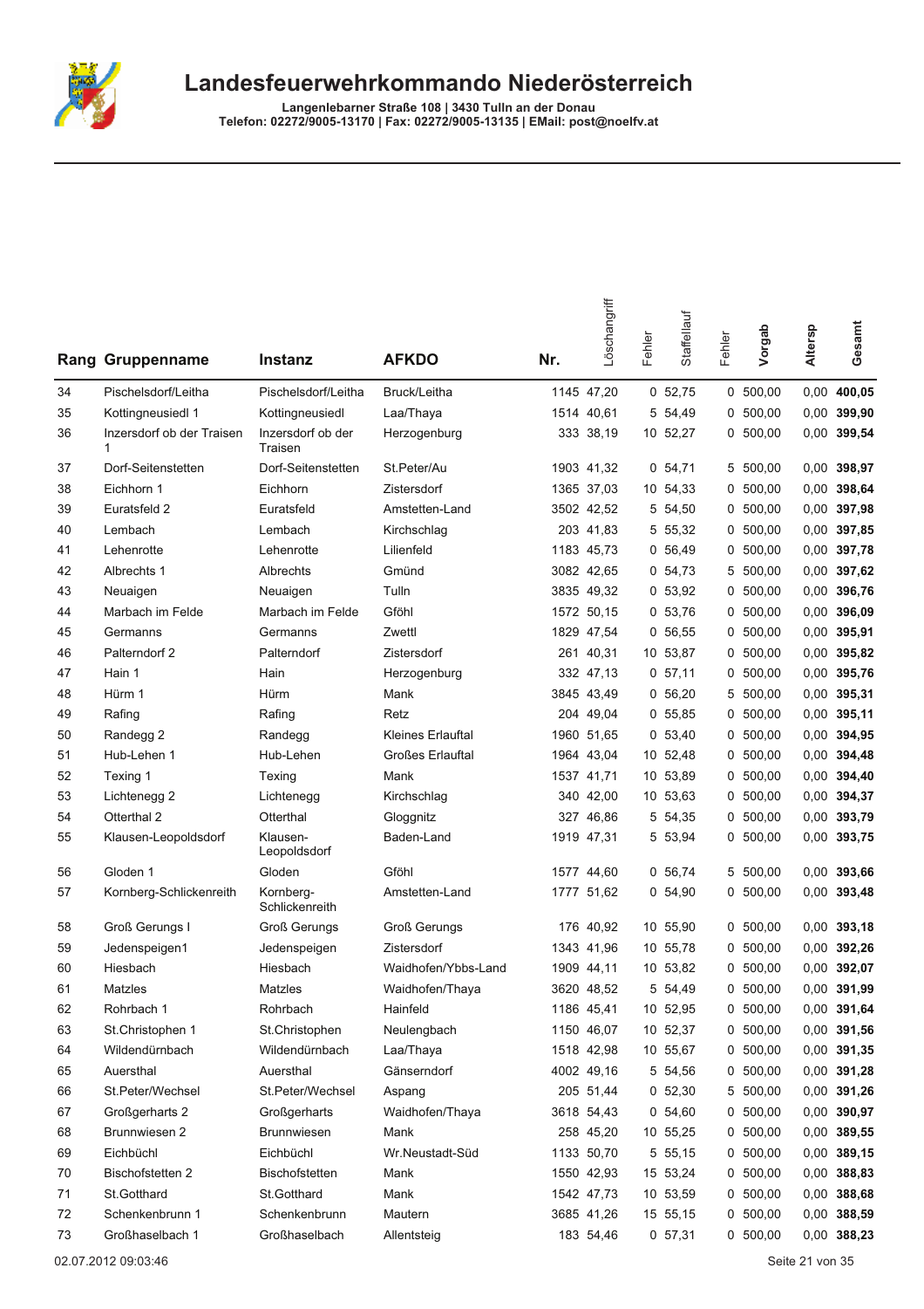# Landesfeuerwehrkommando Niederösterreich

**Langenlebarner Straße 108 | 3430 Tulln an der Donau**
**Telefon: 02272/9005-13170 | Fax: 02272/9005-13135 | EMail: post@noelfv.at**

| Rang | Gruppenname | Instanz | AFKDO | Nr. | Löschangriff | Fehler | Staffellauf | Fehler | Vorgab | Altersp | Gesamt |
|---|---|---|---|---|---|---|---|---|---|---|---|
| 34 | Pischelsdorf/Leitha | Pischelsdorf/Leitha | Bruck/Leitha | 1145 | 47,20 | 0 | 52,75 | 0 | 500,00 | 0,00 | **400,05** |
| 35 | Kottingneusiedl 1 | Kottingneusiedl | Laa/Thaya | 1514 | 40,61 | 5 | 54,49 | 0 | 500,00 | 0,00 | **399,90** |
| 36 | Inzersdorf ob der Traisen 1 | Inzersdorf ob der Traisen | Herzogenburg | 333 | 38,19 | 10 | 52,27 | 0 | 500,00 | 0,00 | **399,54** |
| 37 | Dorf-Seitenstetten | Dorf-Seitenstetten | St.Peter/Au | 1903 | 41,32 | 0 | 54,71 | 5 | 500,00 | 0,00 | **398,97** |
| 38 | Eichhorn 1 | Eichhorn | Zistersdorf | 1365 | 37,03 | 10 | 54,33 | 0 | 500,00 | 0,00 | **398,64** |
| 39 | Euratsfeld 2 | Euratsfeld | Amstetten-Land | 3502 | 42,52 | 5 | 54,50 | 0 | 500,00 | 0,00 | **397,98** |
| 40 | Lembach | Lembach | Kirchschlag | 203 | 41,83 | 5 | 55,32 | 0 | 500,00 | 0,00 | **397,85** |
| 41 | Lehenrotte | Lehenrotte | Lilienfeld | 1183 | 45,73 | 0 | 56,49 | 0 | 500,00 | 0,00 | **397,78** |
| 42 | Albrechts 1 | Albrechts | Gmünd | 3082 | 42,65 | 0 | 54,73 | 5 | 500,00 | 0,00 | **397,62** |
| 43 | Neuaigen | Neuaigen | Tulln | 3835 | 49,32 | 0 | 53,92 | 0 | 500,00 | 0,00 | **396,76** |
| 44 | Marbach im Felde | Marbach im Felde | Gföhl | 1572 | 50,15 | 0 | 53,76 | 0 | 500,00 | 0,00 | **396,09** |
| 45 | Germanns | Germanns | Zwettl | 1829 | 47,54 | 0 | 56,55 | 0 | 500,00 | 0,00 | **395,91** |
| 46 | Palterndorf 2 | Palterndorf | Zistersdorf | 261 | 40,31 | 10 | 53,87 | 0 | 500,00 | 0,00 | **395,82** |
| 47 | Hain 1 | Hain | Herzogenburg | 332 | 47,13 | 0 | 57,11 | 0 | 500,00 | 0,00 | **395,76** |
| 48 | Hürm 1 | Hürm | Mank | 3845 | 43,49 | 0 | 56,20 | 5 | 500,00 | 0,00 | **395,31** |
| 49 | Rafing | Rafing | Retz | 204 | 49,04 | 0 | 55,85 | 0 | 500,00 | 0,00 | **395,11** |
| 50 | Randegg 2 | Randegg | Kleines Erlauftal | 1960 | 51,65 | 0 | 53,40 | 0 | 500,00 | 0,00 | **394,95** |
| 51 | Hub-Lehen 1 | Hub-Lehen | Großes Erlauftal | 1964 | 43,04 | 10 | 52,48 | 0 | 500,00 | 0,00 | **394,48** |
| 52 | Texing 1 | Texing | Mank | 1537 | 41,71 | 10 | 53,89 | 0 | 500,00 | 0,00 | **394,40** |
| 53 | Lichtenegg 2 | Lichtenegg | Kirchschlag | 340 | 42,00 | 10 | 53,63 | 0 | 500,00 | 0,00 | **394,37** |
| 54 | Otterthal 2 | Otterthal | Gloggnitz | 327 | 46,86 | 5 | 54,35 | 0 | 500,00 | 0,00 | **393,79** |
| 55 | Klausen-Leopoldsdorf | Klausen-Leopoldsdorf | Baden-Land | 1919 | 47,31 | 5 | 53,94 | 0 | 500,00 | 0,00 | **393,75** |
| 56 | Gloden 1 | Gloden | Gföhl | 1577 | 44,60 | 0 | 56,74 | 5 | 500,00 | 0,00 | **393,66** |
| 57 | Kornberg-Schlickenreith | Kornberg-Schlickenreith | Amstetten-Land | 1777 | 51,62 | 0 | 54,90 | 0 | 500,00 | 0,00 | **393,48** |
| 58 | Groß Gerungs I | Groß Gerungs | Groß Gerungs | 176 | 40,92 | 10 | 55,90 | 0 | 500,00 | 0,00 | **393,18** |
| 59 | Jedenspeigen1 | Jedenspeigen | Zistersdorf | 1343 | 41,96 | 10 | 55,78 | 0 | 500,00 | 0,00 | **392,26** |
| 60 | Hiesbach | Hiesbach | Waidhofen/Ybbs-Land | 1909 | 44,11 | 10 | 53,82 | 0 | 500,00 | 0,00 | **392,07** |
| 61 | Matzles | Matzles | Waidhofen/Thaya | 3620 | 48,52 | 5 | 54,49 | 0 | 500,00 | 0,00 | **391,99** |
| 62 | Rohrbach 1 | Rohrbach | Hainfeld | 1186 | 45,41 | 10 | 52,95 | 0 | 500,00 | 0,00 | **391,64** |
| 63 | St.Christophen 1 | St.Christophen | Neulengbach | 1150 | 46,07 | 10 | 52,37 | 0 | 500,00 | 0,00 | **391,56** |
| 64 | Wildendürnbach | Wildendürnbach | Laa/Thaya | 1518 | 42,98 | 10 | 55,67 | 0 | 500,00 | 0,00 | **391,35** |
| 65 | Auersthal | Auersthal | Gänserndorf | 4002 | 49,16 | 5 | 54,56 | 0 | 500,00 | 0,00 | **391,28** |
| 66 | St.Peter/Wechsel | St.Peter/Wechsel | Aspang | 205 | 51,44 | 0 | 52,30 | 5 | 500,00 | 0,00 | **391,26** |
| 67 | Großgerharts 2 | Großgerharts | Waidhofen/Thaya | 3618 | 54,43 | 0 | 54,60 | 0 | 500,00 | 0,00 | **390,97** |
| 68 | Brunnwiesen 2 | Brunnwiesen | Mank | 258 | 45,20 | 10 | 55,25 | 0 | 500,00 | 0,00 | **389,55** |
| 69 | Eichbüchl | Eichbüchl | Wr.Neustadt-Süd | 1133 | 50,70 | 5 | 55,15 | 0 | 500,00 | 0,00 | **389,15** |
| 70 | Bischofstetten 2 | Bischofstetten | Mank | 1550 | 42,93 | 15 | 53,24 | 0 | 500,00 | 0,00 | **388,83** |
| 71 | St.Gotthard | St.Gotthard | Mank | 1542 | 47,73 | 10 | 53,59 | 0 | 500,00 | 0,00 | **388,68** |
| 72 | Schenkenbrunn 1 | Schenkenbrunn | Mautern | 3685 | 41,26 | 15 | 55,15 | 0 | 500,00 | 0,00 | **388,59** |
| 73 | Großhaselbach 1 | Großhaselbach | Allentsteig | 183 | 54,46 | 0 | 57,31 | 0 | 500,00 | 0,00 | **388,23** |

02.07.2012 09:03:46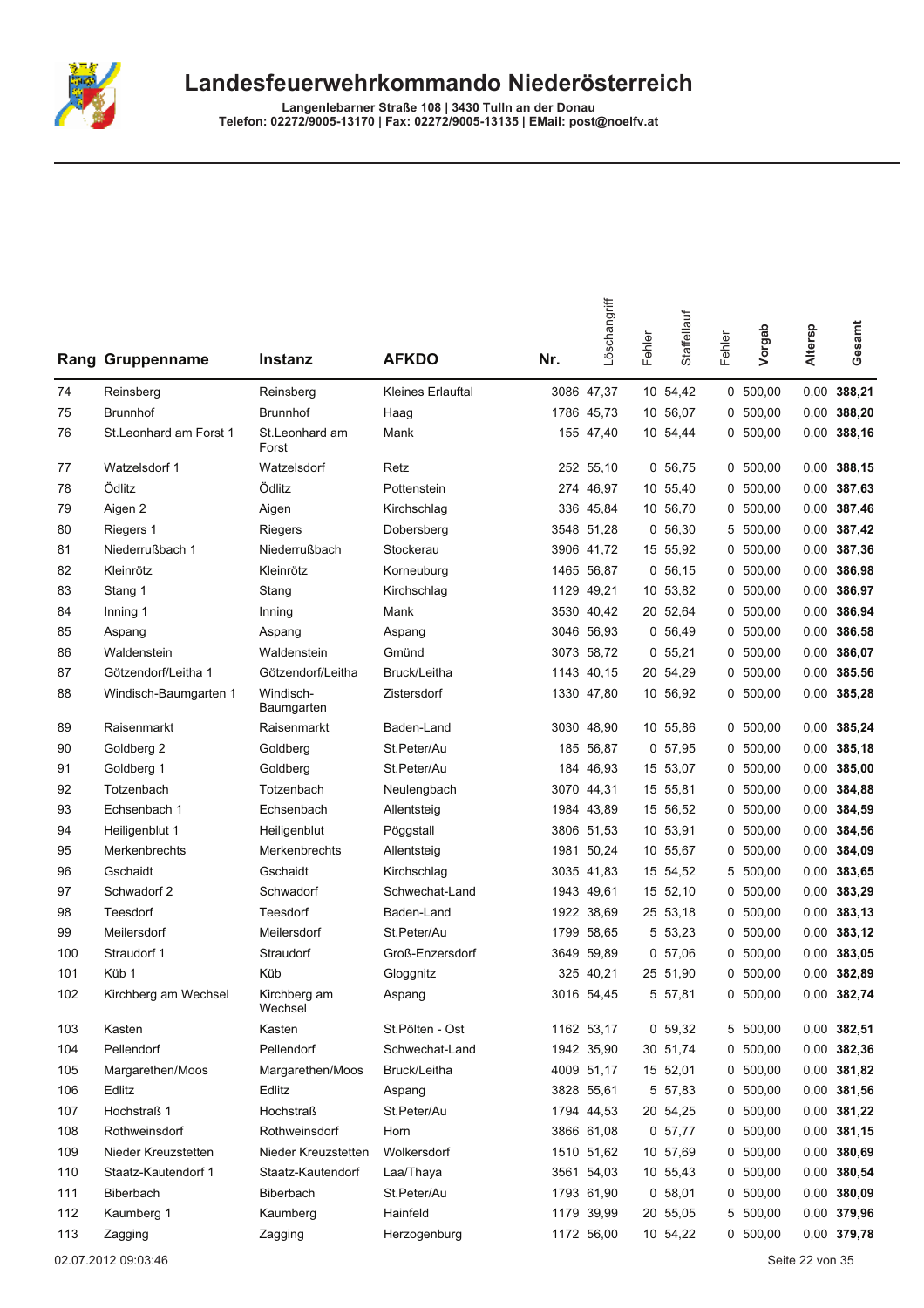# Landesfeuerwehrkommando Niederösterreich

Langenlebarner Straße 108 | 3430 Tulln an der Donau
Telefon: 02272/9005-13170 | Fax: 02272/9005-13135 | EMail: post@noelfv.at

| Rang | Gruppenname | Instanz | AFKDO | Nr. | Löschangriff | Fehler | Staffellauf | Fehler | Vorgab | Altersp | Gesamt |
|---|---|---|---|---|---|---|---|---|---|---|---|
| 74 | Reinsberg | Reinsberg | Kleines Erlauftal | 3086 | 47,37 | 10 | 54,42 | 0 | 500,00 | 0,00 | **388,21** |
| 75 | Brunnhof | Brunnhof | Haag | 1786 | 45,73 | 10 | 56,07 | 0 | 500,00 | 0,00 | **388,20** |
| 76 | St.Leonhard am Forst 1 | St.Leonhard am Forst | Mank | 155 | 47,40 | 10 | 54,44 | 0 | 500,00 | 0,00 | **388,16** |
| 77 | Watzelsdorf 1 | Watzelsdorf | Retz | 252 | 55,10 | 0 | 56,75 | 0 | 500,00 | 0,00 | **388,15** |
| 78 | Ödlitz | Ödlitz | Pottenstein | 274 | 46,97 | 10 | 55,40 | 0 | 500,00 | 0,00 | **387,63** |
| 79 | Aigen 2 | Aigen | Kirchschlag | 336 | 45,84 | 10 | 56,70 | 0 | 500,00 | 0,00 | **387,46** |
| 80 | Riegers 1 | Riegers | Dobersberg | 3548 | 51,28 | 0 | 56,30 | 5 | 500,00 | 0,00 | **387,42** |
| 81 | Niederrußbach 1 | Niederrußbach | Stockerau | 3906 | 41,72 | 15 | 55,92 | 0 | 500,00 | 0,00 | **387,36** |
| 82 | Kleinrötz | Kleinrötz | Korneuburg | 1465 | 56,87 | 0 | 56,15 | 0 | 500,00 | 0,00 | **386,98** |
| 83 | Stang 1 | Stang | Kirchschlag | 1129 | 49,21 | 10 | 53,82 | 0 | 500,00 | 0,00 | **386,97** |
| 84 | Inning 1 | Inning | Mank | 3530 | 40,42 | 20 | 52,64 | 0 | 500,00 | 0,00 | **386,94** |
| 85 | Aspang | Aspang | Aspang | 3046 | 56,93 | 0 | 56,49 | 0 | 500,00 | 0,00 | **386,58** |
| 86 | Waldenstein | Waldenstein | Gmünd | 3073 | 58,72 | 0 | 55,21 | 0 | 500,00 | 0,00 | **386,07** |
| 87 | Götzendorf/Leitha 1 | Götzendorf/Leitha | Bruck/Leitha | 1143 | 40,15 | 20 | 54,29 | 0 | 500,00 | 0,00 | **385,56** |
| 88 | Windisch-Baumgarten 1 | Windisch-Baumgarten | Zistersdorf | 1330 | 47,80 | 10 | 56,92 | 0 | 500,00 | 0,00 | **385,28** |
| 89 | Raisenmarkt | Raisenmarkt | Baden-Land | 3030 | 48,90 | 10 | 55,86 | 0 | 500,00 | 0,00 | **385,24** |
| 90 | Goldberg 2 | Goldberg | St.Peter/Au | 185 | 56,87 | 0 | 57,95 | 0 | 500,00 | 0,00 | **385,18** |
| 91 | Goldberg 1 | Goldberg | St.Peter/Au | 184 | 46,93 | 15 | 53,07 | 0 | 500,00 | 0,00 | **385,00** |
| 92 | Totzenbach | Totzenbach | Neulengbach | 3070 | 44,31 | 15 | 55,81 | 0 | 500,00 | 0,00 | **384,88** |
| 93 | Echsenbach 1 | Echsenbach | Allentsteig | 1984 | 43,89 | 15 | 56,52 | 0 | 500,00 | 0,00 | **384,59** |
| 94 | Heiligenblut 1 | Heiligenblut | Pöggstall | 3806 | 51,53 | 10 | 53,91 | 0 | 500,00 | 0,00 | **384,56** |
| 95 | Merkenbrechts | Merkenbrechts | Allentsteig | 1981 | 50,24 | 10 | 55,67 | 0 | 500,00 | 0,00 | **384,09** |
| 96 | Gschaidt | Gschaidt | Kirchschlag | 3035 | 41,83 | 15 | 54,52 | 5 | 500,00 | 0,00 | **383,65** |
| 97 | Schwadorf 2 | Schwadorf | Schwechat-Land | 1943 | 49,61 | 15 | 52,10 | 0 | 500,00 | 0,00 | **383,29** |
| 98 | Teesdorf | Teesdorf | Baden-Land | 1922 | 38,69 | 25 | 53,18 | 0 | 500,00 | 0,00 | **383,13** |
| 99 | Meilersdorf | Meilersdorf | St.Peter/Au | 1799 | 58,65 | 5 | 53,23 | 0 | 500,00 | 0,00 | **383,12** |
| 100 | Straudorf 1 | Straudorf | Groß-Enzersdorf | 3649 | 59,89 | 0 | 57,06 | 0 | 500,00 | 0,00 | **383,05** |
| 101 | Küb 1 | Küb | Gloggnitz | 325 | 40,21 | 25 | 51,90 | 0 | 500,00 | 0,00 | **382,89** |
| 102 | Kirchberg am Wechsel | Kirchberg am Wechsel | Aspang | 3016 | 54,45 | 5 | 57,81 | 0 | 500,00 | 0,00 | **382,74** |
| 103 | Kasten | Kasten | St.Pölten - Ost | 1162 | 53,17 | 0 | 59,32 | 5 | 500,00 | 0,00 | **382,51** |
| 104 | Pellendorf | Pellendorf | Schwechat-Land | 1942 | 35,90 | 30 | 51,74 | 0 | 500,00 | 0,00 | **382,36** |
| 105 | Margarethen/Moos | Margarethen/Moos | Bruck/Leitha | 4009 | 51,17 | 15 | 52,01 | 0 | 500,00 | 0,00 | **381,82** |
| 106 | Edlitz | Edlitz | Aspang | 3828 | 55,61 | 5 | 57,83 | 0 | 500,00 | 0,00 | **381,56** |
| 107 | Hochstraß 1 | Hochstraß | St.Peter/Au | 1794 | 44,53 | 20 | 54,25 | 0 | 500,00 | 0,00 | **381,22** |
| 108 | Rothweinsdorf | Rothweinsdorf | Horn | 3866 | 61,08 | 0 | 57,77 | 0 | 500,00 | 0,00 | **381,15** |
| 109 | Nieder Kreuzstetten | Nieder Kreuzstetten | Wolkersdorf | 1510 | 51,62 | 10 | 57,69 | 0 | 500,00 | 0,00 | **380,69** |
| 110 | Staatz-Kautendorf 1 | Staatz-Kautendorf | Laa/Thaya | 3561 | 54,03 | 10 | 55,43 | 0 | 500,00 | 0,00 | **380,54** |
| 111 | Biberbach | Biberbach | St.Peter/Au | 1793 | 61,90 | 0 | 58,01 | 0 | 500,00 | 0,00 | **380,09** |
| 112 | Kaumberg 1 | Kaumberg | Hainfeld | 1179 | 39,99 | 20 | 55,05 | 5 | 500,00 | 0,00 | **379,96** |
| 113 | Zagging | Zagging | Herzogenburg | 1172 | 56,00 | 10 | 54,22 | 0 | 500,00 | 0,00 | **379,78** |

02.07.2012 09:03:46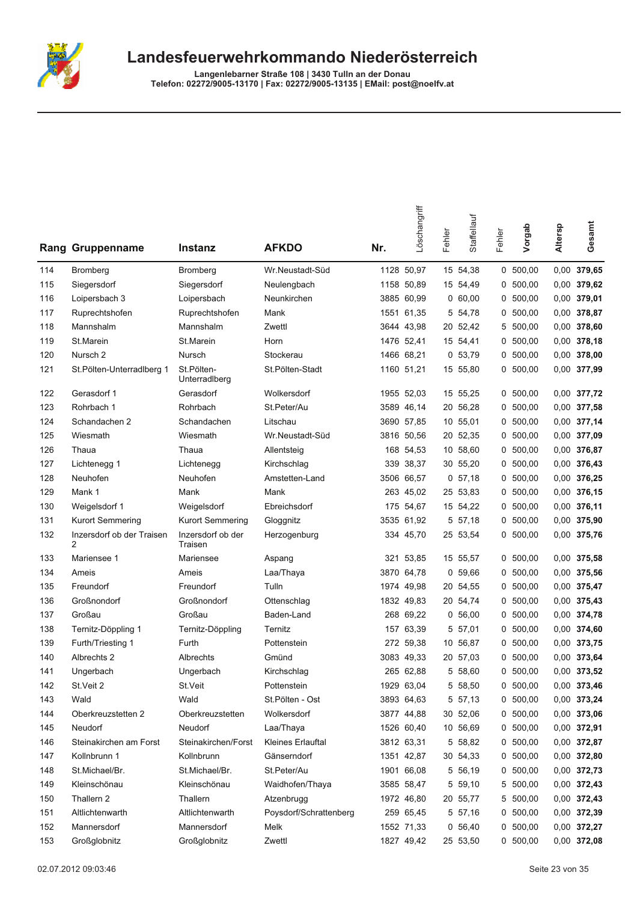# Landesfeuerwehrkommando Niederösterreich

**Langenlebarner Straße 108 | 3430 Tulln an der Donau**
**Telefon: 02272/9005-13170 | Fax: 02272/9005-13135 | EMail: post@noelfv.at**

| Rang | Gruppenname | Instanz | AFKDO | Nr. | Löschangriff | Fehler | Staffellauf | Fehler | Vorgab | Altersp | Gesamt |
|---|---|---|---|---|---|---|---|---|---|---|---|
| 114 | Bromberg | Bromberg | Wr.Neustadt-Süd | 1128 | 50,97 | 15 | 54,38 | 0 | 500,00 | 0,00 | **379,65** |
| 115 | Siegersdorf | Siegersdorf | Neulengbach | 1158 | 50,89 | 15 | 54,49 | 0 | 500,00 | 0,00 | **379,62** |
| 116 | Loipersbach 3 | Loipersbach | Neunkirchen | 3885 | 60,99 | 0 | 60,00 | 0 | 500,00 | 0,00 | **379,01** |
| 117 | Ruprechtshofen | Ruprechtshofen | Mank | 1551 | 61,35 | 5 | 54,78 | 0 | 500,00 | 0,00 | **378,87** |
| 118 | Mannshalm | Mannshalm | Zwettl | 3644 | 43,98 | 20 | 52,42 | 5 | 500,00 | 0,00 | **378,60** |
| 119 | St.Marein | St.Marein | Horn | 1476 | 52,41 | 15 | 54,41 | 0 | 500,00 | 0,00 | **378,18** |
| 120 | Nursch 2 | Nursch | Stockerau | 1466 | 68,21 | 0 | 53,79 | 0 | 500,00 | 0,00 | **378,00** |
| 121 | St.Pölten-Unterradlberg 1 | St.Pölten-Unterradlberg | St.Pölten-Stadt | 1160 | 51,21 | 15 | 55,80 | 0 | 500,00 | 0,00 | **377,99** |
| 122 | Gerasdorf 1 | Gerasdorf | Wolkersdorf | 1955 | 52,03 | 15 | 55,25 | 0 | 500,00 | 0,00 | **377,72** |
| 123 | Rohrbach 1 | Rohrbach | St.Peter/Au | 3589 | 46,14 | 20 | 56,28 | 0 | 500,00 | 0,00 | **377,58** |
| 124 | Schandachen 2 | Schandachen | Litschau | 3690 | 57,85 | 10 | 55,01 | 0 | 500,00 | 0,00 | **377,14** |
| 125 | Wiesmath | Wiesmath | Wr.Neustadt-Süd | 3816 | 50,56 | 20 | 52,35 | 0 | 500,00 | 0,00 | **377,09** |
| 126 | Thaua | Thaua | Allentsteig | 168 | 54,53 | 10 | 58,60 | 0 | 500,00 | 0,00 | **376,87** |
| 127 | Lichtenegg 1 | Lichtenegg | Kirchschlag | 339 | 38,37 | 30 | 55,20 | 0 | 500,00 | 0,00 | **376,43** |
| 128 | Neuhofen | Neuhofen | Amstetten-Land | 3506 | 66,57 | 0 | 57,18 | 0 | 500,00 | 0,00 | **376,25** |
| 129 | Mank 1 | Mank | Mank | 263 | 45,02 | 25 | 53,83 | 0 | 500,00 | 0,00 | **376,15** |
| 130 | Weigelsdorf 1 | Weigelsdorf | Ebreichsdorf | 175 | 54,67 | 15 | 54,22 | 0 | 500,00 | 0,00 | **376,11** |
| 131 | Kurort Semmering | Kurort Semmering | Gloggnitz | 3535 | 61,92 | 5 | 57,18 | 0 | 500,00 | 0,00 | **375,90** |
| 132 | Inzersdorf ob der Traisen 2 | Inzersdorf ob der Traisen | Herzogenburg | 334 | 45,70 | 25 | 53,54 | 0 | 500,00 | 0,00 | **375,76** |
| 133 | Mariensee 1 | Mariensee | Aspang | 321 | 53,85 | 15 | 55,57 | 0 | 500,00 | 0,00 | **375,58** |
| 134 | Ameis | Ameis | Laa/Thaya | 3870 | 64,78 | 0 | 59,66 | 0 | 500,00 | 0,00 | **375,56** |
| 135 | Freundorf | Freundorf | Tulln | 1974 | 49,98 | 20 | 54,55 | 0 | 500,00 | 0,00 | **375,47** |
| 136 | Großnondorf | Großnondorf | Ottenschlag | 1832 | 49,83 | 20 | 54,74 | 0 | 500,00 | 0,00 | **375,43** |
| 137 | Großau | Großau | Baden-Land | 268 | 69,22 | 0 | 56,00 | 0 | 500,00 | 0,00 | **374,78** |
| 138 | Ternitz-Döppling 1 | Ternitz-Döppling | Ternitz | 157 | 63,39 | 5 | 57,01 | 0 | 500,00 | 0,00 | **374,60** |
| 139 | Furth/Triesting 1 | Furth | Pottenstein | 272 | 59,38 | 10 | 56,87 | 0 | 500,00 | 0,00 | **373,75** |
| 140 | Albrechts 2 | Albrechts | Gmünd | 3083 | 49,33 | 20 | 57,03 | 0 | 500,00 | 0,00 | **373,64** |
| 141 | Ungerbach | Ungerbach | Kirchschlag | 265 | 62,88 | 5 | 58,60 | 0 | 500,00 | 0,00 | **373,52** |
| 142 | St.Veit 2 | St.Veit | Pottenstein | 1929 | 63,04 | 5 | 58,50 | 0 | 500,00 | 0,00 | **373,46** |
| 143 | Wald | Wald | St.Pölten - Ost | 3893 | 64,63 | 5 | 57,13 | 0 | 500,00 | 0,00 | **373,24** |
| 144 | Oberkreuzstetten 2 | Oberkreuzstetten | Wolkersdorf | 3877 | 44,88 | 30 | 52,06 | 0 | 500,00 | 0,00 | **373,06** |
| 145 | Neudorf | Neudorf | Laa/Thaya | 1526 | 60,40 | 10 | 56,69 | 0 | 500,00 | 0,00 | **372,91** |
| 146 | Steinakirchen am Forst | Steinakirchen/Forst | Kleines Erlauftal | 3812 | 63,31 | 5 | 58,82 | 0 | 500,00 | 0,00 | **372,87** |
| 147 | Kollnbrunn 1 | Kollnbrunn | Gänserndorf | 1351 | 42,87 | 30 | 54,33 | 0 | 500,00 | 0,00 | **372,80** |
| 148 | St.Michael/Br. | St.Michael/Br. | St.Peter/Au | 1901 | 66,08 | 5 | 56,19 | 0 | 500,00 | 0,00 | **372,73** |
| 149 | Kleinschönau | Kleinschönau | Waidhofen/Thaya | 3585 | 58,47 | 5 | 59,10 | 5 | 500,00 | 0,00 | **372,43** |
| 150 | Thallern 2 | Thallern | Atzenbrugg | 1972 | 46,80 | 20 | 55,77 | 5 | 500,00 | 0,00 | **372,43** |
| 151 | Altlichtenwarth | Altlichtenwarth | Poysdorf/Schrattenberg | 259 | 65,45 | 5 | 57,16 | 0 | 500,00 | 0,00 | **372,39** |
| 152 | Mannersdorf | Mannersdorf | Melk | 1552 | 71,33 | 0 | 56,40 | 0 | 500,00 | 0,00 | **372,27** |
| 153 | Großglobnitz | Großglobnitz | Zwettl | 1827 | 49,42 | 25 | 53,50 | 0 | 500,00 | 0,00 | **372,08** |

02.07.2012 09:03:46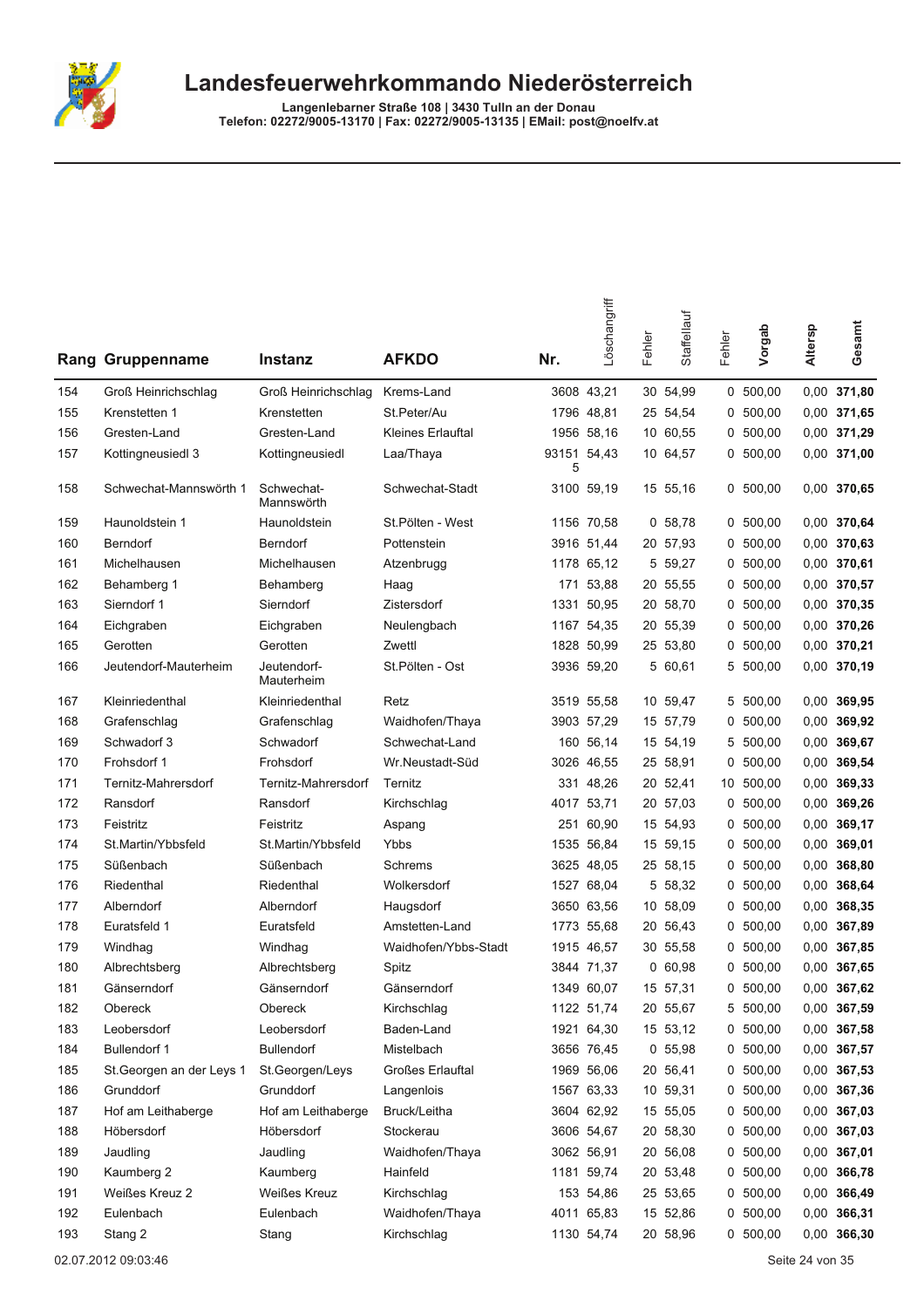# Landesfeuerwehrkommando Niederösterreich

**Langenlebarner Straße 108 | 3430 Tulln an der Donau**
**Telefon: 02272/9005-13170 | Fax: 02272/9005-13135 | EMail: post@noelfv.at**

| Rang | Gruppenname | Instanz | AFKDO | Nr. | Löschangriff | Fehler | Staffellauf | Fehler | Vorgab | Altersp | Gesamt |
|---|---|---|---|---|---|---|---|---|---|---|---|
| 154 | Groß Heinrichschlag | Groß Heinrichschlag | Krems-Land | 3608 | 43,21 | 30 | 54,99 | 0 | 500,00 | 0,00 | **371,80** |
| 155 | Krenstetten 1 | Krenstetten | St.Peter/Au | 1796 | 48,81 | 25 | 54,54 | 0 | 500,00 | 0,00 | **371,65** |
| 156 | Gresten-Land | Gresten-Land | Kleines Erlauftal | 1956 | 58,16 | 10 | 60,55 | 0 | 500,00 | 0,00 | **371,29** |
| 157 | Kottingneusiedl 3 | Kottingneusiedl | Laa/Thaya | 931515 | 54,43 | 10 | 64,57 | 0 | 500,00 | 0,00 | **371,00** |
| 158 | Schwechat-Mannswörth 1 | Schwechat-Mannswörth | Schwechat-Stadt | 3100 | 59,19 | 15 | 55,16 | 0 | 500,00 | 0,00 | **370,65** |
| 159 | Haunoldstein 1 | Haunoldstein | St.Pölten - West | 1156 | 70,58 | 0 | 58,78 | 0 | 500,00 | 0,00 | **370,64** |
| 160 | Berndorf | Berndorf | Pottenstein | 3916 | 51,44 | 20 | 57,93 | 0 | 500,00 | 0,00 | **370,63** |
| 161 | Michelhausen | Michelhausen | Atzenbrugg | 1178 | 65,12 | 5 | 59,27 | 0 | 500,00 | 0,00 | **370,61** |
| 162 | Behamberg 1 | Behamberg | Haag | 171 | 53,88 | 20 | 55,55 | 0 | 500,00 | 0,00 | **370,57** |
| 163 | Sierndorf 1 | Sierndorf | Zistersdorf | 1331 | 50,95 | 20 | 58,70 | 0 | 500,00 | 0,00 | **370,35** |
| 164 | Eichgraben | Eichgraben | Neulengbach | 1167 | 54,35 | 20 | 55,39 | 0 | 500,00 | 0,00 | **370,26** |
| 165 | Gerotten | Gerotten | Zwettl | 1828 | 50,99 | 25 | 53,80 | 0 | 500,00 | 0,00 | **370,21** |
| 166 | Jeutendorf-Mauterheim | Jeutendorf-Mauterheim | St.Pölten - Ost | 3936 | 59,20 | 5 | 60,61 | 5 | 500,00 | 0,00 | **370,19** |
| 167 | Kleinriedenthal | Kleinriedenthal | Retz | 3519 | 55,58 | 10 | 59,47 | 5 | 500,00 | 0,00 | **369,95** |
| 168 | Grafenschlag | Grafenschlag | Waidhofen/Thaya | 3903 | 57,29 | 15 | 57,79 | 0 | 500,00 | 0,00 | **369,92** |
| 169 | Schwadorf 3 | Schwadorf | Schwechat-Land | 160 | 56,14 | 15 | 54,19 | 5 | 500,00 | 0,00 | **369,67** |
| 170 | Frohsdorf 1 | Frohsdorf | Wr.Neustadt-Süd | 3026 | 46,55 | 25 | 58,91 | 0 | 500,00 | 0,00 | **369,54** |
| 171 | Ternitz-Mahrersdorf | Ternitz-Mahrersdorf | Ternitz | 331 | 48,26 | 20 | 52,41 | 10 | 500,00 | 0,00 | **369,33** |
| 172 | Ransdorf | Ransdorf | Kirchschlag | 4017 | 53,71 | 20 | 57,03 | 0 | 500,00 | 0,00 | **369,26** |
| 173 | Feistritz | Feistritz | Aspang | 251 | 60,90 | 15 | 54,93 | 0 | 500,00 | 0,00 | **369,17** |
| 174 | St.Martin/Ybbsfeld | St.Martin/Ybbsfeld | Ybbs | 1535 | 56,84 | 15 | 59,15 | 0 | 500,00 | 0,00 | **369,01** |
| 175 | Süßenbach | Süßenbach | Schrems | 3625 | 48,05 | 25 | 58,15 | 0 | 500,00 | 0,00 | **368,80** |
| 176 | Riedenthal | Riedenthal | Wolkersdorf | 1527 | 68,04 | 5 | 58,32 | 0 | 500,00 | 0,00 | **368,64** |
| 177 | Alberndorf | Alberndorf | Haugsdorf | 3650 | 63,56 | 10 | 58,09 | 0 | 500,00 | 0,00 | **368,35** |
| 178 | Euratsfeld 1 | Euratsfeld | Amstetten-Land | 1773 | 55,68 | 20 | 56,43 | 0 | 500,00 | 0,00 | **367,89** |
| 179 | Windhag | Windhag | Waidhofen/Ybbs-Stadt | 1915 | 46,57 | 30 | 55,58 | 0 | 500,00 | 0,00 | **367,85** |
| 180 | Albrechtsberg | Albrechtsberg | Spitz | 3844 | 71,37 | 0 | 60,98 | 0 | 500,00 | 0,00 | **367,65** |
| 181 | Gänserndorf | Gänserndorf | Gänserndorf | 1349 | 60,07 | 15 | 57,31 | 0 | 500,00 | 0,00 | **367,62** |
| 182 | Obereck | Obereck | Kirchschlag | 1122 | 51,74 | 20 | 55,67 | 5 | 500,00 | 0,00 | **367,59** |
| 183 | Leobersdorf | Leobersdorf | Baden-Land | 1921 | 64,30 | 15 | 53,12 | 0 | 500,00 | 0,00 | **367,58** |
| 184 | Bullendorf 1 | Bullendorf | Mistelbach | 3656 | 76,45 | 0 | 55,98 | 0 | 500,00 | 0,00 | **367,57** |
| 185 | St.Georgen an der Leys 1 | St.Georgen/Leys | Großes Erlauftal | 1969 | 56,06 | 20 | 56,41 | 0 | 500,00 | 0,00 | **367,53** |
| 186 | Grunddorf | Grunddorf | Langenlois | 1567 | 63,33 | 10 | 59,31 | 0 | 500,00 | 0,00 | **367,36** |
| 187 | Hof am Leithaberge | Hof am Leithaberge | Bruck/Leitha | 3604 | 62,92 | 15 | 55,05 | 0 | 500,00 | 0,00 | **367,03** |
| 188 | Höbersdorf | Höbersdorf | Stockerau | 3606 | 54,67 | 20 | 58,30 | 0 | 500,00 | 0,00 | **367,03** |
| 189 | Jaudling | Jaudling | Waidhofen/Thaya | 3062 | 56,91 | 20 | 56,08 | 0 | 500,00 | 0,00 | **367,01** |
| 190 | Kaumberg 2 | Kaumberg | Hainfeld | 1181 | 59,74 | 20 | 53,48 | 0 | 500,00 | 0,00 | **366,78** |
| 191 | Weißes Kreuz 2 | Weißes Kreuz | Kirchschlag | 153 | 54,86 | 25 | 53,65 | 0 | 500,00 | 0,00 | **366,49** |
| 192 | Eulenbach | Eulenbach | Waidhofen/Thaya | 4011 | 65,83 | 15 | 52,86 | 0 | 500,00 | 0,00 | **366,31** |
| 193 | Stang 2 | Stang | Kirchschlag | 1130 | 54,74 | 20 | 58,96 | 0 | 500,00 | 0,00 | **366,30** |

02.07.2012 09:03:46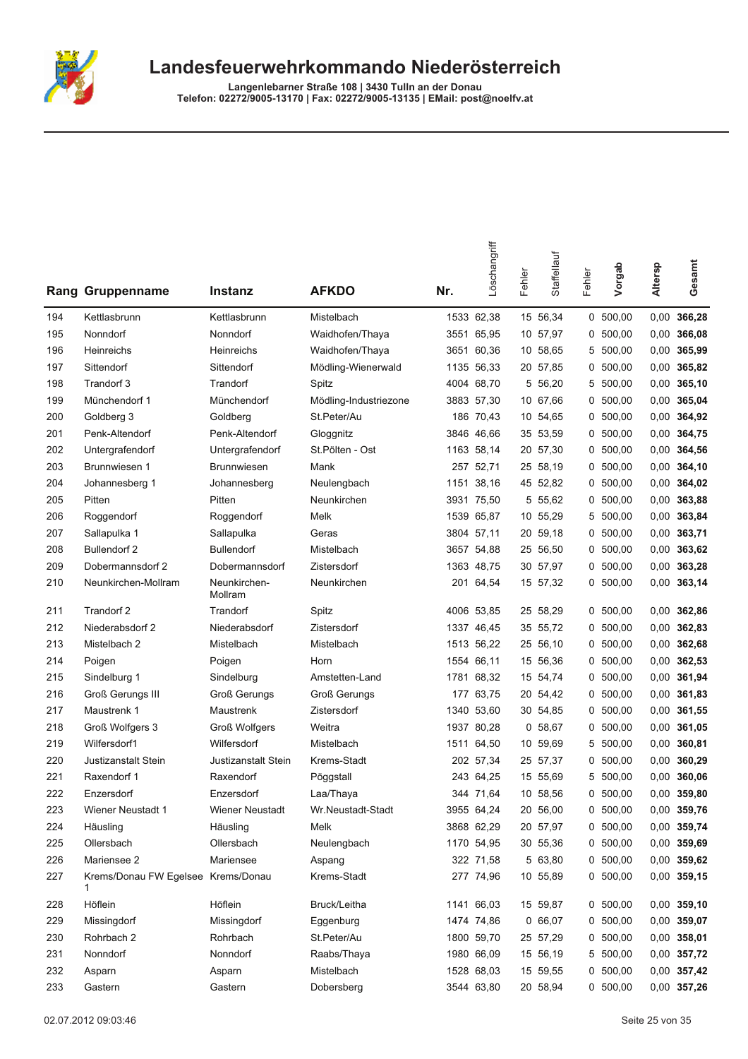# Landesfeuerwehrkommando Niederösterreich

**Langenlebarner Straße 108 | 3430 Tulln an der Donau**
**Telefon: 02272/9005-13170 | Fax: 02272/9005-13135 | EMail: post@noelfv.at**

| Rang | Gruppenname | Instanz | AFKDO | Nr. | Löschangriff | Fehler | Staffellauf | Fehler | Vorgab | Altersp | Gesamt |
|---|---|---|---|---|---|---|---|---|---|---|---|
| 194 | Kettlasbrunn | Kettlasbrunn | Mistelbach | 1533 | 62,38 | 15 | 56,34 | 0 | 500,00 | 0,00 | **366,28** |
| 195 | Nonndorf | Nonndorf | Waidhofen/Thaya | 3551 | 65,95 | 10 | 57,97 | 0 | 500,00 | 0,00 | **366,08** |
| 196 | Heinreichs | Heinreichs | Waidhofen/Thaya | 3651 | 60,36 | 10 | 58,65 | 5 | 500,00 | 0,00 | **365,99** |
| 197 | Sittendorf | Sittendorf | Mödling-Wienerwald | 1135 | 56,33 | 20 | 57,85 | 0 | 500,00 | 0,00 | **365,82** |
| 198 | Trandorf 3 | Trandorf | Spitz | 4004 | 68,70 | 5 | 56,20 | 5 | 500,00 | 0,00 | **365,10** |
| 199 | Münchendorf 1 | Münchendorf | Mödling-Industriezone | 3883 | 57,30 | 10 | 67,66 | 0 | 500,00 | 0,00 | **365,04** |
| 200 | Goldberg 3 | Goldberg | St.Peter/Au | 186 | 70,43 | 10 | 54,65 | 0 | 500,00 | 0,00 | **364,92** |
| 201 | Penk-Altendorf | Penk-Altendorf | Gloggnitz | 3846 | 46,66 | 35 | 53,59 | 0 | 500,00 | 0,00 | **364,75** |
| 202 | Untergrafendorf | Untergrafendorf | St.Pölten - Ost | 1163 | 58,14 | 20 | 57,30 | 0 | 500,00 | 0,00 | **364,56** |
| 203 | Brunnwiesen 1 | Brunnwiesen | Mank | 257 | 52,71 | 25 | 58,19 | 0 | 500,00 | 0,00 | **364,10** |
| 204 | Johannesberg 1 | Johannesberg | Neulengbach | 1151 | 38,16 | 45 | 52,82 | 0 | 500,00 | 0,00 | **364,02** |
| 205 | Pitten | Pitten | Neunkirchen | 3931 | 75,50 | 5 | 55,62 | 0 | 500,00 | 0,00 | **363,88** |
| 206 | Roggendorf | Roggendorf | Melk | 1539 | 65,87 | 10 | 55,29 | 5 | 500,00 | 0,00 | **363,84** |
| 207 | Sallapulka 1 | Sallapulka | Geras | 3804 | 57,11 | 20 | 59,18 | 0 | 500,00 | 0,00 | **363,71** |
| 208 | Bullendorf 2 | Bullendorf | Mistelbach | 3657 | 54,88 | 25 | 56,50 | 0 | 500,00 | 0,00 | **363,62** |
| 209 | Dobermannsdorf 2 | Dobermannsdorf | Zistersdorf | 1363 | 48,75 | 30 | 57,97 | 0 | 500,00 | 0,00 | **363,28** |
| 210 | Neunkirchen-Mollram | Neunkirchen-Mollram | Neunkirchen | 201 | 64,54 | 15 | 57,32 | 0 | 500,00 | 0,00 | **363,14** |
| 211 | Trandorf 2 | Trandorf | Spitz | 4006 | 53,85 | 25 | 58,29 | 0 | 500,00 | 0,00 | **362,86** |
| 212 | Niederabsdorf 2 | Niederabsdorf | Zistersdorf | 1337 | 46,45 | 35 | 55,72 | 0 | 500,00 | 0,00 | **362,83** |
| 213 | Mistelbach 2 | Mistelbach | Mistelbach | 1513 | 56,22 | 25 | 56,10 | 0 | 500,00 | 0,00 | **362,68** |
| 214 | Poigen | Poigen | Horn | 1554 | 66,11 | 15 | 56,36 | 0 | 500,00 | 0,00 | **362,53** |
| 215 | Sindelburg 1 | Sindelburg | Amstetten-Land | 1781 | 68,32 | 15 | 54,74 | 0 | 500,00 | 0,00 | **361,94** |
| 216 | Groß Gerungs III | Groß Gerungs | Groß Gerungs | 177 | 63,75 | 20 | 54,42 | 0 | 500,00 | 0,00 | **361,83** |
| 217 | Maustrenk 1 | Maustrenk | Zistersdorf | 1340 | 53,60 | 30 | 54,85 | 0 | 500,00 | 0,00 | **361,55** |
| 218 | Groß Wolfgers 3 | Groß Wolfgers | Weitra | 1937 | 80,28 | 0 | 58,67 | 0 | 500,00 | 0,00 | **361,05** |
| 219 | Wilfersdorf1 | Wilfersdorf | Mistelbach | 1511 | 64,50 | 10 | 59,69 | 5 | 500,00 | 0,00 | **360,81** |
| 220 | Justizanstalt Stein | Justizanstalt Stein | Krems-Stadt | 202 | 57,34 | 25 | 57,37 | 0 | 500,00 | 0,00 | **360,29** |
| 221 | Raxendorf 1 | Raxendorf | Pöggstall | 243 | 64,25 | 15 | 55,69 | 5 | 500,00 | 0,00 | **360,06** |
| 222 | Enzersdorf | Enzersdorf | Laa/Thaya | 344 | 71,64 | 10 | 58,56 | 0 | 500,00 | 0,00 | **359,80** |
| 223 | Wiener Neustadt 1 | Wiener Neustadt | Wr.Neustadt-Stadt | 3955 | 64,24 | 20 | 56,00 | 0 | 500,00 | 0,00 | **359,76** |
| 224 | Häusling | Häusling | Melk | 3868 | 62,29 | 20 | 57,97 | 0 | 500,00 | 0,00 | **359,74** |
| 225 | Ollersbach | Ollersbach | Neulengbach | 1170 | 54,95 | 30 | 55,36 | 0 | 500,00 | 0,00 | **359,69** |
| 226 | Mariensee 2 | Mariensee | Aspang | 322 | 71,58 | 5 | 63,80 | 0 | 500,00 | 0,00 | **359,62** |
| 227 | Krems/Donau FW Egelsee 1 | Krems/Donau | Krems-Stadt | 277 | 74,96 | 10 | 55,89 | 0 | 500,00 | 0,00 | **359,15** |
| 228 | Höflein | Höflein | Bruck/Leitha | 1141 | 66,03 | 15 | 59,87 | 0 | 500,00 | 0,00 | **359,10** |
| 229 | Missingdorf | Missingdorf | Eggenburg | 1474 | 74,86 | 0 | 66,07 | 0 | 500,00 | 0,00 | **359,07** |
| 230 | Rohrbach 2 | Rohrbach | St.Peter/Au | 1800 | 59,70 | 25 | 57,29 | 0 | 500,00 | 0,00 | **358,01** |
| 231 | Nonndorf | Nonndorf | Raabs/Thaya | 1980 | 66,09 | 15 | 56,19 | 5 | 500,00 | 0,00 | **357,72** |
| 232 | Asparn | Asparn | Mistelbach | 1528 | 68,03 | 15 | 59,55 | 0 | 500,00 | 0,00 | **357,42** |
| 233 | Gastern | Gastern | Dobersberg | 3544 | 63,80 | 20 | 58,94 | 0 | 500,00 | 0,00 | **357,26** |

02.07.2012 09:03:46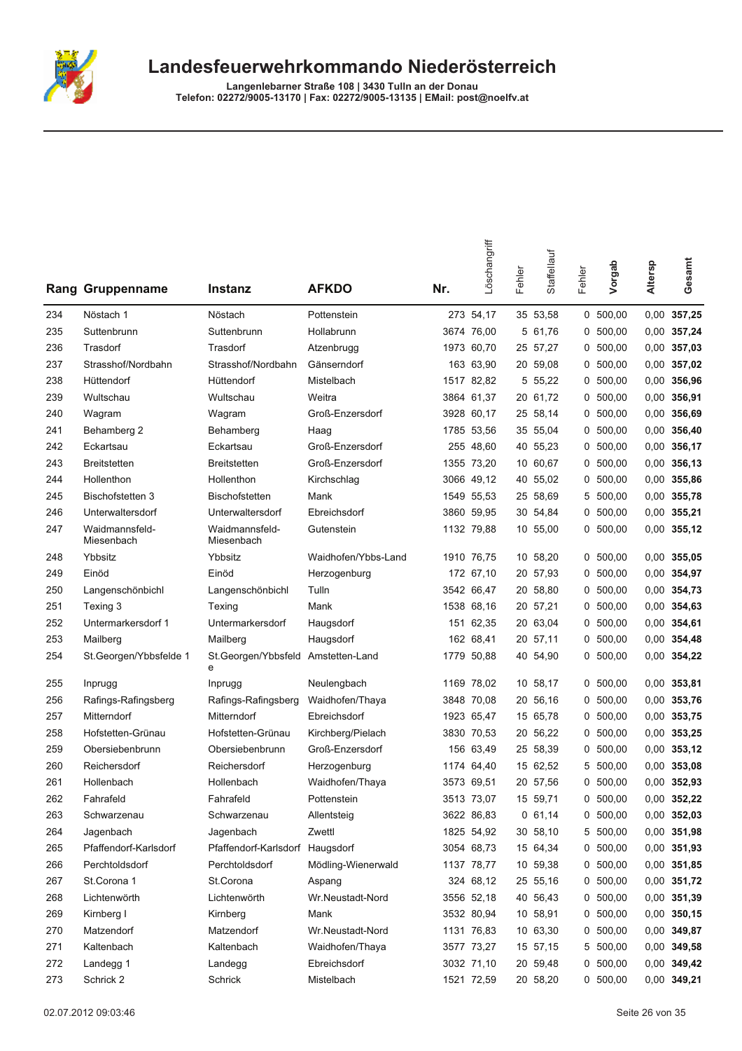# Landesfeuerwehrkommando Niederösterreich

**Langenlebarner Straße 108 | 3430 Tulln an der Donau**
**Telefon: 02272/9005-13170 | Fax: 02272/9005-13135 | EMail: post@noelfv.at**

| Rang | Gruppenname | Instanz | AFKDO | Nr. | Löschangriff | Fehler | Staffellauf | Fehler | Vorgab | Altersp | Gesamt |
|---|---|---|---|---|---|---|---|---|---|---|---|
| 234 | Nöstach 1 | Nöstach | Pottenstein | 273 | 54,17 | 35 | 53,58 | 0 | 500,00 | 0,00 | **357,25** |
| 235 | Suttenbrunn | Suttenbrunn | Hollabrunn | 3674 | 76,00 | 5 | 61,76 | 0 | 500,00 | 0,00 | **357,24** |
| 236 | Trasdorf | Trasdorf | Atzenbrugg | 1973 | 60,70 | 25 | 57,27 | 0 | 500,00 | 0,00 | **357,03** |
| 237 | Strasshof/Nordbahn | Strasshof/Nordbahn | Gänserndorf | 163 | 63,90 | 20 | 59,08 | 0 | 500,00 | 0,00 | **357,02** |
| 238 | Hüttendorf | Hüttendorf | Mistelbach | 1517 | 82,82 | 5 | 55,22 | 0 | 500,00 | 0,00 | **356,96** |
| 239 | Wultschau | Wultschau | Weitra | 3864 | 61,37 | 20 | 61,72 | 0 | 500,00 | 0,00 | **356,91** |
| 240 | Wagram | Wagram | Groß-Enzersdorf | 3928 | 60,17 | 25 | 58,14 | 0 | 500,00 | 0,00 | **356,69** |
| 241 | Behamberg 2 | Behamberg | Haag | 1785 | 53,56 | 35 | 55,04 | 0 | 500,00 | 0,00 | **356,40** |
| 242 | Eckartsau | Eckartsau | Groß-Enzersdorf | 255 | 48,60 | 40 | 55,23 | 0 | 500,00 | 0,00 | **356,17** |
| 243 | Breitstetten | Breitstetten | Groß-Enzersdorf | 1355 | 73,20 | 10 | 60,67 | 0 | 500,00 | 0,00 | **356,13** |
| 244 | Hollenthon | Hollenthon | Kirchschlag | 3066 | 49,12 | 40 | 55,02 | 0 | 500,00 | 0,00 | **355,86** |
| 245 | Bischofstetten 3 | Bischofstetten | Mank | 1549 | 55,53 | 25 | 58,69 | 5 | 500,00 | 0,00 | **355,78** |
| 246 | Unterwaltersdorf | Unterwaltersdorf | Ebreichsdorf | 3860 | 59,95 | 30 | 54,84 | 0 | 500,00 | 0,00 | **355,21** |
| 247 | Waidmannsfeld-Miesenbach | Waidmannsfeld-Miesenbach | Gutenstein | 1132 | 79,88 | 10 | 55,00 | 0 | 500,00 | 0,00 | **355,12** |
| 248 | Ybbsitz | Ybbsitz | Waidhofen/Ybbs-Land | 1910 | 76,75 | 10 | 58,20 | 0 | 500,00 | 0,00 | **355,05** |
| 249 | Einöd | Einöd | Herzogenburg | 172 | 67,10 | 20 | 57,93 | 0 | 500,00 | 0,00 | **354,97** |
| 250 | Langenschönbichl | Langenschönbichl | Tulln | 3542 | 66,47 | 20 | 58,80 | 0 | 500,00 | 0,00 | **354,73** |
| 251 | Texing 3 | Texing | Mank | 1538 | 68,16 | 20 | 57,21 | 0 | 500,00 | 0,00 | **354,63** |
| 252 | Untermarkersdorf 1 | Untermarkersdorf | Haugsdorf | 151 | 62,35 | 20 | 63,04 | 0 | 500,00 | 0,00 | **354,61** |
| 253 | Mailberg | Mailberg | Haugsdorf | 162 | 68,41 | 20 | 57,11 | 0 | 500,00 | 0,00 | **354,48** |
| 254 | St.Georgen/Ybbsfelde 1 | St.Georgen/Ybbsfelde | Amstetten-Land | 1779 | 50,88 | 40 | 54,90 | 0 | 500,00 | 0,00 | **354,22** |
| 255 | Inprugg | Inprugg | Neulengbach | 1169 | 78,02 | 10 | 58,17 | 0 | 500,00 | 0,00 | **353,81** |
| 256 | Rafings-Rafingsberg | Rafings-Rafingsberg | Waidhofen/Thaya | 3848 | 70,08 | 20 | 56,16 | 0 | 500,00 | 0,00 | **353,76** |
| 257 | Mitterndorf | Mitterndorf | Ebreichsdorf | 1923 | 65,47 | 15 | 65,78 | 0 | 500,00 | 0,00 | **353,75** |
| 258 | Hofstetten-Grünau | Hofstetten-Grünau | Kirchberg/Pielach | 3830 | 70,53 | 20 | 56,22 | 0 | 500,00 | 0,00 | **353,25** |
| 259 | Obersiebenbrunn | Obersiebenbrunn | Groß-Enzersdorf | 156 | 63,49 | 25 | 58,39 | 0 | 500,00 | 0,00 | **353,12** |
| 260 | Reichersdorf | Reichersdorf | Herzogenburg | 1174 | 64,40 | 15 | 62,52 | 5 | 500,00 | 0,00 | **353,08** |
| 261 | Hollenbach | Hollenbach | Waidhofen/Thaya | 3573 | 69,51 | 20 | 57,56 | 0 | 500,00 | 0,00 | **352,93** |
| 262 | Fahrafeld | Fahrafeld | Pottenstein | 3513 | 73,07 | 15 | 59,71 | 0 | 500,00 | 0,00 | **352,22** |
| 263 | Schwarzenau | Schwarzenau | Allentsteig | 3622 | 86,83 | 0 | 61,14 | 0 | 500,00 | 0,00 | **352,03** |
| 264 | Jagenbach | Jagenbach | Zwettl | 1825 | 54,92 | 30 | 58,10 | 5 | 500,00 | 0,00 | **351,98** |
| 265 | Pfaffendorf-Karlsdorf | Pfaffendorf-Karlsdorf | Haugsdorf | 3054 | 68,73 | 15 | 64,34 | 0 | 500,00 | 0,00 | **351,93** |
| 266 | Perchtoldsdorf | Perchtoldsdorf | Mödling-Wienerwald | 1137 | 78,77 | 10 | 59,38 | 0 | 500,00 | 0,00 | **351,85** |
| 267 | St.Corona 1 | St.Corona | Aspang | 324 | 68,12 | 25 | 55,16 | 0 | 500,00 | 0,00 | **351,72** |
| 268 | Lichtenwörth | Lichtenwörth | Wr.Neustadt-Nord | 3556 | 52,18 | 40 | 56,43 | 0 | 500,00 | 0,00 | **351,39** |
| 269 | Kirnberg I | Kirnberg | Mank | 3532 | 80,94 | 10 | 58,91 | 0 | 500,00 | 0,00 | **350,15** |
| 270 | Matzendorf | Matzendorf | Wr.Neustadt-Nord | 1131 | 76,83 | 10 | 63,30 | 0 | 500,00 | 0,00 | **349,87** |
| 271 | Kaltenbach | Kaltenbach | Waidhofen/Thaya | 3577 | 73,27 | 15 | 57,15 | 5 | 500,00 | 0,00 | **349,58** |
| 272 | Landegg 1 | Landegg | Ebreichsdorf | 3032 | 71,10 | 20 | 59,48 | 0 | 500,00 | 0,00 | **349,42** |
| 273 | Schrick 2 | Schrick | Mistelbach | 1521 | 72,59 | 20 | 58,20 | 0 | 500,00 | 0,00 | **349,21** |

02.07.2012 09:03:46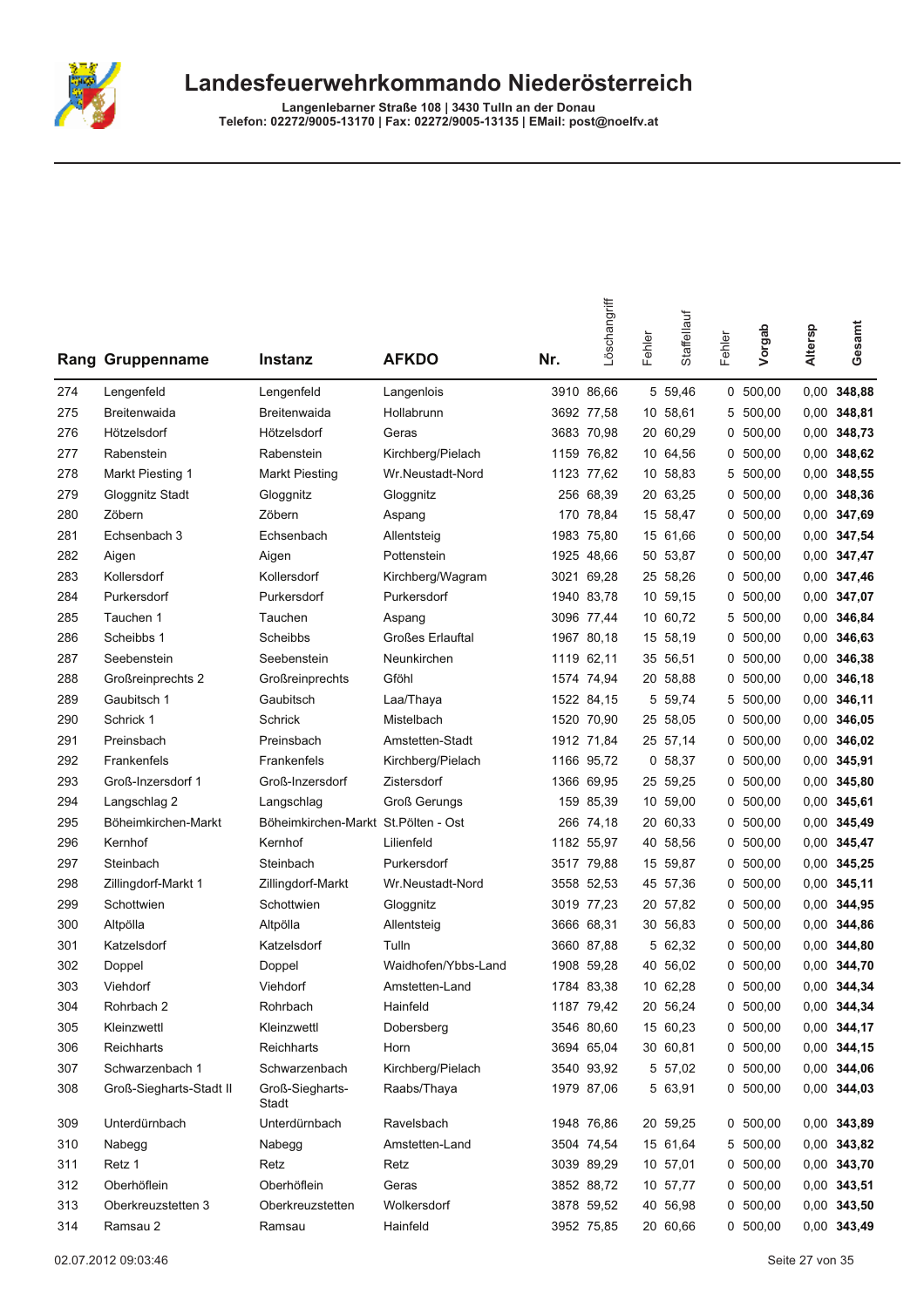# Landesfeuerwehrkommando Niederösterreich

**Langenlebarner Straße 108 | 3430 Tulln an der Donau**
**Telefon: 02272/9005-13170 | Fax: 02272/9005-13135 | EMail: post@noelfv.at**

| Rang | Gruppenname | Instanz | AFKDO | Nr. | Löschangriff | Fehler | Staffellauf | Fehler | Vorgab | Altersp | Gesamt |
|---|---|---|---|---|---|---|---|---|---|---|---|
| 274 | Lengenfeld | Lengenfeld | Langenlois | 3910 | 86,66 | 5 | 59,46 | 0 | 500,00 | 0,00 | **348,88** |
| 275 | Breitenwaida | Breitenwaida | Hollabrunn | 3692 | 77,58 | 10 | 58,61 | 5 | 500,00 | 0,00 | **348,81** |
| 276 | Hötzelsdorf | Hötzelsdorf | Geras | 3683 | 70,98 | 20 | 60,29 | 0 | 500,00 | 0,00 | **348,73** |
| 277 | Rabenstein | Rabenstein | Kirchberg/Pielach | 1159 | 76,82 | 10 | 64,56 | 0 | 500,00 | 0,00 | **348,62** |
| 278 | Markt Piesting 1 | Markt Piesting | Wr.Neustadt-Nord | 1123 | 77,62 | 10 | 58,83 | 5 | 500,00 | 0,00 | **348,55** |
| 279 | Gloggnitz Stadt | Gloggnitz | Gloggnitz | 256 | 68,39 | 20 | 63,25 | 0 | 500,00 | 0,00 | **348,36** |
| 280 | Zöbern | Zöbern | Aspang | 170 | 78,84 | 15 | 58,47 | 0 | 500,00 | 0,00 | **347,69** |
| 281 | Echsenbach 3 | Echsenbach | Allentsteig | 1983 | 75,80 | 15 | 61,66 | 0 | 500,00 | 0,00 | **347,54** |
| 282 | Aigen | Aigen | Pottenstein | 1925 | 48,66 | 50 | 53,87 | 0 | 500,00 | 0,00 | **347,47** |
| 283 | Kollersdorf | Kollersdorf | Kirchberg/Wagram | 3021 | 69,28 | 25 | 58,26 | 0 | 500,00 | 0,00 | **347,46** |
| 284 | Purkersdorf | Purkersdorf | Purkersdorf | 1940 | 83,78 | 10 | 59,15 | 0 | 500,00 | 0,00 | **347,07** |
| 285 | Tauchen 1 | Tauchen | Aspang | 3096 | 77,44 | 10 | 60,72 | 5 | 500,00 | 0,00 | **346,84** |
| 286 | Scheibbs 1 | Scheibbs | Großes Erlauftal | 1967 | 80,18 | 15 | 58,19 | 0 | 500,00 | 0,00 | **346,63** |
| 287 | Seebenstein | Seebenstein | Neunkirchen | 1119 | 62,11 | 35 | 56,51 | 0 | 500,00 | 0,00 | **346,38** |
| 288 | Großreinprechts 2 | Großreinprechts | Gföhl | 1574 | 74,94 | 20 | 58,88 | 0 | 500,00 | 0,00 | **346,18** |
| 289 | Gaubitsch 1 | Gaubitsch | Laa/Thaya | 1522 | 84,15 | 5 | 59,74 | 5 | 500,00 | 0,00 | **346,11** |
| 290 | Schrick 1 | Schrick | Mistelbach | 1520 | 70,90 | 25 | 58,05 | 0 | 500,00 | 0,00 | **346,05** |
| 291 | Preinsbach | Preinsbach | Amstetten-Stadt | 1912 | 71,84 | 25 | 57,14 | 0 | 500,00 | 0,00 | **346,02** |
| 292 | Frankenfels | Frankenfels | Kirchberg/Pielach | 1166 | 95,72 | 0 | 58,37 | 0 | 500,00 | 0,00 | **345,91** |
| 293 | Groß-Inzersdorf 1 | Groß-Inzersdorf | Zistersdorf | 1366 | 69,95 | 25 | 59,25 | 0 | 500,00 | 0,00 | **345,80** |
| 294 | Langschlag 2 | Langschlag | Groß Gerungs | 159 | 85,39 | 10 | 59,00 | 0 | 500,00 | 0,00 | **345,61** |
| 295 | Böheimkirchen-Markt | Böheimkirchen-Markt | St.Pölten - Ost | 266 | 74,18 | 20 | 60,33 | 0 | 500,00 | 0,00 | **345,49** |
| 296 | Kernhof | Kernhof | Lilienfeld | 1182 | 55,97 | 40 | 58,56 | 0 | 500,00 | 0,00 | **345,47** |
| 297 | Steinbach | Steinbach | Purkersdorf | 3517 | 79,88 | 15 | 59,87 | 0 | 500,00 | 0,00 | **345,25** |
| 298 | Zillingdorf-Markt 1 | Zillingdorf-Markt | Wr.Neustadt-Nord | 3558 | 52,53 | 45 | 57,36 | 0 | 500,00 | 0,00 | **345,11** |
| 299 | Schottwien | Schottwien | Gloggnitz | 3019 | 77,23 | 20 | 57,82 | 0 | 500,00 | 0,00 | **344,95** |
| 300 | Altpölla | Altpölla | Allentsteig | 3666 | 68,31 | 30 | 56,83 | 0 | 500,00 | 0,00 | **344,86** |
| 301 | Katzelsdorf | Katzelsdorf | Tulln | 3660 | 87,88 | 5 | 62,32 | 0 | 500,00 | 0,00 | **344,80** |
| 302 | Doppel | Doppel | Waidhofen/Ybbs-Land | 1908 | 59,28 | 40 | 56,02 | 0 | 500,00 | 0,00 | **344,70** |
| 303 | Viehdorf | Viehdorf | Amstetten-Land | 1784 | 83,38 | 10 | 62,28 | 0 | 500,00 | 0,00 | **344,34** |
| 304 | Rohrbach 2 | Rohrbach | Hainfeld | 1187 | 79,42 | 20 | 56,24 | 0 | 500,00 | 0,00 | **344,34** |
| 305 | Kleinzwettl | Kleinzwettl | Dobersberg | 3546 | 80,60 | 15 | 60,23 | 0 | 500,00 | 0,00 | **344,17** |
| 306 | Reichharts | Reichharts | Horn | 3694 | 65,04 | 30 | 60,81 | 0 | 500,00 | 0,00 | **344,15** |
| 307 | Schwarzenbach 1 | Schwarzenbach | Kirchberg/Pielach | 3540 | 93,92 | 5 | 57,02 | 0 | 500,00 | 0,00 | **344,06** |
| 308 | Groß-Siegharts-Stadt II | Groß-Siegharts-Stadt | Raabs/Thaya | 1979 | 87,06 | 5 | 63,91 | 0 | 500,00 | 0,00 | **344,03** |
| 309 | Unterdürnbach | Unterdürnbach | Ravelsbach | 1948 | 76,86 | 20 | 59,25 | 0 | 500,00 | 0,00 | **343,89** |
| 310 | Nabegg | Nabegg | Amstetten-Land | 3504 | 74,54 | 15 | 61,64 | 5 | 500,00 | 0,00 | **343,82** |
| 311 | Retz 1 | Retz | Retz | 3039 | 89,29 | 10 | 57,01 | 0 | 500,00 | 0,00 | **343,70** |
| 312 | Oberhöflein | Oberhöflein | Geras | 3852 | 88,72 | 10 | 57,77 | 0 | 500,00 | 0,00 | **343,51** |
| 313 | Oberkreuzstetten 3 | Oberkreuzstetten | Wolkersdorf | 3878 | 59,52 | 40 | 56,98 | 0 | 500,00 | 0,00 | **343,50** |
| 314 | Ramsau 2 | Ramsau | Hainfeld | 3952 | 75,85 | 20 | 60,66 | 0 | 500,00 | 0,00 | **343,49** |

02.07.2012 09:03:46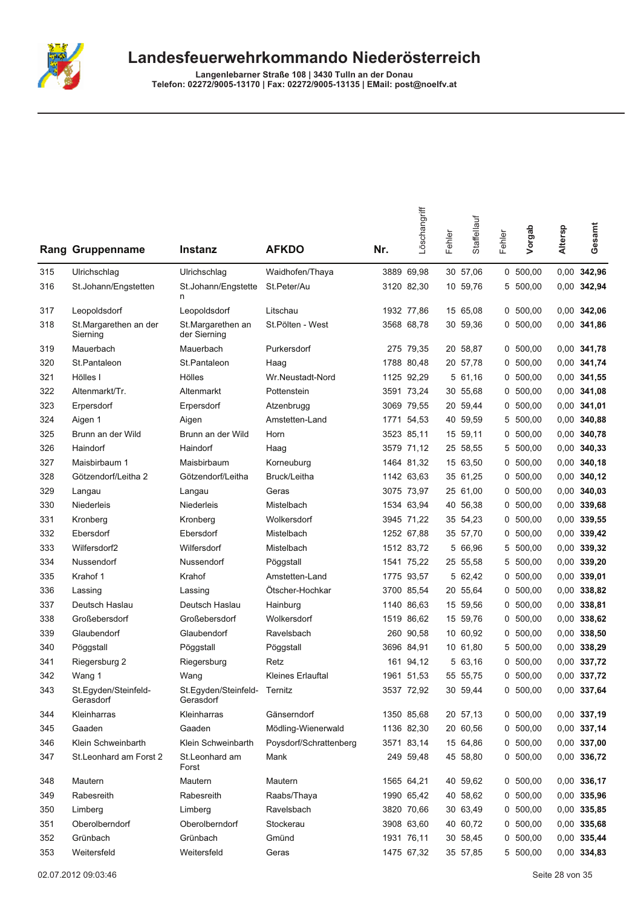# Landesfeuerwehrkommando Niederösterreich

**Langenlebarner Straße 108 | 3430 Tulln an der Donau**
**Telefon: 02272/9005-13170 | Fax: 02272/9005-13135 | EMail: post@noelfv.at**

| Rang | Gruppenname | Instanz | AFKDO | Nr. | Löschangriff | Fehler | Staffellauf | Fehler | Vorgab | Altersp | Gesamt |
|---|---|---|---|---|---|---|---|---|---|---|---|
| 315 | Ulrichschlag | Ulrichschlag | Waidhofen/Thaya | 3889 | 69,98 | 30 | 57,06 | 0 | 500,00 | 0,00 | **342,96** |
| 316 | St.Johann/Engstetten | St.Johann/Engstetten | St.Peter/Au | 3120 | 82,30 | 10 | 59,76 | 5 | 500,00 | 0,00 | **342,94** |
| 317 | Leopoldsdorf | Leopoldsdorf | Litschau | 1932 | 77,86 | 15 | 65,08 | 0 | 500,00 | 0,00 | **342,06** |
| 318 | St.Margarethen an der Sierning | St.Margarethen an der Sierning | St.Pölten - West | 3568 | 68,78 | 30 | 59,36 | 0 | 500,00 | 0,00 | **341,86** |
| 319 | Mauerbach | Mauerbach | Purkersdorf | 275 | 79,35 | 20 | 58,87 | 0 | 500,00 | 0,00 | **341,78** |
| 320 | St.Pantaleon | St.Pantaleon | Haag | 1788 | 80,48 | 20 | 57,78 | 0 | 500,00 | 0,00 | **341,74** |
| 321 | Hölles I | Hölles | Wr.Neustadt-Nord | 1125 | 92,29 | 5 | 61,16 | 0 | 500,00 | 0,00 | **341,55** |
| 322 | Altenmarkt/Tr. | Altenmarkt | Pottenstein | 3591 | 73,24 | 30 | 55,68 | 0 | 500,00 | 0,00 | **341,08** |
| 323 | Erpersdorf | Erpersdorf | Atzenbrugg | 3069 | 79,55 | 20 | 59,44 | 0 | 500,00 | 0,00 | **341,01** |
| 324 | Aigen 1 | Aigen | Amstetten-Land | 1771 | 54,53 | 40 | 59,59 | 5 | 500,00 | 0,00 | **340,88** |
| 325 | Brunn an der Wild | Brunn an der Wild | Horn | 3523 | 85,11 | 15 | 59,11 | 0 | 500,00 | 0,00 | **340,78** |
| 326 | Haindorf | Haindorf | Haag | 3579 | 71,12 | 25 | 58,55 | 5 | 500,00 | 0,00 | **340,33** |
| 327 | Maisbirbaum 1 | Maisbirbaum | Korneuburg | 1464 | 81,32 | 15 | 63,50 | 0 | 500,00 | 0,00 | **340,18** |
| 328 | Götzendorf/Leitha 2 | Götzendorf/Leitha | Bruck/Leitha | 1142 | 63,63 | 35 | 61,25 | 0 | 500,00 | 0,00 | **340,12** |
| 329 | Langau | Langau | Geras | 3075 | 73,97 | 25 | 61,00 | 0 | 500,00 | 0,00 | **340,03** |
| 330 | Niederleis | Niederleis | Mistelbach | 1534 | 63,94 | 40 | 56,38 | 0 | 500,00 | 0,00 | **339,68** |
| 331 | Kronberg | Kronberg | Wolkersdorf | 3945 | 71,22 | 35 | 54,23 | 0 | 500,00 | 0,00 | **339,55** |
| 332 | Ebersdorf | Ebersdorf | Mistelbach | 1252 | 67,88 | 35 | 57,70 | 0 | 500,00 | 0,00 | **339,42** |
| 333 | Wilfersdorf2 | Wilfersdorf | Mistelbach | 1512 | 83,72 | 5 | 66,96 | 5 | 500,00 | 0,00 | **339,32** |
| 334 | Nussendorf | Nussendorf | Pöggstall | 1541 | 75,22 | 25 | 55,58 | 5 | 500,00 | 0,00 | **339,20** |
| 335 | Krahof 1 | Krahof | Amstetten-Land | 1775 | 93,57 | 5 | 62,42 | 0 | 500,00 | 0,00 | **339,01** |
| 336 | Lassing | Lassing | Ötscher-Hochkar | 3700 | 85,54 | 20 | 55,64 | 0 | 500,00 | 0,00 | **338,82** |
| 337 | Deutsch Haslau | Deutsch Haslau | Hainburg | 1140 | 86,63 | 15 | 59,56 | 0 | 500,00 | 0,00 | **338,81** |
| 338 | Großebersdorf | Großebersdorf | Wolkersdorf | 1519 | 86,62 | 15 | 59,76 | 0 | 500,00 | 0,00 | **338,62** |
| 339 | Glaubendorf | Glaubendorf | Ravelsbach | 260 | 90,58 | 10 | 60,92 | 0 | 500,00 | 0,00 | **338,50** |
| 340 | Pöggstall | Pöggstall | Pöggstall | 3696 | 84,91 | 10 | 61,80 | 5 | 500,00 | 0,00 | **338,29** |
| 341 | Riegersburg 2 | Riegersburg | Retz | 161 | 94,12 | 5 | 63,16 | 0 | 500,00 | 0,00 | **337,72** |
| 342 | Wang 1 | Wang | Kleines Erlauftal | 1961 | 51,53 | 55 | 55,75 | 0 | 500,00 | 0,00 | **337,72** |
| 343 | St.Egyden/Steinfeld-Gerasdorf | St.Egyden/Steinfeld-Gerasdorf | Ternitz | 3537 | 72,92 | 30 | 59,44 | 0 | 500,00 | 0,00 | **337,64** |
| 344 | Kleinharras | Kleinharras | Gänserndorf | 1350 | 85,68 | 20 | 57,13 | 0 | 500,00 | 0,00 | **337,19** |
| 345 | Gaaden | Gaaden | Mödling-Wienerwald | 1136 | 82,30 | 20 | 60,56 | 0 | 500,00 | 0,00 | **337,14** |
| 346 | Klein Schweinbarth | Klein Schweinbarth | Poysdorf/Schrattenberg | 3571 | 83,14 | 15 | 64,86 | 0 | 500,00 | 0,00 | **337,00** |
| 347 | St.Leonhard am Forst 2 | St.Leonhard am Forst | Mank | 249 | 59,48 | 45 | 58,80 | 0 | 500,00 | 0,00 | **336,72** |
| 348 | Mautern | Mautern | Mautern | 1565 | 64,21 | 40 | 59,62 | 0 | 500,00 | 0,00 | **336,17** |
| 349 | Rabesreith | Rabesreith | Raabs/Thaya | 1990 | 65,42 | 40 | 58,62 | 0 | 500,00 | 0,00 | **335,96** |
| 350 | Limberg | Limberg | Ravelsbach | 3820 | 70,66 | 30 | 63,49 | 0 | 500,00 | 0,00 | **335,85** |
| 351 | Oberolberndorf | Oberolberndorf | Stockerau | 3908 | 63,60 | 40 | 60,72 | 0 | 500,00 | 0,00 | **335,68** |
| 352 | Grünbach | Grünbach | Gmünd | 1931 | 76,11 | 30 | 58,45 | 0 | 500,00 | 0,00 | **335,44** |
| 353 | Weitersfeld | Weitersfeld | Geras | 1475 | 67,32 | 35 | 57,85 | 5 | 500,00 | 0,00 | **334,83** |

02.07.2012 09:03:46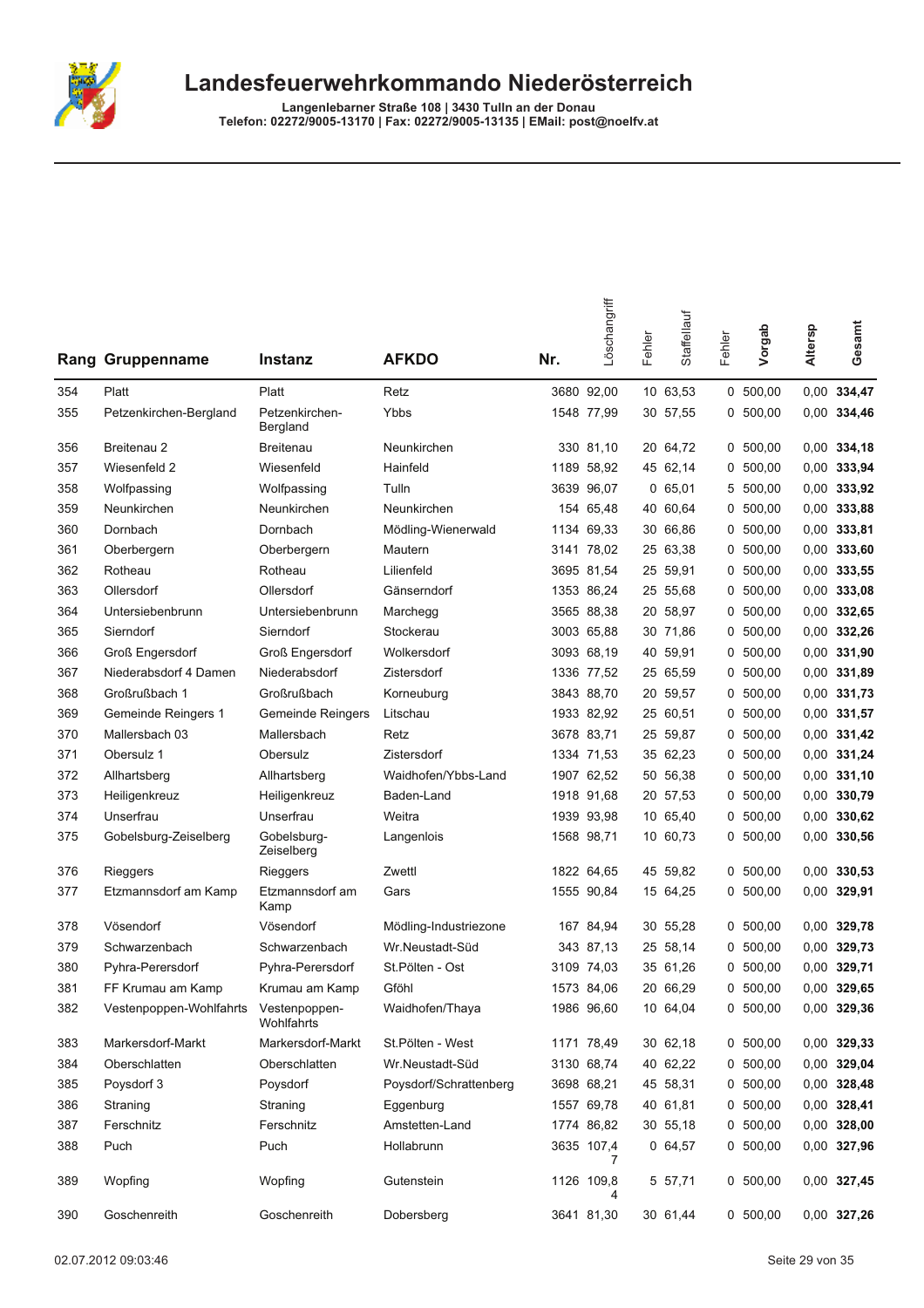# Landesfeuerwehrkommando Niederösterreich

**Langenlebarner Straße 108 | 3430 Tulln an der Donau**
**Telefon: 02272/9005-13170 | Fax: 02272/9005-13135 | EMail: post@noelfv.at**

| Rang | Gruppenname | Instanz | AFKDO | Nr. | Löschangriff | Fehler | Staffellauf | Fehler | Vorgab | Altersp | Gesamt |
|---|---|---|---|---|---|---|---|---|---|---|---|
| 354 | Platt | Platt | Retz | 3680 | 92,00 | 10 | 63,53 | 0 | 500,00 | 0,00 | **334,47** |
| 355 | Petzenkirchen-Bergland | Petzenkirchen-Bergland | Ybbs | 1548 | 77,99 | 30 | 57,55 | 0 | 500,00 | 0,00 | **334,46** |
| 356 | Breitenau 2 | Breitenau | Neunkirchen | 330 | 81,10 | 20 | 64,72 | 0 | 500,00 | 0,00 | **334,18** |
| 357 | Wiesenfeld 2 | Wiesenfeld | Hainfeld | 1189 | 58,92 | 45 | 62,14 | 0 | 500,00 | 0,00 | **333,94** |
| 358 | Wolfpassing | Wolfpassing | Tulln | 3639 | 96,07 | 0 | 65,01 | 5 | 500,00 | 0,00 | **333,92** |
| 359 | Neunkirchen | Neunkirchen | Neunkirchen | 154 | 65,48 | 40 | 60,64 | 0 | 500,00 | 0,00 | **333,88** |
| 360 | Dornbach | Dornbach | Mödling-Wienerwald | 1134 | 69,33 | 30 | 66,86 | 0 | 500,00 | 0,00 | **333,81** |
| 361 | Oberbergern | Oberbergern | Mautern | 3141 | 78,02 | 25 | 63,38 | 0 | 500,00 | 0,00 | **333,60** |
| 362 | Rotheau | Rotheau | Lilienfeld | 3695 | 81,54 | 25 | 59,91 | 0 | 500,00 | 0,00 | **333,55** |
| 363 | Ollersdorf | Ollersdorf | Gänserndorf | 1353 | 86,24 | 25 | 55,68 | 0 | 500,00 | 0,00 | **333,08** |
| 364 | Untersiebenbrunn | Untersiebenbrunn | Marchegg | 3565 | 88,38 | 20 | 58,97 | 0 | 500,00 | 0,00 | **332,65** |
| 365 | Sierndorf | Sierndorf | Stockerau | 3003 | 65,88 | 30 | 71,86 | 0 | 500,00 | 0,00 | **332,26** |
| 366 | Groß Engersdorf | Groß Engersdorf | Wolkersdorf | 3093 | 68,19 | 40 | 59,91 | 0 | 500,00 | 0,00 | **331,90** |
| 367 | Niederabsdorf 4 Damen | Niederabsdorf | Zistersdorf | 1336 | 77,52 | 25 | 65,59 | 0 | 500,00 | 0,00 | **331,89** |
| 368 | Großrußbach 1 | Großrußbach | Korneuburg | 3843 | 88,70 | 20 | 59,57 | 0 | 500,00 | 0,00 | **331,73** |
| 369 | Gemeinde Reingers 1 | Gemeinde Reingers | Litschau | 1933 | 82,92 | 25 | 60,51 | 0 | 500,00 | 0,00 | **331,57** |
| 370 | Mallersbach 03 | Mallersbach | Retz | 3678 | 83,71 | 25 | 59,87 | 0 | 500,00 | 0,00 | **331,42** |
| 371 | Obersulz 1 | Obersulz | Zistersdorf | 1334 | 71,53 | 35 | 62,23 | 0 | 500,00 | 0,00 | **331,24** |
| 372 | Allhartsberg | Allhartsberg | Waidhofen/Ybbs-Land | 1907 | 62,52 | 50 | 56,38 | 0 | 500,00 | 0,00 | **331,10** |
| 373 | Heiligenkreuz | Heiligenkreuz | Baden-Land | 1918 | 91,68 | 20 | 57,53 | 0 | 500,00 | 0,00 | **330,79** |
| 374 | Unserfrau | Unserfrau | Weitra | 1939 | 93,98 | 10 | 65,40 | 0 | 500,00 | 0,00 | **330,62** |
| 375 | Gobelsburg-Zeiselberg | Gobelsburg-Zeiselberg | Langenlois | 1568 | 98,71 | 10 | 60,73 | 0 | 500,00 | 0,00 | **330,56** |
| 376 | Rieggers | Rieggers | Zwettl | 1822 | 64,65 | 45 | 59,82 | 0 | 500,00 | 0,00 | **330,53** |
| 377 | Etzmannsdorf am Kamp | Etzmannsdorf am Kamp | Gars | 1555 | 90,84 | 15 | 64,25 | 0 | 500,00 | 0,00 | **329,91** |
| 378 | Vösendorf | Vösendorf | Mödling-Industriezone | 167 | 84,94 | 30 | 55,28 | 0 | 500,00 | 0,00 | **329,78** |
| 379 | Schwarzenbach | Schwarzenbach | Wr.Neustadt-Süd | 343 | 87,13 | 25 | 58,14 | 0 | 500,00 | 0,00 | **329,73** |
| 380 | Pyhra-Perersdorf | Pyhra-Perersdorf | St.Pölten - Ost | 3109 | 74,03 | 35 | 61,26 | 0 | 500,00 | 0,00 | **329,71** |
| 381 | FF Krumau am Kamp | Krumau am Kamp | Gföhl | 1573 | 84,06 | 20 | 66,29 | 0 | 500,00 | 0,00 | **329,65** |
| 382 | Vestenpoppen-Wohlfahrts | Vestenpoppen-Wohlfahrts | Waidhofen/Thaya | 1986 | 96,60 | 10 | 64,04 | 0 | 500,00 | 0,00 | **329,36** |
| 383 | Markersdorf-Markt | Markersdorf-Markt | St.Pölten - West | 1171 | 78,49 | 30 | 62,18 | 0 | 500,00 | 0,00 | **329,33** |
| 384 | Oberschlatten | Oberschlatten | Wr.Neustadt-Süd | 3130 | 68,74 | 40 | 62,22 | 0 | 500,00 | 0,00 | **329,04** |
| 385 | Poysdorf 3 | Poysdorf | Poysdorf/Schrattenberg | 3698 | 68,21 | 45 | 58,31 | 0 | 500,00 | 0,00 | **328,48** |
| 386 | Straning | Straning | Eggenburg | 1557 | 69,78 | 40 | 61,81 | 0 | 500,00 | 0,00 | **328,41** |
| 387 | Ferschnitz | Ferschnitz | Amstetten-Land | 1774 | 86,82 | 30 | 55,18 | 0 | 500,00 | 0,00 | **328,00** |
| 388 | Puch | Puch | Hollabrunn | 3635 | 107,47 | 0 | 64,57 | 0 | 500,00 | 0,00 | **327,96** |
| 389 | Wopfing | Wopfing | Gutenstein | 1126 | 109,84 | 5 | 57,71 | 0 | 500,00 | 0,00 | **327,45** |
| 390 | Goschenreith | Goschenreith | Dobersberg | 3641 | 81,30 | 30 | 61,44 | 0 | 500,00 | 0,00 | **327,26** |

02.07.2012 09:03:46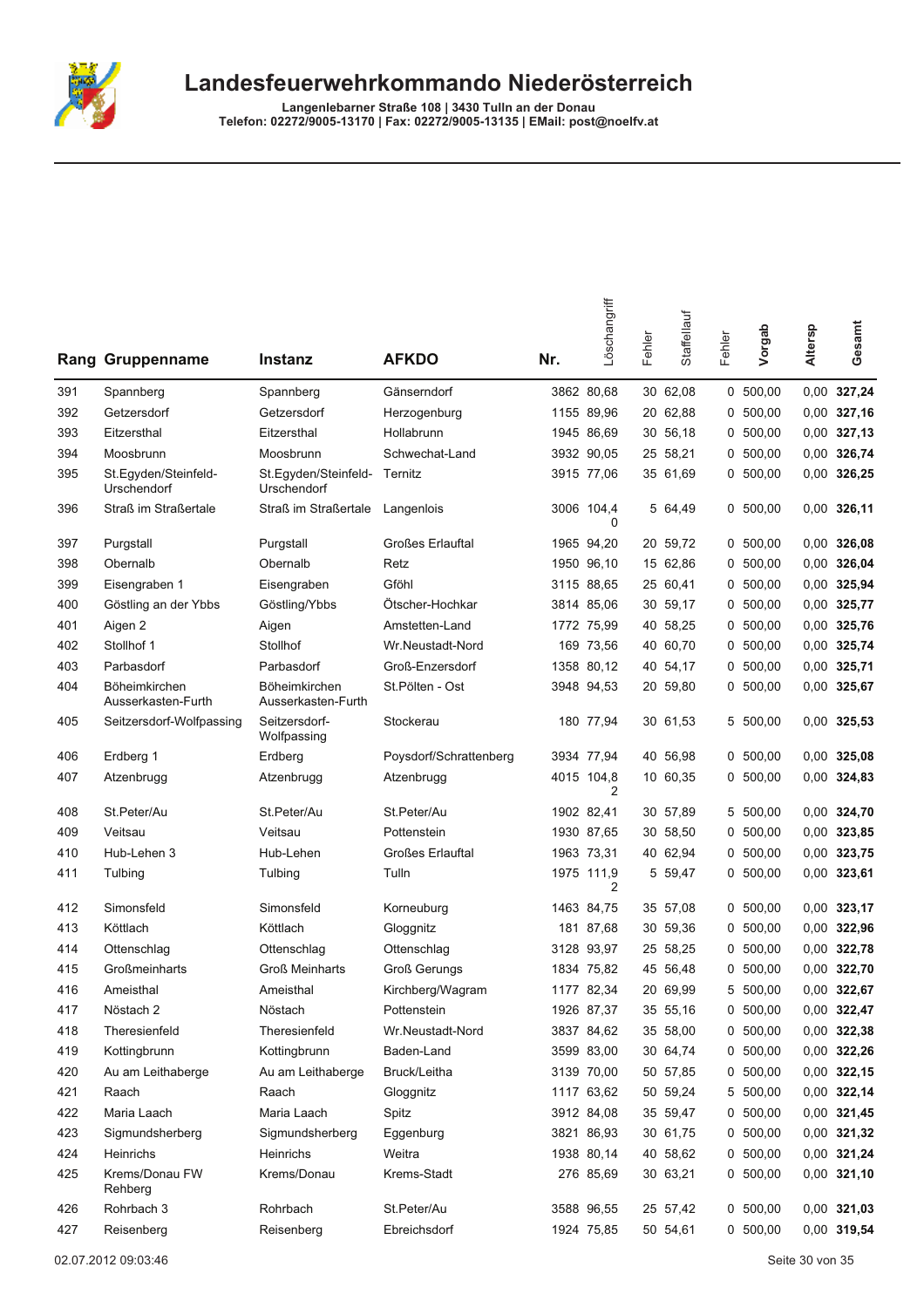# Landesfeuerwehrkommando Niederösterreich

**Langenlebarner Straße 108 | 3430 Tulln an der Donau**
**Telefon: 02272/9005-13170 | Fax: 02272/9005-13135 | EMail: post@noelfv.at**

| Rang | Gruppenname | Instanz | AFKDO | Nr. | Löschangriff | Fehler | Staffellauf | Fehler | Vorgab | Altersp | Gesamt |
|---|---|---|---|---|---|---|---|---|---|---|---|
| 391 | Spannberg | Spannberg | Gänserndorf | 3862 | 80,68 | 30 | 62,08 | 0 | 500,00 | 0,00 | **327,24** |
| 392 | Getzersdorf | Getzersdorf | Herzogenburg | 1155 | 89,96 | 20 | 62,88 | 0 | 500,00 | 0,00 | **327,16** |
| 393 | Eitzersthal | Eitzersthal | Hollabrunn | 1945 | 86,69 | 30 | 56,18 | 0 | 500,00 | 0,00 | **327,13** |
| 394 | Moosbrunn | Moosbrunn | Schwechat-Land | 3932 | 90,05 | 25 | 58,21 | 0 | 500,00 | 0,00 | **326,74** |
| 395 | St.Egyden/Steinfeld-Urschendorf | St.Egyden/Steinfeld-Urschendorf | Ternitz | 3915 | 77,06 | 35 | 61,69 | 0 | 500,00 | 0,00 | **326,25** |
| 396 | Straß im Straßertale | Straß im Straßertale | Langenlois | 3006 | 104,40 | 5 | 64,49 | 0 | 500,00 | 0,00 | **326,11** |
| 397 | Purgstall | Purgstall | Großes Erlauftal | 1965 | 94,20 | 20 | 59,72 | 0 | 500,00 | 0,00 | **326,08** |
| 398 | Obernalb | Obernalb | Retz | 1950 | 96,10 | 15 | 62,86 | 0 | 500,00 | 0,00 | **326,04** |
| 399 | Eisengraben 1 | Eisengraben | Gföhl | 3115 | 88,65 | 25 | 60,41 | 0 | 500,00 | 0,00 | **325,94** |
| 400 | Göstling an der Ybbs | Göstling/Ybbs | Ötscher-Hochkar | 3814 | 85,06 | 30 | 59,17 | 0 | 500,00 | 0,00 | **325,77** |
| 401 | Aigen 2 | Aigen | Amstetten-Land | 1772 | 75,99 | 40 | 58,25 | 0 | 500,00 | 0,00 | **325,76** |
| 402 | Stollhof 1 | Stollhof | Wr.Neustadt-Nord | 169 | 73,56 | 40 | 60,70 | 0 | 500,00 | 0,00 | **325,74** |
| 403 | Parbasdorf | Parbasdorf | Groß-Enzersdorf | 1358 | 80,12 | 40 | 54,17 | 0 | 500,00 | 0,00 | **325,71** |
| 404 | Böheimkirchen Ausserkasten-Furth | Böheimkirchen Ausserkasten-Furth | St.Pölten - Ost | 3948 | 94,53 | 20 | 59,80 | 0 | 500,00 | 0,00 | **325,67** |
| 405 | Seitzersdorf-Wolfpassing | Seitzersdorf-Wolfpassing | Stockerau | 180 | 77,94 | 30 | 61,53 | 5 | 500,00 | 0,00 | **325,53** |
| 406 | Erdberg 1 | Erdberg | Poysdorf/Schrattenberg | 3934 | 77,94 | 40 | 56,98 | 0 | 500,00 | 0,00 | **325,08** |
| 407 | Atzenbrugg | Atzenbrugg | Atzenbrugg | 4015 | 104,82 | 10 | 60,35 | 0 | 500,00 | 0,00 | **324,83** |
| 408 | St.Peter/Au | St.Peter/Au | St.Peter/Au | 1902 | 82,41 | 30 | 57,89 | 5 | 500,00 | 0,00 | **324,70** |
| 409 | Veitsau | Veitsau | Pottenstein | 1930 | 87,65 | 30 | 58,50 | 0 | 500,00 | 0,00 | **323,85** |
| 410 | Hub-Lehen 3 | Hub-Lehen | Großes Erlauftal | 1963 | 73,31 | 40 | 62,94 | 0 | 500,00 | 0,00 | **323,75** |
| 411 | Tulbing | Tulbing | Tulln | 1975 | 111,92 | 5 | 59,47 | 0 | 500,00 | 0,00 | **323,61** |
| 412 | Simonsfeld | Simonsfeld | Korneuburg | 1463 | 84,75 | 35 | 57,08 | 0 | 500,00 | 0,00 | **323,17** |
| 413 | Köttlach | Köttlach | Gloggnitz | 181 | 87,68 | 30 | 59,36 | 0 | 500,00 | 0,00 | **322,96** |
| 414 | Ottenschlag | Ottenschlag | Ottenschlag | 3128 | 93,97 | 25 | 58,25 | 0 | 500,00 | 0,00 | **322,78** |
| 415 | Großmeinharts | Groß Meinharts | Groß Gerungs | 1834 | 75,82 | 45 | 56,48 | 0 | 500,00 | 0,00 | **322,70** |
| 416 | Ameisthal | Ameisthal | Kirchberg/Wagram | 1177 | 82,34 | 20 | 69,99 | 5 | 500,00 | 0,00 | **322,67** |
| 417 | Nöstach 2 | Nöstach | Pottenstein | 1926 | 87,37 | 35 | 55,16 | 0 | 500,00 | 0,00 | **322,47** |
| 418 | Theresienfeld | Theresienfeld | Wr.Neustadt-Nord | 3837 | 84,62 | 35 | 58,00 | 0 | 500,00 | 0,00 | **322,38** |
| 419 | Kottingbrunn | Kottingbrunn | Baden-Land | 3599 | 83,00 | 30 | 64,74 | 0 | 500,00 | 0,00 | **322,26** |
| 420 | Au am Leithaberge | Au am Leithaberge | Bruck/Leitha | 3139 | 70,00 | 50 | 57,85 | 0 | 500,00 | 0,00 | **322,15** |
| 421 | Raach | Raach | Gloggnitz | 1117 | 63,62 | 50 | 59,24 | 5 | 500,00 | 0,00 | **322,14** |
| 422 | Maria Laach | Maria Laach | Spitz | 3912 | 84,08 | 35 | 59,47 | 0 | 500,00 | 0,00 | **321,45** |
| 423 | Sigmundsherberg | Sigmundsherberg | Eggenburg | 3821 | 86,93 | 30 | 61,75 | 0 | 500,00 | 0,00 | **321,32** |
| 424 | Heinrichs | Heinrichs | Weitra | 1938 | 80,14 | 40 | 58,62 | 0 | 500,00 | 0,00 | **321,24** |
| 425 | Krems/Donau FW Rehberg | Krems/Donau | Krems-Stadt | 276 | 85,69 | 30 | 63,21 | 0 | 500,00 | 0,00 | **321,10** |
| 426 | Rohrbach 3 | Rohrbach | St.Peter/Au | 3588 | 96,55 | 25 | 57,42 | 0 | 500,00 | 0,00 | **321,03** |
| 427 | Reisenberg | Reisenberg | Ebreichsdorf | 1924 | 75,85 | 50 | 54,61 | 0 | 500,00 | 0,00 | **319,54** |

02.07.2012 09:03:46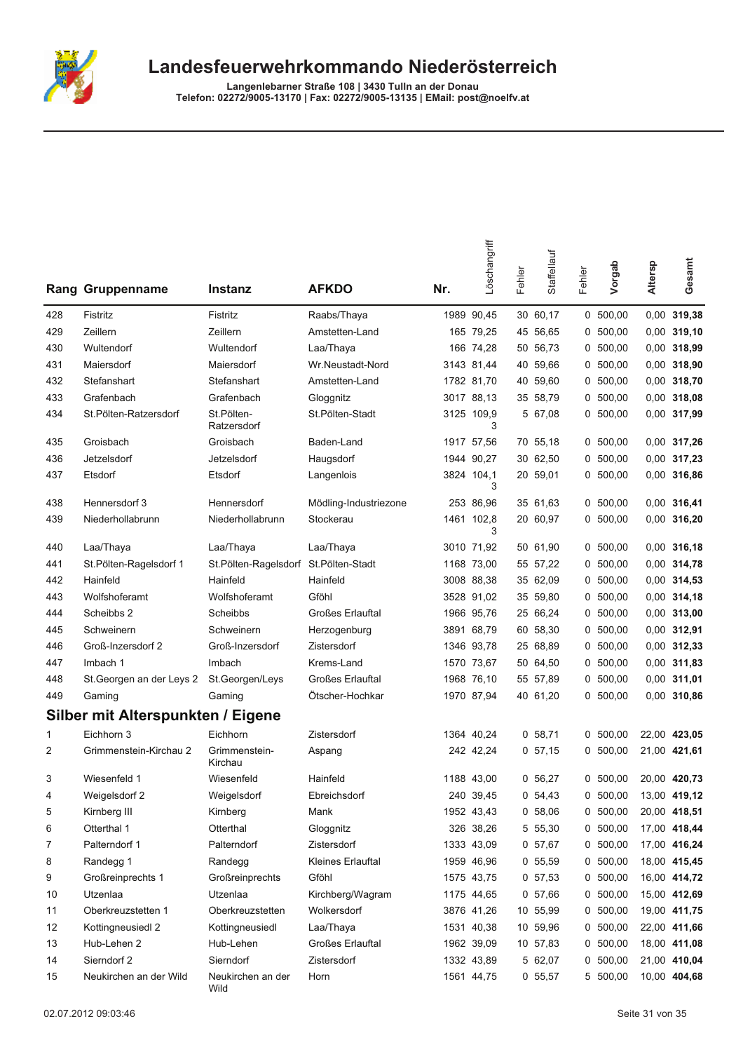# Landesfeuerwehrkommando Niederösterreich

**Langenlebarner Straße 108 | 3430 Tulln an der Donau**
**Telefon: 02272/9005-13170 | Fax: 02272/9005-13135 | EMail: post@noelfv.at**

| Rang | Gruppenname | Instanz | AFKDO | Nr. | Löschangriff | Fehler | Staffellauf | Fehler | Vorgab | Altersp | Gesamt |
|---|---|---|---|---|---|---|---|---|---|---|---|
| 428 | Fistritz | Fistritz | Raabs/Thaya | 1989 | 90,45 | 30 | 60,17 | 0 | 500,00 | 0,00 | **319,38** |
| 429 | Zeillern | Zeillern | Amstetten-Land | 165 | 79,25 | 45 | 56,65 | 0 | 500,00 | 0,00 | **319,10** |
| 430 | Wultendorf | Wultendorf | Laa/Thaya | 166 | 74,28 | 50 | 56,73 | 0 | 500,00 | 0,00 | **318,99** |
| 431 | Maiersdorf | Maiersdorf | Wr.Neustadt-Nord | 3143 | 81,44 | 40 | 59,66 | 0 | 500,00 | 0,00 | **318,90** |
| 432 | Stefanshart | Stefanshart | Amstetten-Land | 1782 | 81,70 | 40 | 59,60 | 0 | 500,00 | 0,00 | **318,70** |
| 433 | Grafenbach | Grafenbach | Gloggnitz | 3017 | 88,13 | 35 | 58,79 | 0 | 500,00 | 0,00 | **318,08** |
| 434 | St.Pölten-Ratzersdorf | St.Pölten-Ratzersdorf | St.Pölten-Stadt | 3125 | 109,93 | 5 | 67,08 | 0 | 500,00 | 0,00 | **317,99** |
| 435 | Groisbach | Groisbach | Baden-Land | 1917 | 57,56 | 70 | 55,18 | 0 | 500,00 | 0,00 | **317,26** |
| 436 | Jetzelsdorf | Jetzelsdorf | Haugsdorf | 1944 | 90,27 | 30 | 62,50 | 0 | 500,00 | 0,00 | **317,23** |
| 437 | Etsdorf | Etsdorf | Langenlois | 3824 | 104,13 | 20 | 59,01 | 0 | 500,00 | 0,00 | **316,86** |
| 438 | Hennersdorf 3 | Hennersdorf | Mödling-Industriezone | 253 | 86,96 | 35 | 61,63 | 0 | 500,00 | 0,00 | **316,41** |
| 439 | Niederhollabrunn | Niederhollabrunn | Stockerau | 1461 | 102,83 | 20 | 60,97 | 0 | 500,00 | 0,00 | **316,20** |
| 440 | Laa/Thaya | Laa/Thaya | Laa/Thaya | 3010 | 71,92 | 50 | 61,90 | 0 | 500,00 | 0,00 | **316,18** |
| 441 | St.Pölten-Ragelsdorf 1 | St.Pölten-Ragelsdorf | St.Pölten-Stadt | 1168 | 73,00 | 55 | 57,22 | 0 | 500,00 | 0,00 | **314,78** |
| 442 | Hainfeld | Hainfeld | Hainfeld | 3008 | 88,38 | 35 | 62,09 | 0 | 500,00 | 0,00 | **314,53** |
| 443 | Wolfshoferamt | Wolfshoferamt | Gföhl | 3528 | 91,02 | 35 | 59,80 | 0 | 500,00 | 0,00 | **314,18** |
| 444 | Scheibbs 2 | Scheibbs | Großes Erlauftal | 1966 | 95,76 | 25 | 66,24 | 0 | 500,00 | 0,00 | **313,00** |
| 445 | Schweinern | Schweinern | Herzogenburg | 3891 | 68,79 | 60 | 58,30 | 0 | 500,00 | 0,00 | **312,91** |
| 446 | Groß-Inzersdorf 2 | Groß-Inzersdorf | Zistersdorf | 1346 | 93,78 | 25 | 68,89 | 0 | 500,00 | 0,00 | **312,33** |
| 447 | Imbach 1 | Imbach | Krems-Land | 1570 | 73,67 | 50 | 64,50 | 0 | 500,00 | 0,00 | **311,83** |
| 448 | St.Georgen an der Leys 2 | St.Georgen/Leys | Großes Erlauftal | 1968 | 76,10 | 55 | 57,89 | 0 | 500,00 | 0,00 | **311,01** |
| 449 | Gaming | Gaming | Ötscher-Hochkar | 1970 | 87,94 | 40 | 61,20 | 0 | 500,00 | 0,00 | **310,86** |

## Silber mit Alterspunkten / Eigene

| Rang | Gruppenname | Instanz | AFKDO | Nr. | Löschangriff | Fehler | Staffellauf | Fehler | Vorgab | Altersp | Gesamt |
|---|---|---|---|---|---|---|---|---|---|---|---|
| 1 | Eichhorn 3 | Eichhorn | Zistersdorf | 1364 | 40,24 | 0 | 58,71 | 0 | 500,00 | 22,00 | **423,05** |
| 2 | Grimmenstein-Kirchau 2 | Grimmenstein-Kirchau | Aspang | 242 | 42,24 | 0 | 57,15 | 0 | 500,00 | 21,00 | **421,61** |
| 3 | Wiesenfeld 1 | Wiesenfeld | Hainfeld | 1188 | 43,00 | 0 | 56,27 | 0 | 500,00 | 20,00 | **420,73** |
| 4 | Weigelsdorf 2 | Weigelsdorf | Ebreichsdorf | 240 | 39,45 | 0 | 54,43 | 0 | 500,00 | 13,00 | **419,12** |
| 5 | Kirnberg III | Kirnberg | Mank | 1952 | 43,43 | 0 | 58,06 | 0 | 500,00 | 20,00 | **418,51** |
| 6 | Otterthal 1 | Otterthal | Gloggnitz | 326 | 38,26 | 5 | 55,30 | 0 | 500,00 | 17,00 | **418,44** |
| 7 | Palterndorf 1 | Palterndorf | Zistersdorf | 1333 | 43,09 | 0 | 57,67 | 0 | 500,00 | 17,00 | **416,24** |
| 8 | Randegg 1 | Randegg | Kleines Erlauftal | 1959 | 46,96 | 0 | 55,59 | 0 | 500,00 | 18,00 | **415,45** |
| 9 | Großreinprechts 1 | Großreinprechts | Gföhl | 1575 | 43,75 | 0 | 57,53 | 0 | 500,00 | 16,00 | **414,72** |
| 10 | Utzenlaa | Utzenlaa | Kirchberg/Wagram | 1175 | 44,65 | 0 | 57,66 | 0 | 500,00 | 15,00 | **412,69** |
| 11 | Oberkreuzstetten 1 | Oberkreuzstetten | Wolkersdorf | 3876 | 41,26 | 10 | 55,99 | 0 | 500,00 | 19,00 | **411,75** |
| 12 | Kottingneusiedl 2 | Kottingneusiedl | Laa/Thaya | 1531 | 40,38 | 10 | 59,96 | 0 | 500,00 | 22,00 | **411,66** |
| 13 | Hub-Lehen 2 | Hub-Lehen | Großes Erlauftal | 1962 | 39,09 | 10 | 57,83 | 0 | 500,00 | 18,00 | **411,08** |
| 14 | Sierndorf 2 | Sierndorf | Zistersdorf | 1332 | 43,89 | 5 | 62,07 | 0 | 500,00 | 21,00 | **410,04** |
| 15 | Neukirchen an der Wild | Neukirchen an der Wild | Horn | 1561 | 44,75 | 0 | 55,57 | 5 | 500,00 | 10,00 | **404,68** |

02.07.2012 09:03:46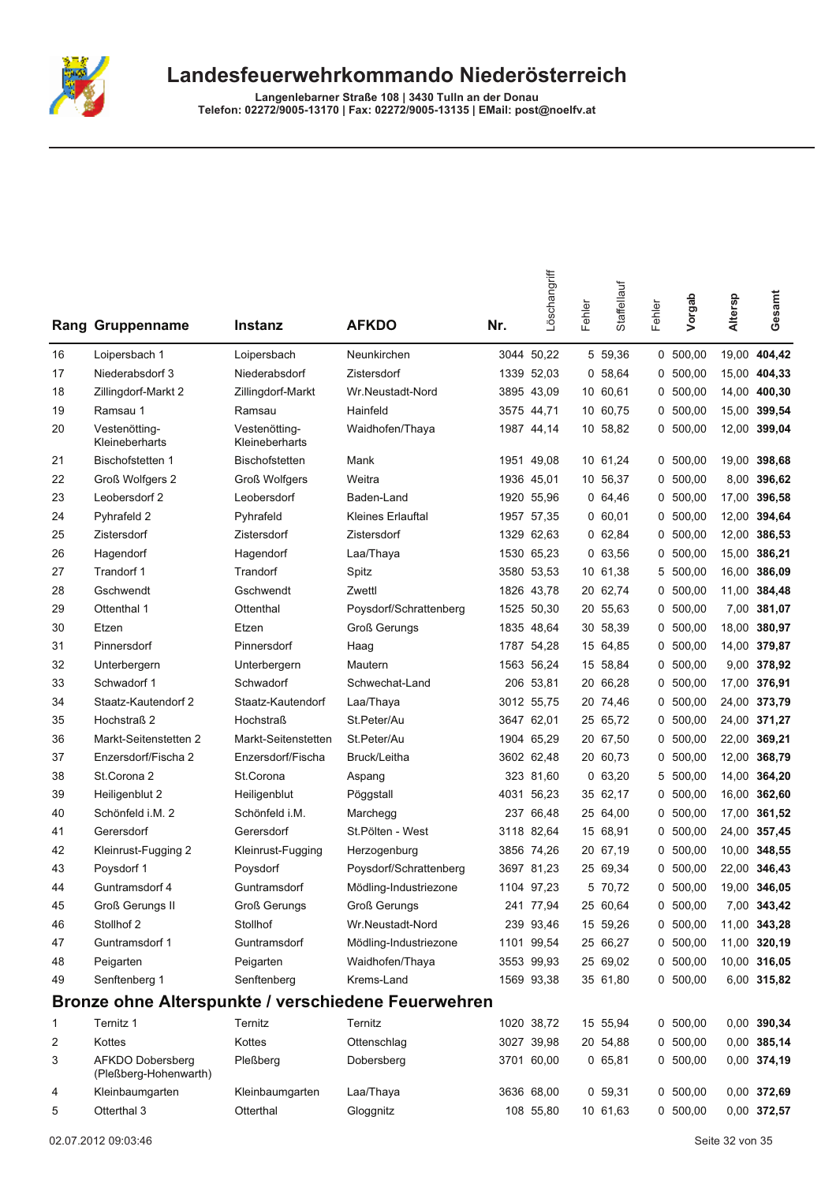# Landesfeuerwehrkommando Niederösterreich

**Langenlebarner Straße 108 | 3430 Tulln an der Donau**
**Telefon: 02272/9005-13170 | Fax: 02272/9005-13135 | EMail: post@noelfv.at**

| Rang | Gruppenname | Instanz | AFKDO | Nr. | Löschangriff | Fehler | Staffellauf | Fehler | Vorgab | Altersp | Gesamt |
|---|---|---|---|---|---|---|---|---|---|---|---|
| 16 | Loipersbach 1 | Loipersbach | Neunkirchen | 3044 | 50,22 | 5 | 59,36 | 0 | 500,00 | 19,00 | **404,42** |
| 17 | Niederabsdorf 3 | Niederabsdorf | Zistersdorf | 1339 | 52,03 | 0 | 58,64 | 0 | 500,00 | 15,00 | **404,33** |
| 18 | Zillingdorf-Markt 2 | Zillingdorf-Markt | Wr.Neustadt-Nord | 3895 | 43,09 | 10 | 60,61 | 0 | 500,00 | 14,00 | **400,30** |
| 19 | Ramsau 1 | Ramsau | Hainfeld | 3575 | 44,71 | 10 | 60,75 | 0 | 500,00 | 15,00 | **399,54** |
| 20 | Vestenötting-Kleineberharts | Vestenötting-Kleineberharts | Waidhofen/Thaya | 1987 | 44,14 | 10 | 58,82 | 0 | 500,00 | 12,00 | **399,04** |
| 21 | Bischofstetten 1 | Bischofstetten | Mank | 1951 | 49,08 | 10 | 61,24 | 0 | 500,00 | 19,00 | **398,68** |
| 22 | Groß Wolfgers 2 | Groß Wolfgers | Weitra | 1936 | 45,01 | 10 | 56,37 | 0 | 500,00 | 8,00 | **396,62** |
| 23 | Leobersdorf 2 | Leobersdorf | Baden-Land | 1920 | 55,96 | 0 | 64,46 | 0 | 500,00 | 17,00 | **396,58** |
| 24 | Pyhrafeld 2 | Pyhrafeld | Kleines Erlauftal | 1957 | 57,35 | 0 | 60,01 | 0 | 500,00 | 12,00 | **394,64** |
| 25 | Zistersdorf | Zistersdorf | Zistersdorf | 1329 | 62,63 | 0 | 62,84 | 0 | 500,00 | 12,00 | **386,53** |
| 26 | Hagendorf | Hagendorf | Laa/Thaya | 1530 | 65,23 | 0 | 63,56 | 0 | 500,00 | 15,00 | **386,21** |
| 27 | Trandorf 1 | Trandorf | Spitz | 3580 | 53,53 | 10 | 61,38 | 5 | 500,00 | 16,00 | **386,09** |
| 28 | Gschwendt | Gschwendt | Zwettl | 1826 | 43,78 | 20 | 62,74 | 0 | 500,00 | 11,00 | **384,48** |
| 29 | Ottenthal 1 | Ottenthal | Poysdorf/Schrattenberg | 1525 | 50,30 | 20 | 55,63 | 0 | 500,00 | 7,00 | **381,07** |
| 30 | Etzen | Etzen | Groß Gerungs | 1835 | 48,64 | 30 | 58,39 | 0 | 500,00 | 18,00 | **380,97** |
| 31 | Pinnersdorf | Pinnersdorf | Haag | 1787 | 54,28 | 15 | 64,85 | 0 | 500,00 | 14,00 | **379,87** |
| 32 | Unterbergern | Unterbergern | Mautern | 1563 | 56,24 | 15 | 58,84 | 0 | 500,00 | 9,00 | **378,92** |
| 33 | Schwadorf 1 | Schwadorf | Schwechat-Land | 206 | 53,81 | 20 | 66,28 | 0 | 500,00 | 17,00 | **376,91** |
| 34 | Staatz-Kautendorf 2 | Staatz-Kautendorf | Laa/Thaya | 3012 | 55,75 | 20 | 74,46 | 0 | 500,00 | 24,00 | **373,79** |
| 35 | Hochstraß 2 | Hochstraß | St.Peter/Au | 3647 | 62,01 | 25 | 65,72 | 0 | 500,00 | 24,00 | **371,27** |
| 36 | Markt-Seitenstetten 2 | Markt-Seitenstetten | St.Peter/Au | 1904 | 65,29 | 20 | 67,50 | 0 | 500,00 | 22,00 | **369,21** |
| 37 | Enzersdorf/Fischa 2 | Enzersdorf/Fischa | Bruck/Leitha | 3602 | 62,48 | 20 | 60,73 | 0 | 500,00 | 12,00 | **368,79** |
| 38 | St.Corona 2 | St.Corona | Aspang | 323 | 81,60 | 0 | 63,20 | 5 | 500,00 | 14,00 | **364,20** |
| 39 | Heiligenblut 2 | Heiligenblut | Pöggstall | 4031 | 56,23 | 35 | 62,17 | 0 | 500,00 | 16,00 | **362,60** |
| 40 | Schönfeld i.M. 2 | Schönfeld i.M. | Marchegg | 237 | 66,48 | 25 | 64,00 | 0 | 500,00 | 17,00 | **361,52** |
| 41 | Gerersdorf | Gerersdorf | St.Pölten - West | 3118 | 82,64 | 15 | 68,91 | 0 | 500,00 | 24,00 | **357,45** |
| 42 | Kleinrust-Fugging 2 | Kleinrust-Fugging | Herzogenburg | 3856 | 74,26 | 20 | 67,19 | 0 | 500,00 | 10,00 | **348,55** |
| 43 | Poysdorf 1 | Poysdorf | Poysdorf/Schrattenberg | 3697 | 81,23 | 25 | 69,34 | 0 | 500,00 | 22,00 | **346,43** |
| 44 | Guntramsdorf 4 | Guntramsdorf | Mödling-Industriezone | 1104 | 97,23 | 5 | 70,72 | 0 | 500,00 | 19,00 | **346,05** |
| 45 | Groß Gerungs II | Groß Gerungs | Groß Gerungs | 241 | 77,94 | 25 | 60,64 | 0 | 500,00 | 7,00 | **343,42** |
| 46 | Stollhof 2 | Stollhof | Wr.Neustadt-Nord | 239 | 93,46 | 15 | 59,26 | 0 | 500,00 | 11,00 | **343,28** |
| 47 | Guntramsdorf 1 | Guntramsdorf | Mödling-Industriezone | 1101 | 99,54 | 25 | 66,27 | 0 | 500,00 | 11,00 | **320,19** |
| 48 | Peigarten | Peigarten | Waidhofen/Thaya | 3553 | 99,93 | 25 | 69,02 | 0 | 500,00 | 10,00 | **316,05** |
| 49 | Senftenberg 1 | Senftenberg | Krems-Land | 1569 | 93,38 | 35 | 61,80 | 0 | 500,00 | 6,00 | **315,82** |

## Bronze ohne Alterspunkte / verschiedene Feuerwehren

| Rang | Gruppenname | Instanz | AFKDO | Nr. | Löschangriff | Fehler | Staffellauf | Fehler | Vorgab | Altersp | Gesamt |
|---|---|---|---|---|---|---|---|---|---|---|---|
| 1 | Ternitz 1 | Ternitz | Ternitz | 1020 | 38,72 | 15 | 55,94 | 0 | 500,00 | 0,00 | **390,34** |
| 2 | Kottes | Kottes | Ottenschlag | 3027 | 39,98 | 20 | 54,88 | 0 | 500,00 | 0,00 | **385,14** |
| 3 | AFKDO Dobersberg (Pleßberg-Hohenwarth) | Pleßberg | Dobersberg | 3701 | 60,00 | 0 | 65,81 | 0 | 500,00 | 0,00 | **374,19** |
| 4 | Kleinbaumgarten | Kleinbaumgarten | Laa/Thaya | 3636 | 68,00 | 0 | 59,31 | 0 | 500,00 | 0,00 | **372,69** |
| 5 | Otterthal 3 | Otterthal | Gloggnitz | 108 | 55,80 | 10 | 61,63 | 0 | 500,00 | 0,00 | **372,57** |

02.07.2012 09:03:46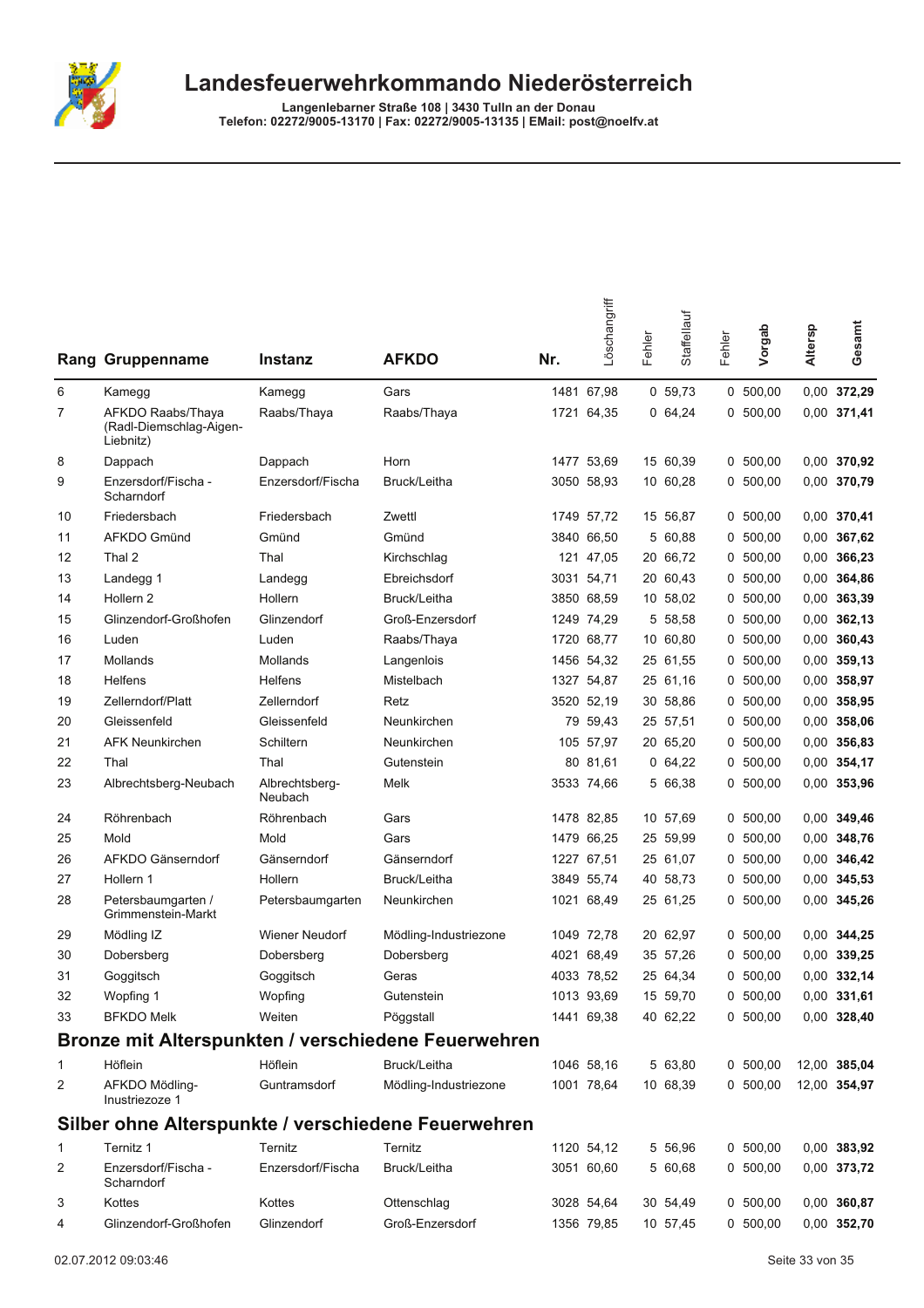# Landesfeuerwehrkommando Niederösterreich

**Langenlebarner Straße 108 | 3430 Tulln an der Donau**
**Telefon: 02272/9005-13170 | Fax: 02272/9005-13135 | EMail: post@noelfv.at**

| Rang | Gruppenname | Instanz | AFKDO | Nr. | Löschangriff | Fehler | Staffellauf | Fehler | Vorgab | Altersp | Gesamt |
|---|---|---|---|---|---|---|---|---|---|---|---|
| 6 | Kamegg | Kamegg | Gars | 1481 | 67,98 | 0 | 59,73 | 0 | 500,00 | 0,00 | **372,29** |
| 7 | AFKDO Raabs/Thaya (Radl-Diemschlag-Aigen-Liebnitz) | Raabs/Thaya | Raabs/Thaya | 1721 | 64,35 | 0 | 64,24 | 0 | 500,00 | 0,00 | **371,41** |
| 8 | Dappach | Dappach | Horn | 1477 | 53,69 | 15 | 60,39 | 0 | 500,00 | 0,00 | **370,92** |
| 9 | Enzersdorf/Fischa - Scharndorf | Enzersdorf/Fischa | Bruck/Leitha | 3050 | 58,93 | 10 | 60,28 | 0 | 500,00 | 0,00 | **370,79** |
| 10 | Friedersbach | Friedersbach | Zwettl | 1749 | 57,72 | 15 | 56,87 | 0 | 500,00 | 0,00 | **370,41** |
| 11 | AFKDO Gmünd | Gmünd | Gmünd | 3840 | 66,50 | 5 | 60,88 | 0 | 500,00 | 0,00 | **367,62** |
| 12 | Thal 2 | Thal | Kirchschlag | 121 | 47,05 | 20 | 66,72 | 0 | 500,00 | 0,00 | **366,23** |
| 13 | Landegg 1 | Landegg | Ebreichsdorf | 3031 | 54,71 | 20 | 60,43 | 0 | 500,00 | 0,00 | **364,86** |
| 14 | Hollern 2 | Hollern | Bruck/Leitha | 3850 | 68,59 | 10 | 58,02 | 0 | 500,00 | 0,00 | **363,39** |
| 15 | Glinzendorf-Großhofen | Glinzendorf | Groß-Enzersdorf | 1249 | 74,29 | 5 | 58,58 | 0 | 500,00 | 0,00 | **362,13** |
| 16 | Luden | Luden | Raabs/Thaya | 1720 | 68,77 | 10 | 60,80 | 0 | 500,00 | 0,00 | **360,43** |
| 17 | Mollands | Mollands | Langenlois | 1456 | 54,32 | 25 | 61,55 | 0 | 500,00 | 0,00 | **359,13** |
| 18 | Helfens | Helfens | Mistelbach | 1327 | 54,87 | 25 | 61,16 | 0 | 500,00 | 0,00 | **358,97** |
| 19 | Zellerndorf/Platt | Zellerndorf | Retz | 3520 | 52,19 | 30 | 58,86 | 0 | 500,00 | 0,00 | **358,95** |
| 20 | Gleissenfeld | Gleissenfeld | Neunkirchen | 79 | 59,43 | 25 | 57,51 | 0 | 500,00 | 0,00 | **358,06** |
| 21 | AFK Neunkirchen | Schiltern | Neunkirchen | 105 | 57,97 | 20 | 65,20 | 0 | 500,00 | 0,00 | **356,83** |
| 22 | Thal | Thal | Gutenstein | 80 | 81,61 | 0 | 64,22 | 0 | 500,00 | 0,00 | **354,17** |
| 23 | Albrechtsberg-Neubach | Albrechtsberg-Neubach | Melk | 3533 | 74,66 | 5 | 66,38 | 0 | 500,00 | 0,00 | **353,96** |
| 24 | Röhrenbach | Röhrenbach | Gars | 1478 | 82,85 | 10 | 57,69 | 0 | 500,00 | 0,00 | **349,46** |
| 25 | Mold | Mold | Gars | 1479 | 66,25 | 25 | 59,99 | 0 | 500,00 | 0,00 | **348,76** |
| 26 | AFKDO Gänserndorf | Gänserndorf | Gänserndorf | 1227 | 67,51 | 25 | 61,07 | 0 | 500,00 | 0,00 | **346,42** |
| 27 | Hollern 1 | Hollern | Bruck/Leitha | 3849 | 55,74 | 40 | 58,73 | 0 | 500,00 | 0,00 | **345,53** |
| 28 | Petersbaumgarten / Grimmenstein-Markt | Petersbaumgarten | Neunkirchen | 1021 | 68,49 | 25 | 61,25 | 0 | 500,00 | 0,00 | **345,26** |
| 29 | Mödling IZ | Wiener Neudorf | Mödling-Industriezone | 1049 | 72,78 | 20 | 62,97 | 0 | 500,00 | 0,00 | **344,25** |
| 30 | Dobersberg | Dobersberg | Dobersberg | 4021 | 68,49 | 35 | 57,26 | 0 | 500,00 | 0,00 | **339,25** |
| 31 | Goggitsch | Goggitsch | Geras | 4033 | 78,52 | 25 | 64,34 | 0 | 500,00 | 0,00 | **332,14** |
| 32 | Wopfing 1 | Wopfing | Gutenstein | 1013 | 93,69 | 15 | 59,70 | 0 | 500,00 | 0,00 | **331,61** |
| 33 | BFKDO Melk | Weiten | Pöggstall | 1441 | 69,38 | 40 | 62,22 | 0 | 500,00 | 0,00 | **328,40** |

## Bronze mit Alterspunkten / verschiedene Feuerwehren

| Rang | Gruppenname | Instanz | AFKDO | Nr. | Löschangriff | Fehler | Staffellauf | Fehler | Vorgab | Altersp | Gesamt |
|---|---|---|---|---|---|---|---|---|---|---|---|
| 1 | Höflein | Höflein | Bruck/Leitha | 1046 | 58,16 | 5 | 63,80 | 0 | 500,00 | 12,00 | **385,04** |
| 2 | AFKDO Mödling-Inustriezoze 1 | Guntramsdorf | Mödling-Industriezone | 1001 | 78,64 | 10 | 68,39 | 0 | 500,00 | 12,00 | **354,97** |

## Silber ohne Alterspunkte / verschiedene Feuerwehren

| Rang | Gruppenname | Instanz | AFKDO | Nr. | Löschangriff | Fehler | Staffellauf | Fehler | Vorgab | Altersp | Gesamt |
|---|---|---|---|---|---|---|---|---|---|---|---|
| 1 | Ternitz 1 | Ternitz | Ternitz | 1120 | 54,12 | 5 | 56,96 | 0 | 500,00 | 0,00 | **383,92** |
| 2 | Enzersdorf/Fischa - Scharndorf | Enzersdorf/Fischa | Bruck/Leitha | 3051 | 60,60 | 5 | 60,68 | 0 | 500,00 | 0,00 | **373,72** |
| 3 | Kottes | Kottes | Ottenschlag | 3028 | 54,64 | 30 | 54,49 | 0 | 500,00 | 0,00 | **360,87** |
| 4 | Glinzendorf-Großhofen | Glinzendorf | Groß-Enzersdorf | 1356 | 79,85 | 10 | 57,45 | 0 | 500,00 | 0,00 | **352,70** |

02.07.2012 09:03:46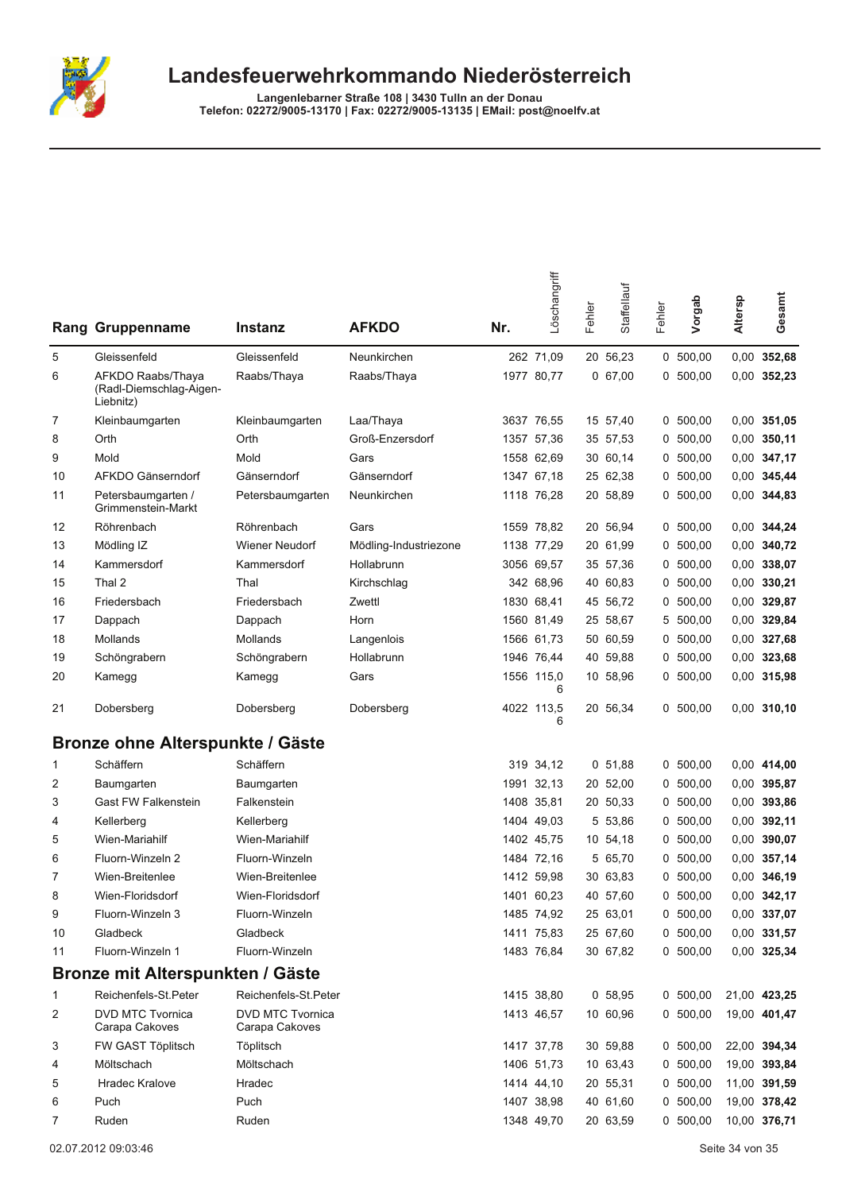# Landesfeuerwehrkommando Niederösterreich

Langenlebarner Straße 108 | 3430 Tulln an der Donau
Telefon: 02272/9005-13170 | Fax: 02272/9005-13135 | EMail: post@noelfv.at

| Rang | Gruppenname | Instanz | AFKDO | Nr. | Löschangriff | Fehler | Staffellauf | Fehler | Vorgab | Altersp | Gesamt |
|---|---|---|---|---|---|---|---|---|---|---|---|
| 5 | Gleissenfeld | Gleissenfeld | Neunkirchen | 262 | 71,09 | 20 | 56,23 | 0 | 500,00 | 0,00 | **352,68** |
| 6 | AFKDO Raabs/Thaya (Radl-Diemschlag-Aigen-Liebnitz) | Raabs/Thaya | Raabs/Thaya | 1977 | 80,77 | 0 | 67,00 | 0 | 500,00 | 0,00 | **352,23** |
| 7 | Kleinbaumgarten | Kleinbaumgarten | Laa/Thaya | 3637 | 76,55 | 15 | 57,40 | 0 | 500,00 | 0,00 | **351,05** |
| 8 | Orth | Orth | Groß-Enzersdorf | 1357 | 57,36 | 35 | 57,53 | 0 | 500,00 | 0,00 | **350,11** |
| 9 | Mold | Mold | Gars | 1558 | 62,69 | 30 | 60,14 | 0 | 500,00 | 0,00 | **347,17** |
| 10 | AFKDO Gänserndorf | Gänserndorf | Gänserndorf | 1347 | 67,18 | 25 | 62,38 | 0 | 500,00 | 0,00 | **345,44** |
| 11 | Petersbaumgarten / Grimmenstein-Markt | Petersbaumgarten | Neunkirchen | 1118 | 76,28 | 20 | 58,89 | 0 | 500,00 | 0,00 | **344,83** |
| 12 | Röhrenbach | Röhrenbach | Gars | 1559 | 78,82 | 20 | 56,94 | 0 | 500,00 | 0,00 | **344,24** |
| 13 | Mödling IZ | Wiener Neudorf | Mödling-Industriezone | 1138 | 77,29 | 20 | 61,99 | 0 | 500,00 | 0,00 | **340,72** |
| 14 | Kammersdorf | Kammersdorf | Hollabrunn | 3056 | 69,57 | 35 | 57,36 | 0 | 500,00 | 0,00 | **338,07** |
| 15 | Thal 2 | Thal | Kirchschlag | 342 | 68,96 | 40 | 60,83 | 0 | 500,00 | 0,00 | **330,21** |
| 16 | Friedersbach | Friedersbach | Zwettl | 1830 | 68,41 | 45 | 56,72 | 0 | 500,00 | 0,00 | **329,87** |
| 17 | Dappach | Dappach | Horn | 1560 | 81,49 | 25 | 58,67 | 5 | 500,00 | 0,00 | **329,84** |
| 18 | Mollands | Mollands | Langenlois | 1566 | 61,73 | 50 | 60,59 | 0 | 500,00 | 0,00 | **327,68** |
| 19 | Schöngrabern | Schöngrabern | Hollabrunn | 1946 | 76,44 | 40 | 59,88 | 0 | 500,00 | 0,00 | **323,68** |
| 20 | Kamegg | Kamegg | Gars | 1556 | 115,06 | 10 | 58,96 | 0 | 500,00 | 0,00 | **315,98** |
| 21 | Dobersberg | Dobersberg | Dobersberg | 4022 | 113,56 | 20 | 56,34 | 0 | 500,00 | 0,00 | **310,10** |

## Bronze ohne Alterspunkte / Gäste

| Rang | Gruppenname | Instanz | AFKDO | Nr. | Löschangriff | Fehler | Staffellauf | Fehler | Vorgab | Altersp | Gesamt |
|---|---|---|---|---|---|---|---|---|---|---|---|
| 1 | Schäffern | Schäffern | | 319 | 34,12 | 0 | 51,88 | 0 | 500,00 | 0,00 | **414,00** |
| 2 | Baumgarten | Baumgarten | | 1991 | 32,13 | 20 | 52,00 | 0 | 500,00 | 0,00 | **395,87** |
| 3 | Gast FW Falkenstein | Falkenstein | | 1408 | 35,81 | 20 | 50,33 | 0 | 500,00 | 0,00 | **393,86** |
| 4 | Kellerberg | Kellerberg | | 1404 | 49,03 | 5 | 53,86 | 0 | 500,00 | 0,00 | **392,11** |
| 5 | Wien-Mariahilf | Wien-Mariahilf | | 1402 | 45,75 | 10 | 54,18 | 0 | 500,00 | 0,00 | **390,07** |
| 6 | Fluorn-Winzeln 2 | Fluorn-Winzeln | | 1484 | 72,16 | 5 | 65,70 | 0 | 500,00 | 0,00 | **357,14** |
| 7 | Wien-Breitenlee | Wien-Breitenlee | | 1412 | 59,98 | 30 | 63,83 | 0 | 500,00 | 0,00 | **346,19** |
| 8 | Wien-Floridsdorf | Wien-Floridsdorf | | 1401 | 60,23 | 40 | 57,60 | 0 | 500,00 | 0,00 | **342,17** |
| 9 | Fluorn-Winzeln 3 | Fluorn-Winzeln | | 1485 | 74,92 | 25 | 63,01 | 0 | 500,00 | 0,00 | **337,07** |
| 10 | Gladbeck | Gladbeck | | 1411 | 75,83 | 25 | 67,60 | 0 | 500,00 | 0,00 | **331,57** |
| 11 | Fluorn-Winzeln 1 | Fluorn-Winzeln | | 1483 | 76,84 | 30 | 67,82 | 0 | 500,00 | 0,00 | **325,34** |

## Bronze mit Alterspunkten / Gäste

| Rang | Gruppenname | Instanz | AFKDO | Nr. | Löschangriff | Fehler | Staffellauf | Fehler | Vorgab | Altersp | Gesamt |
|---|---|---|---|---|---|---|---|---|---|---|---|
| 1 | Reichenfels-St.Peter | Reichenfels-St.Peter | | 1415 | 38,80 | 0 | 58,95 | 0 | 500,00 | 21,00 | **423,25** |
| 2 | DVD MTC Tvornica Carapa Cakoves | DVD MTC Tvornica Carapa Cakoves | | 1413 | 46,57 | 10 | 60,96 | 0 | 500,00 | 19,00 | **401,47** |
| 3 | FW GAST Töplitsch | Töplitsch | | 1417 | 37,78 | 30 | 59,88 | 0 | 500,00 | 22,00 | **394,34** |
| 4 | Möltschach | Möltschach | | 1406 | 51,73 | 10 | 63,43 | 0 | 500,00 | 19,00 | **393,84** |
| 5 | Hradec Kralove | Hradec | | 1414 | 44,10 | 20 | 55,31 | 0 | 500,00 | 11,00 | **391,59** |
| 6 | Puch | Puch | | 1407 | 38,98 | 40 | 61,60 | 0 | 500,00 | 19,00 | **378,42** |
| 7 | Ruden | Ruden | | 1348 | 49,70 | 20 | 63,59 | 0 | 500,00 | 10,00 | **376,71** |

02.07.2012 09:03:46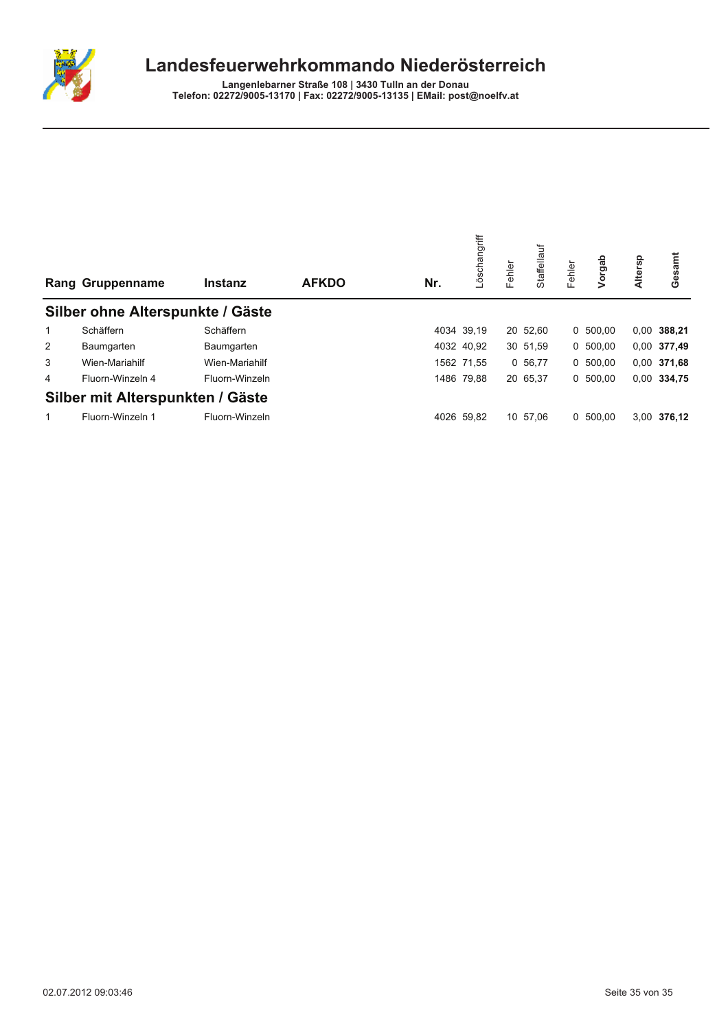# Landesfeuerwehrkommando Niederösterreich

**Langenlebarner Straße 108 | 3430 Tulln an der Donau**
**Telefon: 02272/9005-13170 | Fax: 02272/9005-13135 | EMail: post@noelfv.at**

| Rang | Gruppenname | Instanz | AFKDO | Nr. | Löschangriff | Fehler | Staffellauf | Fehler | Vorgab | Altersp | Gesamt |
|---|---|---|---|---|---|---|---|---|---|---|---|
| **Silber ohne Alterspunkte / Gäste** | | | | | | | | | | | |
| 1 | Schäffern | Schäffern | | 4034 | 39,19 | 20 | 52,60 | 0 | 500,00 | 0,00 | **388,21** |
| 2 | Baumgarten | Baumgarten | | 4032 | 40,92 | 30 | 51,59 | 0 | 500,00 | 0,00 | **377,49** |
| 3 | Wien-Mariahilf | Wien-Mariahilf | | 1562 | 71,55 | 0 | 56,77 | 0 | 500,00 | 0,00 | **371,68** |
| 4 | Fluorn-Winzeln 4 | Fluorn-Winzeln | | 1486 | 79,88 | 20 | 65,37 | 0 | 500,00 | 0,00 | **334,75** |
| **Silber mit Alterspunkten / Gäste** | | | | | | | | | | | |
| 1 | Fluorn-Winzeln 1 | Fluorn-Winzeln | | 4026 | 59,82 | 10 | 57,06 | 0 | 500,00 | 3,00 | **376,12** |

02.07.2012 09:03:46